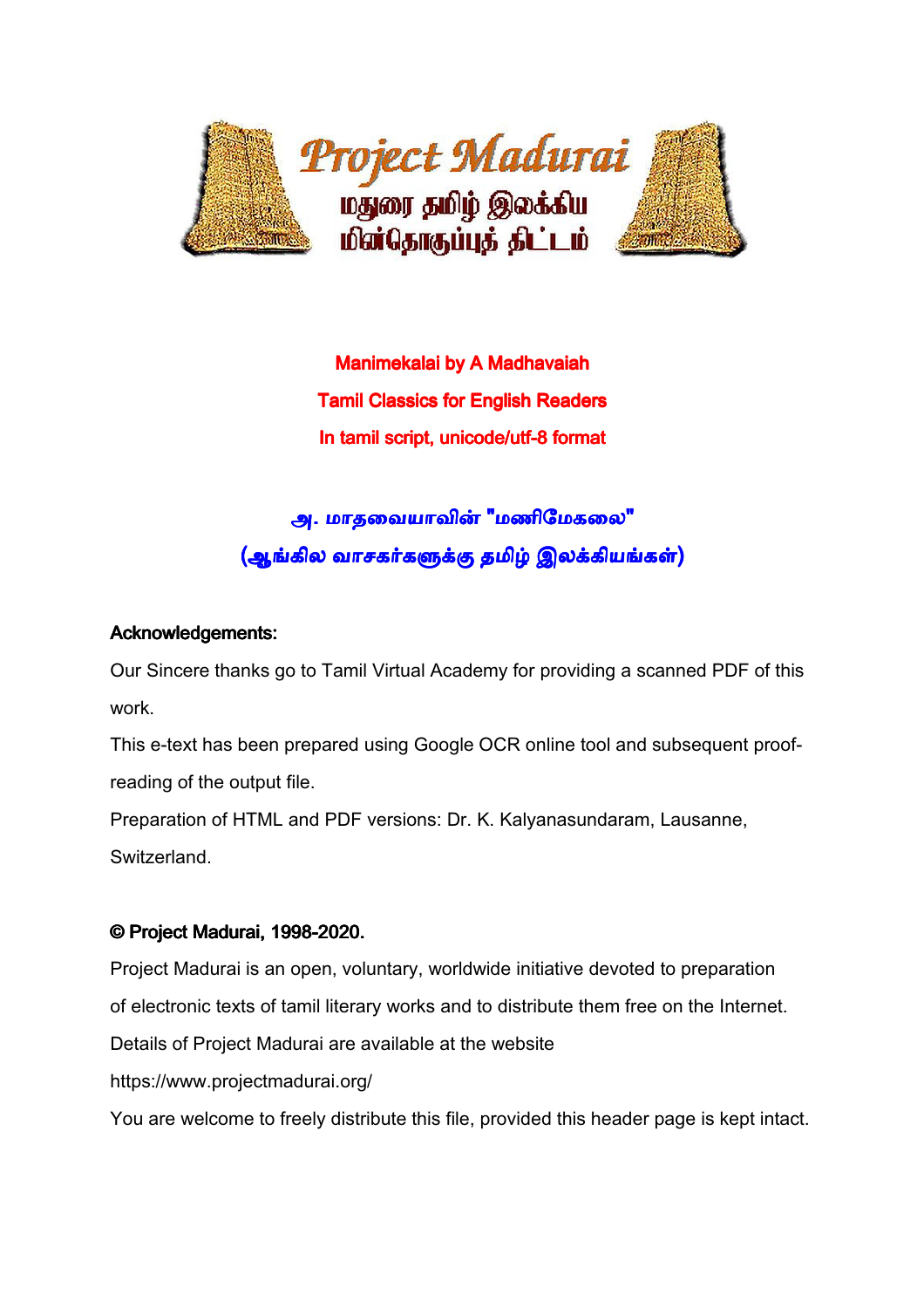**Manimekalai by A Madhavaiah**

**Tamil Classics for English Readers**

**In tamil script, unicode/utf-8 format**

**அ. மாதவையாவின் "மணிமேகலை"**

**(ஆங்கில வாசகர்களுக்கு தமிழ் இலக்கியங்கள்)**

**Acknowledgements:**

Our Sincere thanks go to Tamil Virtual Academy for providing a scanned PDF of this work.

This e-text has been prepared using Google OCR online tool and subsequent proof-reading of the output file.

Preparation of HTML and PDF versions: Dr. K. Kalyanasundaram, Lausanne, Switzerland.

**© Project Madurai, 1998-2020.**

Project Madurai is an open, voluntary, worldwide initiative devoted to preparation of electronic texts of tamil literary works and to distribute them free on the Internet. Details of Project Madurai are available at the website

https://www.projectmadurai.org/

You are welcome to freely distribute this file, provided this header page is kept intact.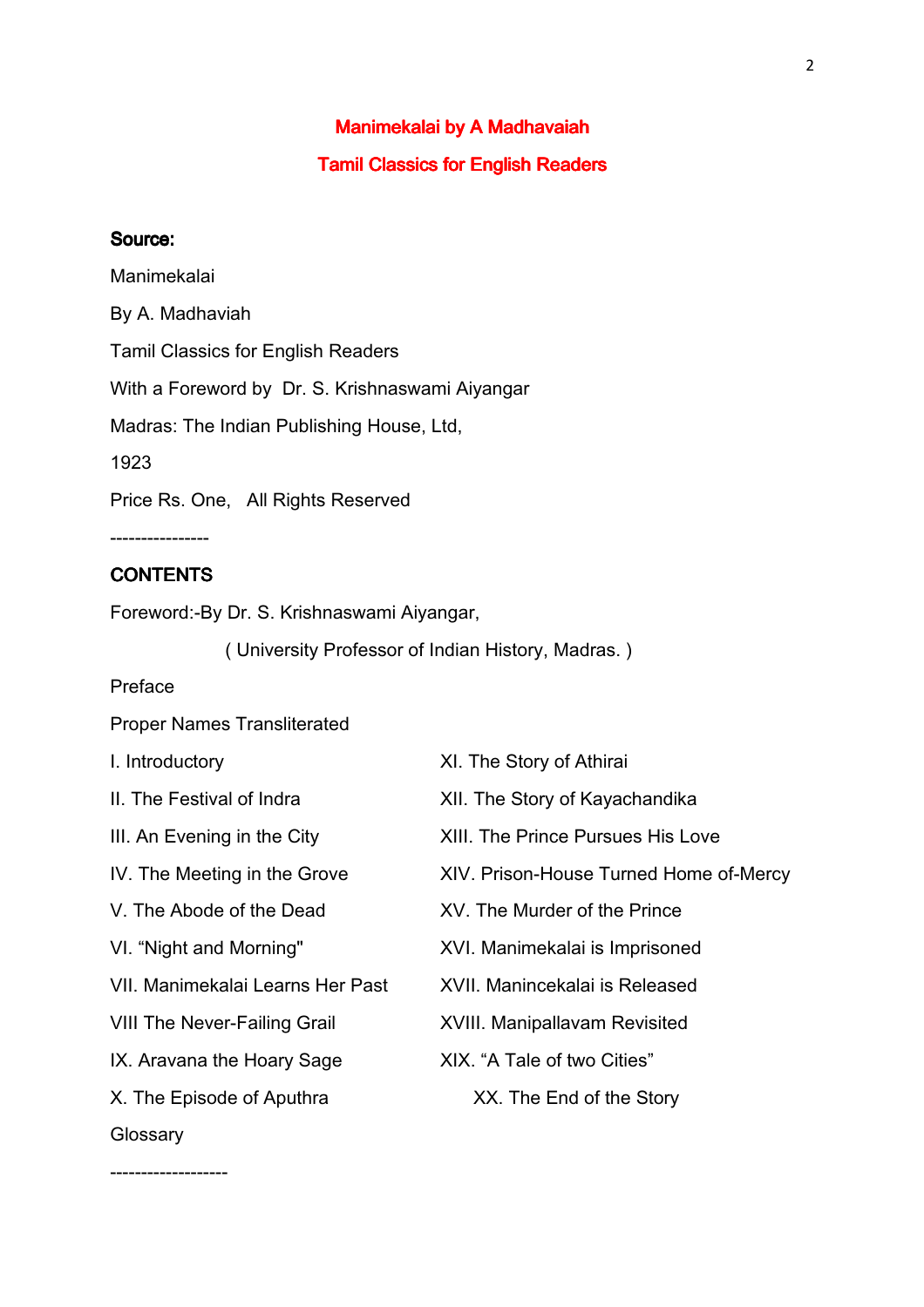# Manimekalai by A Madhavaiah

## Tamil Classics for English Readers

**Source:**

Manimekalai

By A. Madhaviah

Tamil Classics for English Readers

With a Foreword by Dr. S. Krishnaswami Aiyangar

Madras: The Indian Publishing House, Ltd,

1923

Price Rs. One, All Rights Reserved

----------------

**CONTENTS**

Foreword:-By Dr. S. Krishnaswami Aiyangar,

( University Professor of Indian History, Madras. )

Preface

Proper Names Transliterated

I. Introductory

II. The Festival of Indra

III. An Evening in the City

IV. The Meeting in the Grove

V. The Abode of the Dead

VI. "Night and Morning"

VII. Manimekalai Learns Her Past

VIII The Never-Failing Grail

IX. Aravana the Hoary Sage

X. The Episode of Aputhra

XI. The Story of Athirai

XII. The Story of Kayachandika

XIII. The Prince Pursues His Love

XIV. Prison-House Turned Home of-Mercy

XV. The Murder of the Prince

XVI. Manimekalai is Imprisoned

XVII. Manincekalai is Released

XVIII. Manipallavam Revisited

XIX. "A Tale of two Cities"

XX. The End of the Story

Glossary

-------------------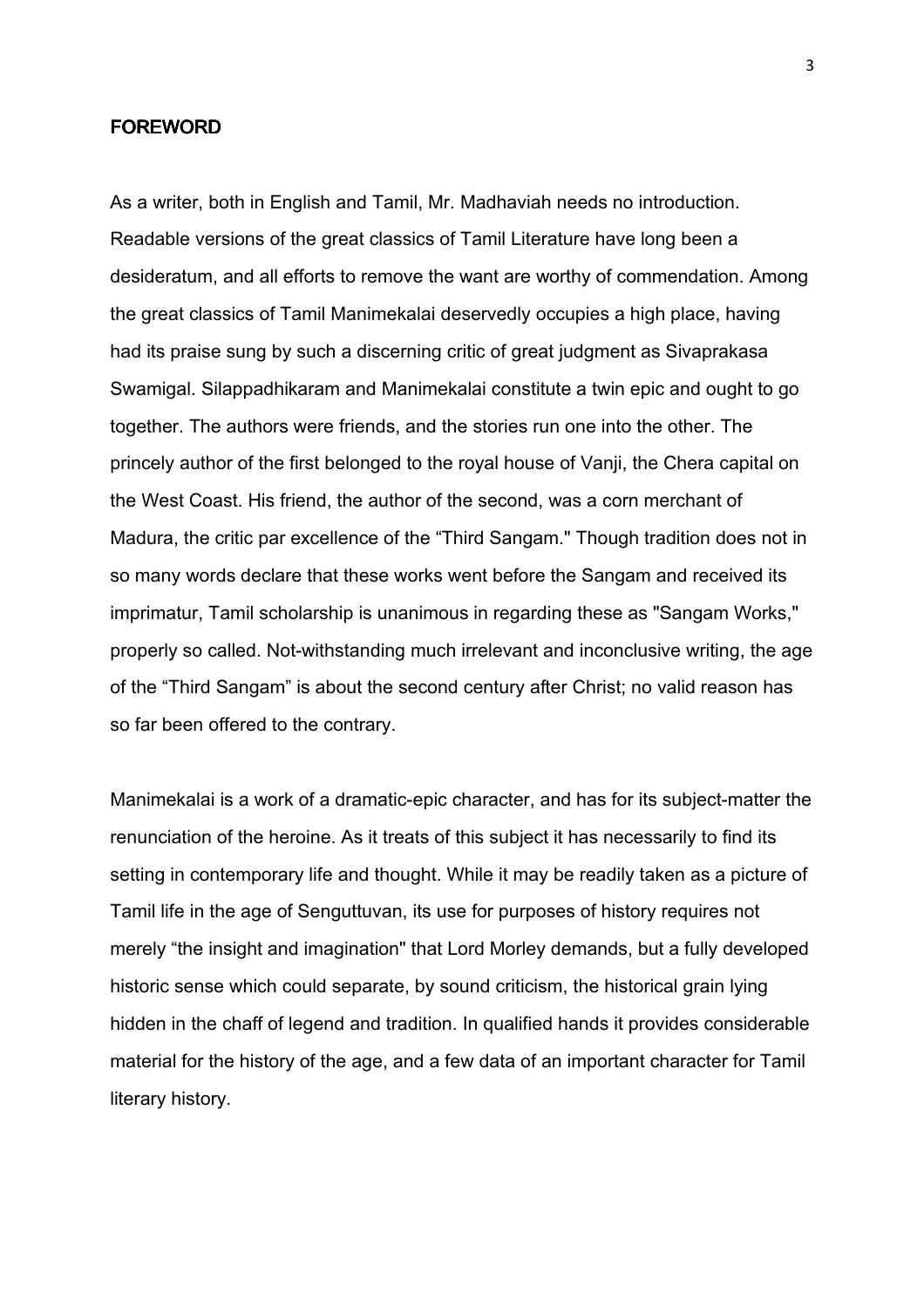## FOREWORD

As a writer, both in English and Tamil, Mr. Madhaviah needs no introduction. Readable versions of the great classics of Tamil Literature have long been a desideratum, and all efforts to remove the want are worthy of commendation. Among the great classics of Tamil Manimekalai deservedly occupies a high place, having had its praise sung by such a discerning critic of great judgment as Sivaprakasa Swamigal. Silappadhikaram and Manimekalai constitute a twin epic and ought to go together. The authors were friends, and the stories run one into the other. The princely author of the first belonged to the royal house of Vanji, the Chera capital on the West Coast. His friend, the author of the second, was a corn merchant of Madura, the critic par excellence of the "Third Sangam." Though tradition does not in so many words declare that these works went before the Sangam and received its imprimatur, Tamil scholarship is unanimous in regarding these as "Sangam Works," properly so called. Not-withstanding much irrelevant and inconclusive writing, the age of the "Third Sangam" is about the second century after Christ; no valid reason has so far been offered to the contrary.

Manimekalai is a work of a dramatic-epic character, and has for its subject-matter the renunciation of the heroine. As it treats of this subject it has necessarily to find its setting in contemporary life and thought. While it may be readily taken as a picture of Tamil life in the age of Senguttuvan, its use for purposes of history requires not merely "the insight and imagination" that Lord Morley demands, but a fully developed historic sense which could separate, by sound criticism, the historical grain lying hidden in the chaff of legend and tradition. In qualified hands it provides considerable material for the history of the age, and a few data of an important character for Tamil literary history.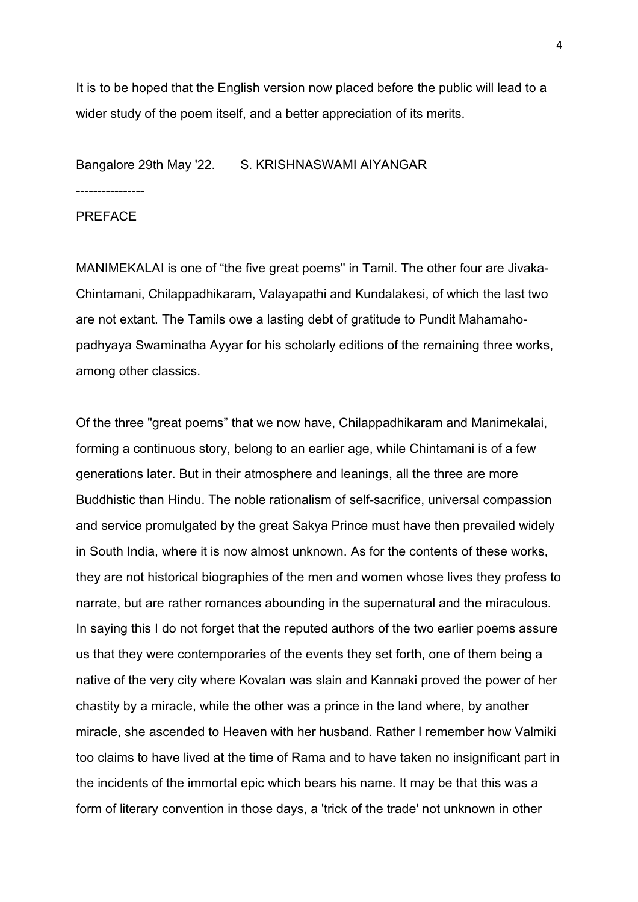It is to be hoped that the English version now placed before the public will lead to a wider study of the poem itself, and a better appreciation of its merits.

Bangalore 29th May '22. S. KRISHNASWAMI AIYANGAR

----------------

## PREFACE

MANIMEKALAI is one of "the five great poems" in Tamil. The other four are Jivaka-Chintamani, Chilappadhikaram, Valayapathi and Kundalakesi, of which the last two are not extant. The Tamils owe a lasting debt of gratitude to Pundit Mahamaho-padhyaya Swaminatha Ayyar for his scholarly editions of the remaining three works, among other classics.

Of the three "great poems" that we now have, Chilappadhikaram and Manimekalai, forming a continuous story, belong to an earlier age, while Chintamani is of a few generations later. But in their atmosphere and leanings, all the three are more Buddhistic than Hindu. The noble rationalism of self-sacrifice, universal compassion and service promulgated by the great Sakya Prince must have then prevailed widely in South India, where it is now almost unknown. As for the contents of these works, they are not historical biographies of the men and women whose lives they profess to narrate, but are rather romances abounding in the supernatural and the miraculous. In saying this I do not forget that the reputed authors of the two earlier poems assure us that they were contemporaries of the events they set forth, one of them being a native of the very city where Kovalan was slain and Kannaki proved the power of her chastity by a miracle, while the other was a prince in the land where, by another miracle, she ascended to Heaven with her husband. Rather I remember how Valmiki too claims to have lived at the time of Rama and to have taken no insignificant part in the incidents of the immortal epic which bears his name. It may be that this was a form of literary convention in those days, a 'trick of the trade' not unknown in other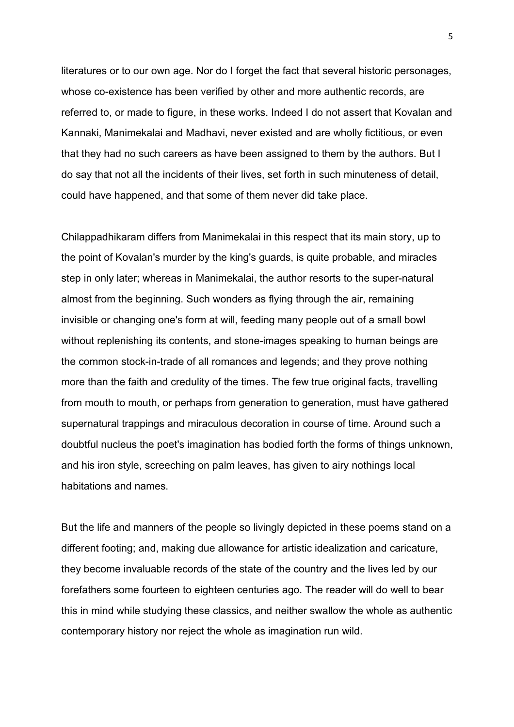literatures or to our own age. Nor do I forget the fact that several historic personages, whose co-existence has been verified by other and more authentic records, are referred to, or made to figure, in these works. Indeed I do not assert that Kovalan and Kannaki, Manimekalai and Madhavi, never existed and are wholly fictitious, or even that they had no such careers as have been assigned to them by the authors. But I do say that not all the incidents of their lives, set forth in such minuteness of detail, could have happened, and that some of them never did take place.

Chilappadhikaram differs from Manimekalai in this respect that its main story, up to the point of Kovalan's murder by the king's guards, is quite probable, and miracles step in only later; whereas in Manimekalai, the author resorts to the super-natural almost from the beginning. Such wonders as flying through the air, remaining invisible or changing one's form at will, feeding many people out of a small bowl without replenishing its contents, and stone-images speaking to human beings are the common stock-in-trade of all romances and legends; and they prove nothing more than the faith and credulity of the times. The few true original facts, travelling from mouth to mouth, or perhaps from generation to generation, must have gathered supernatural trappings and miraculous decoration in course of time. Around such a doubtful nucleus the poet's imagination has bodied forth the forms of things unknown, and his iron style, screeching on palm leaves, has given to airy nothings local habitations and names.

But the life and manners of the people so livingly depicted in these poems stand on a different footing; and, making due allowance for artistic idealization and caricature, they become invaluable records of the state of the country and the lives led by our forefathers some fourteen to eighteen centuries ago. The reader will do well to bear this in mind while studying these classics, and neither swallow the whole as authentic contemporary history nor reject the whole as imagination run wild.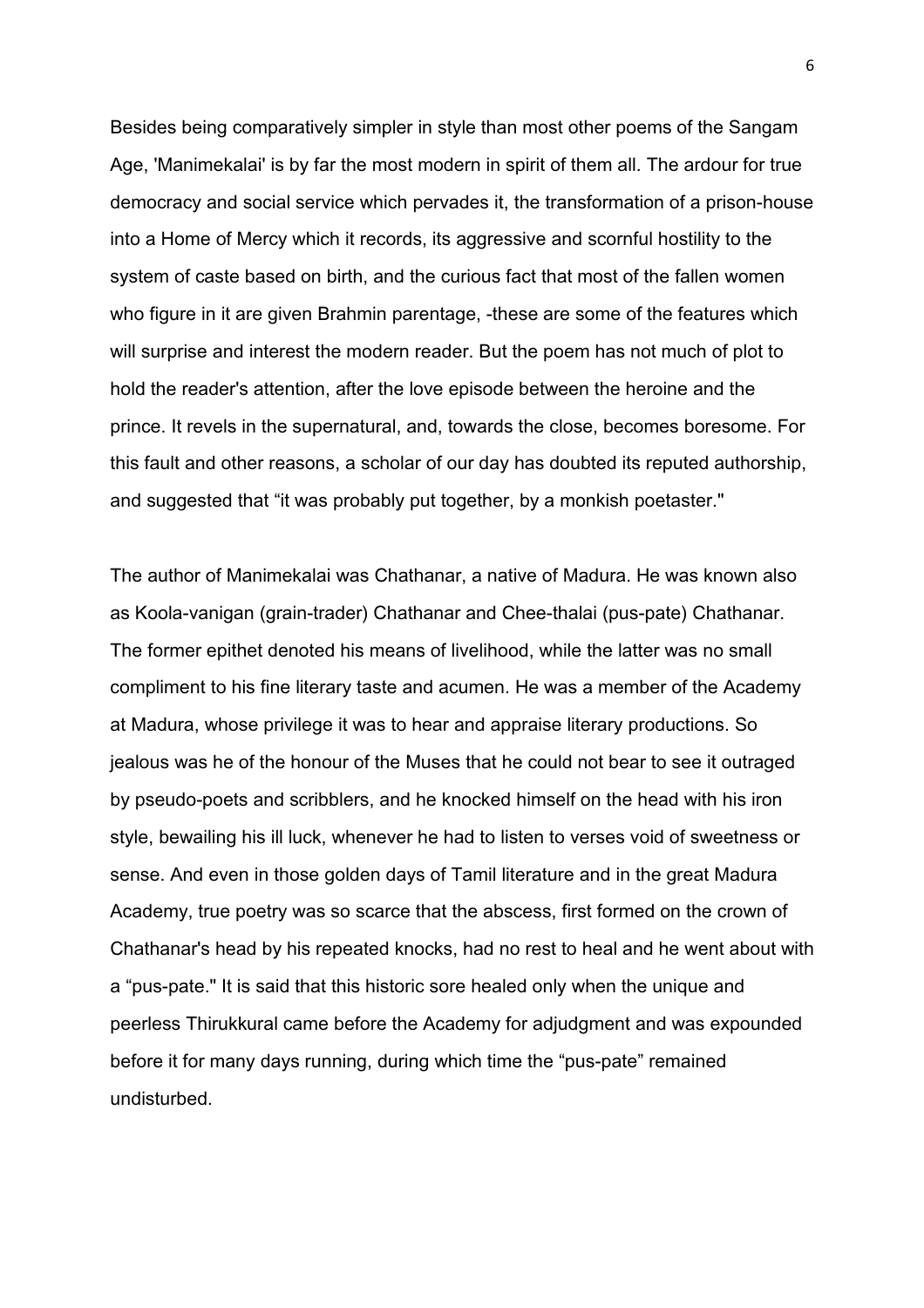Besides being comparatively simpler in style than most other poems of the Sangam Age, 'Manimekalai' is by far the most modern in spirit of them all. The ardour for true democracy and social service which pervades it, the transformation of a prison-house into a Home of Mercy which it records, its aggressive and scornful hostility to the system of caste based on birth, and the curious fact that most of the fallen women who figure in it are given Brahmin parentage, -these are some of the features which will surprise and interest the modern reader. But the poem has not much of plot to hold the reader's attention, after the love episode between the heroine and the prince. It revels in the supernatural, and, towards the close, becomes boresome. For this fault and other reasons, a scholar of our day has doubted its reputed authorship, and suggested that “it was probably put together, by a monkish poetaster."

The author of Manimekalai was Chathanar, a native of Madura. He was known also as Koola-vanigan (grain-trader) Chathanar and Chee-thalai (pus-pate) Chathanar. The former epithet denoted his means of livelihood, while the latter was no small compliment to his fine literary taste and acumen. He was a member of the Academy at Madura, whose privilege it was to hear and appraise literary productions. So jealous was he of the honour of the Muses that he could not bear to see it outraged by pseudo-poets and scribblers, and he knocked himself on the head with his iron style, bewailing his ill luck, whenever he had to listen to verses void of sweetness or sense. And even in those golden days of Tamil literature and in the great Madura Academy, true poetry was so scarce that the abscess, first formed on the crown of Chathanar's head by his repeated knocks, had no rest to heal and he went about with a “pus-pate." It is said that this historic sore healed only when the unique and peerless Thirukkural came before the Academy for adjudgment and was expounded before it for many days running, during which time the “pus-pate” remained undisturbed.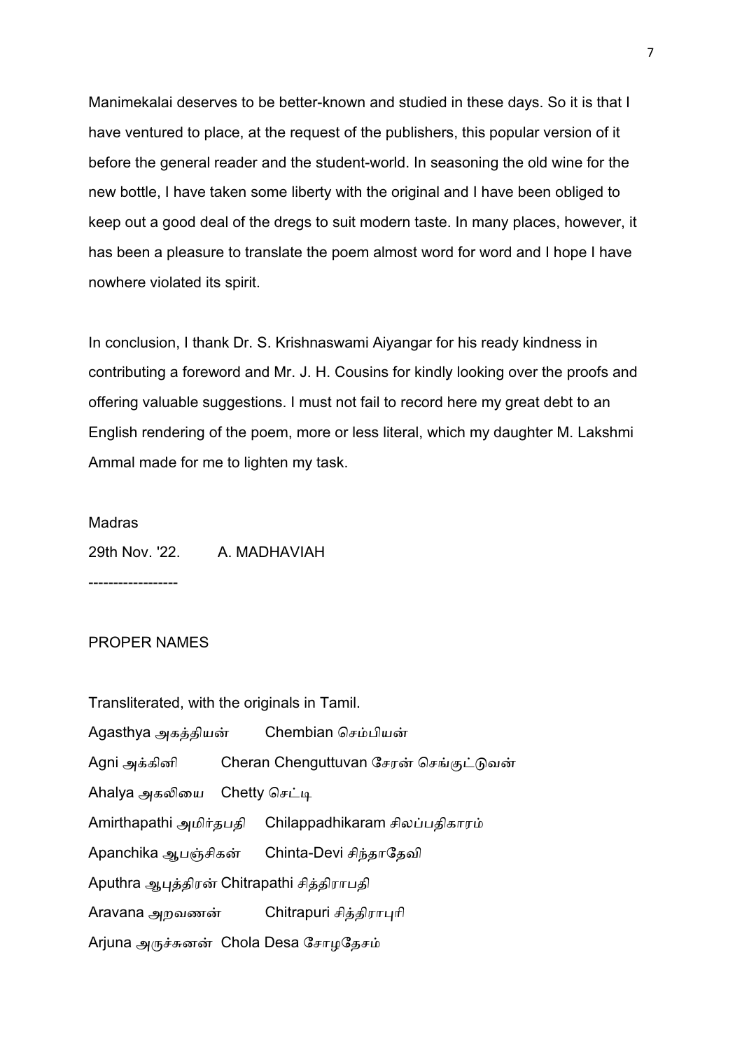Manimekalai deserves to be better-known and studied in these days. So it is that I have ventured to place, at the request of the publishers, this popular version of it before the general reader and the student-world. In seasoning the old wine for the new bottle, I have taken some liberty with the original and I have been obliged to keep out a good deal of the dregs to suit modern taste. In many places, however, it has been a pleasure to translate the poem almost word for word and I hope I have nowhere violated its spirit.

In conclusion, I thank Dr. S. Krishnaswami Aiyangar for his ready kindness in contributing a foreword and Mr. J. H. Cousins for kindly looking over the proofs and offering valuable suggestions. I must not fail to record here my great debt to an English rendering of the poem, more or less literal, which my daughter M. Lakshmi Ammal made for me to lighten my task.

Madras

29th Nov. '22. A. MADHAVIAH

------------------

PROPER NAMES

Transliterated, with the originals in Tamil.

Agasthya அகத்தியன் Chembian செம்பியன்

Agni அக்கினி Cheran Chenguttuvan சேரன் செங்குட்டுவன்

Ahalya அகலியை Chetty செட்டி

Amirthapathi அமிர்தபதி Chilappadhikaram சிலப்பதிகாரம்

Apanchika ஆபஞ்சிகன் Chinta-Devi சிந்தாதேவி

Aputhra ஆபுத்திரன் Chitrapathi சித்திராபதி

Aravana அறவணன் Chitrapuri சித்திராபுரி

Arjuna அருச்சுனன் Chola Desa சோழதேசம்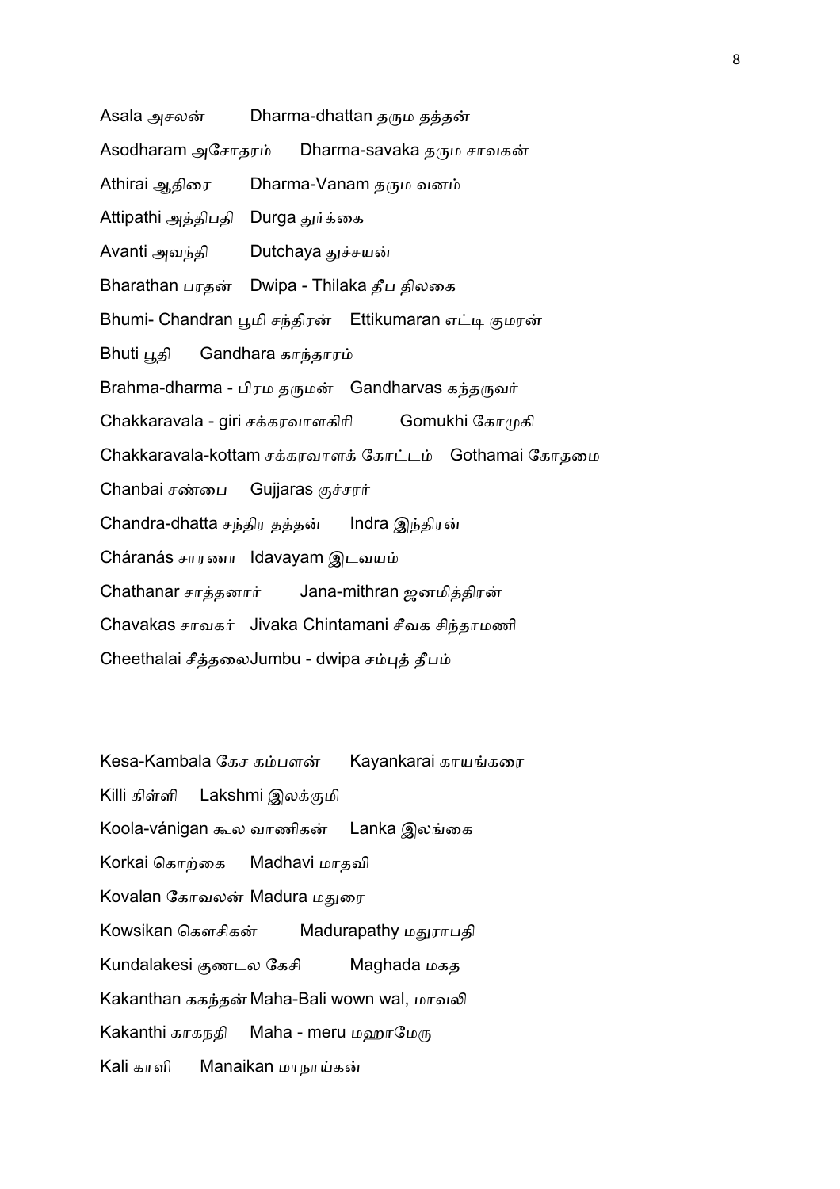Asala அசலன் Dharma-dhattan தரும தத்தன்

Asodharam அசோதரம் Dharma-savaka தரும சாவகன்

Athirai ஆதிரை Dharma-Vanam தரும வனம்

Attipathi அத்திபதி Durga துர்க்கை

Avanti அவந்தி Dutchaya துச்சயன்

Bharathan பரதன் Dwipa - Thilaka தீப திலகை

Bhumi- Chandran பூமி சந்திரன் Ettikumaran எட்டி குமரன்

Bhuti பூதி Gandhara காந்தாரம்

Brahma-dharma - பிரம தருமன் Gandharvas கந்தருவர்

Chakkaravala - giri சக்கரவாளகிரி Gomukhi கோமுகி

Chakkaravala-kottam சக்கரவாளக் கோட்டம் Gothamai கோதமை

Chanbai சண்பை Gujjaras குச்சரர்

Chandra-dhatta சந்திர தத்தன் Indra இந்திரன்

Cháranás சாரணா Idavayam இடவயம்

Chathanar சாத்தனார் Jana-mithran ஜனமித்திரன்

Chavakas சாவகர் Jivaka Chintamani சீவக சிந்தாமணி

Cheethalai சீத்தலைJumbu - dwipa சம்புத் தீபம்

Kesa-Kambala கேச கம்பளன் Kayankarai காயங்கரை

Killi கிள்ளி Lakshmi இலக்குமி

Koola-vánigan கூல வாணிகன் Lanka இலங்கை

Korkai கொற்கை Madhavi மாதவி

Kovalan கோவலன் Madura மதுரை

Kowsikan கௌசிகன் Madurapathy மதுராபதி

Kundalakesi குணடல கேசி Maghada மகத

Kakanthan ககந்தன் Maha-Bali wown wal, மாவலி

Kakanthi காகநதி Maha - meru மஹாமேரு

Kali காளி Manaikan மாநாய்கன்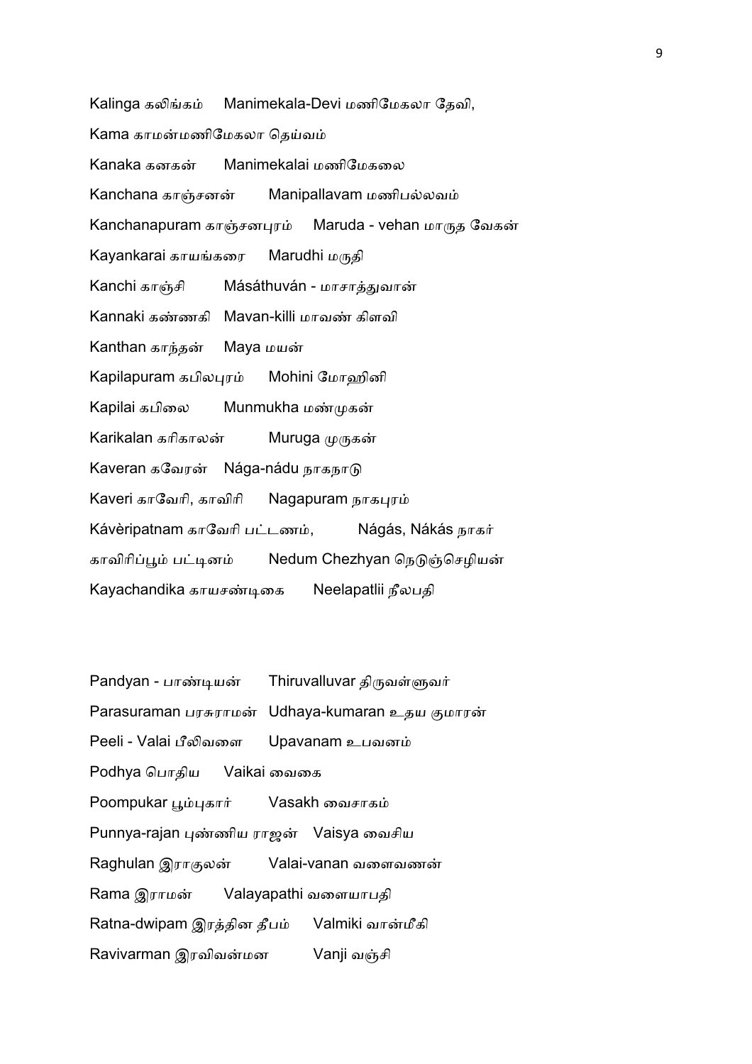Kalinga கலிங்கம்   Manimekala-Devi மணிமேகலா தேவி,

Kama காமன்மணிமேகலா தெய்வம்

Kanaka கனகன்   Manimekalai மணிமேகலை

Kanchana காஞ்சனன்   Manipallavam மணிபல்லவம்

Kanchanapuram காஞ்சனபுரம்   Maruda - vehan மாருத வேகன்

Kayankarai காயங்கரை   Marudhi மருதி

Kanchi காஞ்சி   Másáthuván - மாசாத்துவான்

Kannaki கண்ணகி   Mavan-killi மாவண் கிளவி

Kanthan காந்தன்   Maya மயன்

Kapilapuram கபிலபுரம்   Mohini மோஹினி

Kapilai கபிலை   Munmukha மண்முகன்

Karikalan கரிகாலன்   Muruga முருகன்

Kaveran கவேரன்   Nága-nádu நாகநாடு

Kaveri காவேரி, காவிரி   Nagapuram நாகபுரம்

Kávèripatnam காவேரி பட்டணம்,   Nágás, Nákás நாகர்

காவிரிப்பூம் பட்டினம்   Nedum Chezhyan நெடுஞ்செழியன்

Kayachandika காயசண்டிகை   Neelapatlii நீலபதி

Pandyan - பாண்டியன்   Thiruvalluvar திருவள்ளுவர்

Parasuraman பரசுராமன்   Udhaya-kumaran உதய குமாரன்

Peeli - Valai பீலிவளை   Upavanam உபவனம்

Podhya பொதிய   Vaikai வைகை

Poompukar பூம்புகார்   Vasakh வைசாகம்

Punnya-rajan புண்ணிய ராஜன்   Vaisya வைசிய

Raghulan இராகுலன்   Valai-vanan வளைவணன்

Rama இராமன்   Valayapathi வளையாபதி

Ratna-dwipam இரத்தின தீபம்   Valmiki வான்மீகி

Ravivarman இரவிவன்மன   Vanji வஞ்சி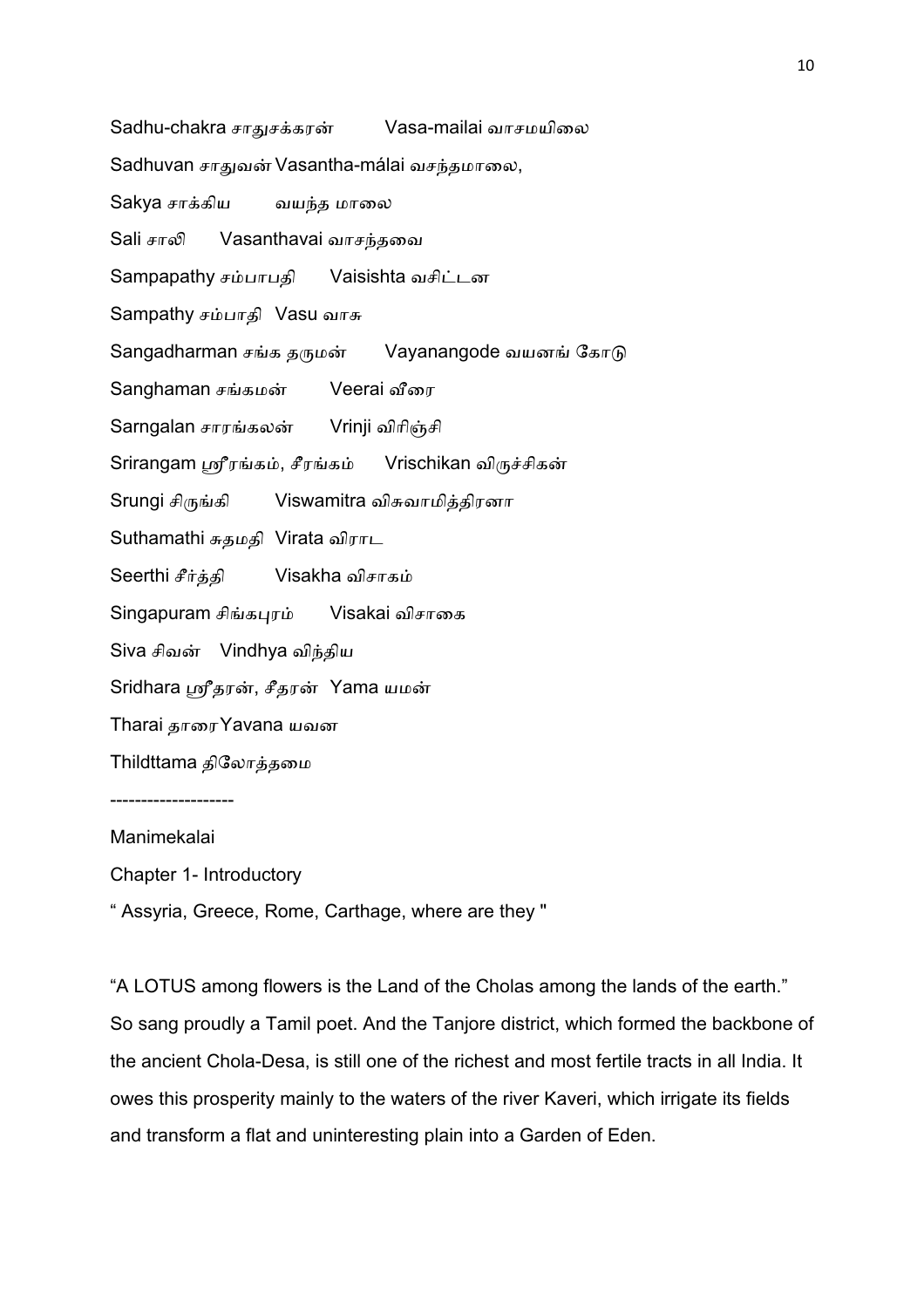Sadhu-chakra சாதுசக்கரன் Vasa-mailai வாசமயிலை

Sadhuvan சாதுவன் Vasantha-málai வசந்தமாலை,

Sakya சாக்கிய வயந்த மாலை

Sali சாலி Vasanthavai வாசந்தவை

Sampapathy சம்பாபதி Vaisishta வசிட்டன

Sampathy சம்பாதி Vasu வாசு

Sangadharman சங்க தருமன் Vayanangode வயனங் கோடு

Sanghaman சங்கமன் Veerai வீரை

Sarngalan சாரங்கலன் Vrinji விரிஞ்சி

Srirangam ஸ்ரீரங்கம், சீரங்கம் Vrischikan விருச்சிகன்

Srungi சிருங்கி Viswamitra விசுவாமித்திரனா

Suthamathi சுதமதி Virata விராட

Seerthi சீர்த்தி Visakha விசாகம்

Singapuram சிங்கபுரம் Visakai விசாகை

Siva சிவன் Vindhya விந்திய

Sridhara ஸ்ரீதரன், சீதரன் Yama யமன்

Tharai தாரைYavana யவன

Thildttama திலோத்தமை

--------------------

Manimekalai

Chapter 1- Introductory

" Assyria, Greece, Rome, Carthage, where are they "

"A LOTUS among flowers is the Land of the Cholas among the lands of the earth." So sang proudly a Tamil poet. And the Tanjore district, which formed the backbone of the ancient Chola-Desa, is still one of the richest and most fertile tracts in all India. It owes this prosperity mainly to the waters of the river Kaveri, which irrigate its fields and transform a flat and uninteresting plain into a Garden of Eden.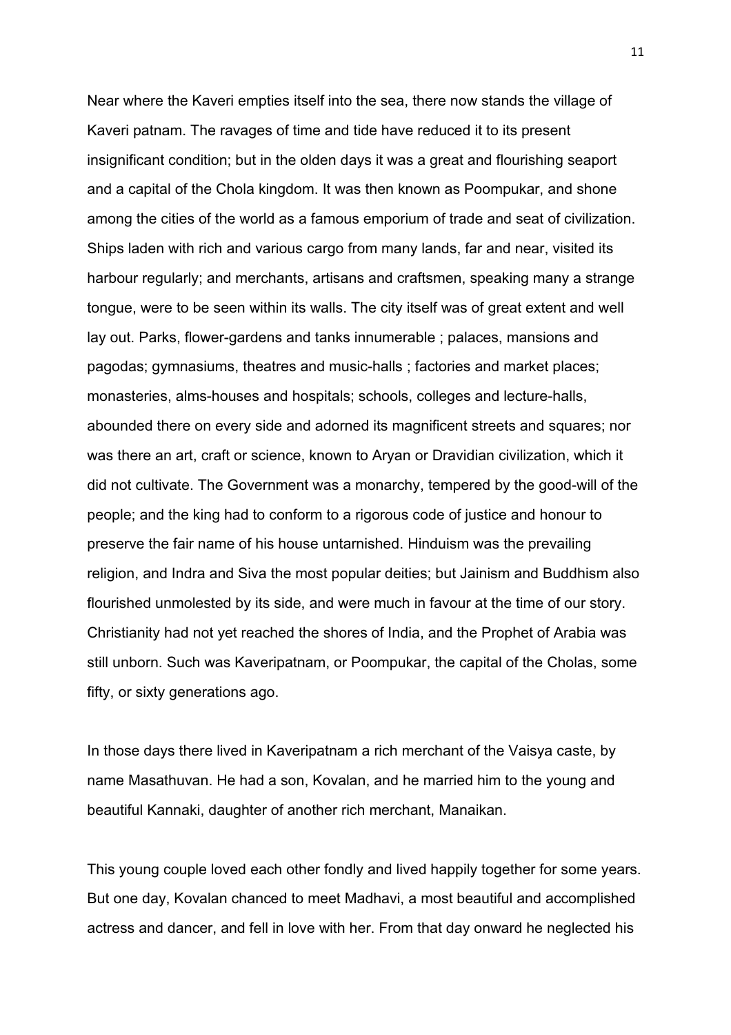Near where the Kaveri empties itself into the sea, there now stands the village of Kaveri patnam. The ravages of time and tide have reduced it to its present insignificant condition; but in the olden days it was a great and flourishing seaport and a capital of the Chola kingdom. It was then known as Poompukar, and shone among the cities of the world as a famous emporium of trade and seat of civilization. Ships laden with rich and various cargo from many lands, far and near, visited its harbour regularly; and merchants, artisans and craftsmen, speaking many a strange tongue, were to be seen within its walls. The city itself was of great extent and well lay out. Parks, flower-gardens and tanks innumerable ; palaces, mansions and pagodas; gymnasiums, theatres and music-halls ; factories and market places; monasteries, alms-houses and hospitals; schools, colleges and lecture-halls, abounded there on every side and adorned its magnificent streets and squares; nor was there an art, craft or science, known to Aryan or Dravidian civilization, which it did not cultivate. The Government was a monarchy, tempered by the good-will of the people; and the king had to conform to a rigorous code of justice and honour to preserve the fair name of his house untarnished. Hinduism was the prevailing religion, and Indra and Siva the most popular deities; but Jainism and Buddhism also flourished unmolested by its side, and were much in favour at the time of our story. Christianity had not yet reached the shores of India, and the Prophet of Arabia was still unborn. Such was Kaveripatnam, or Poompukar, the capital of the Cholas, some fifty, or sixty generations ago.

In those days there lived in Kaveripatnam a rich merchant of the Vaisya caste, by name Masathuvan. He had a son, Kovalan, and he married him to the young and beautiful Kannaki, daughter of another rich merchant, Manaikan.

This young couple loved each other fondly and lived happily together for some years. But one day, Kovalan chanced to meet Madhavi, a most beautiful and accomplished actress and dancer, and fell in love with her. From that day onward he neglected his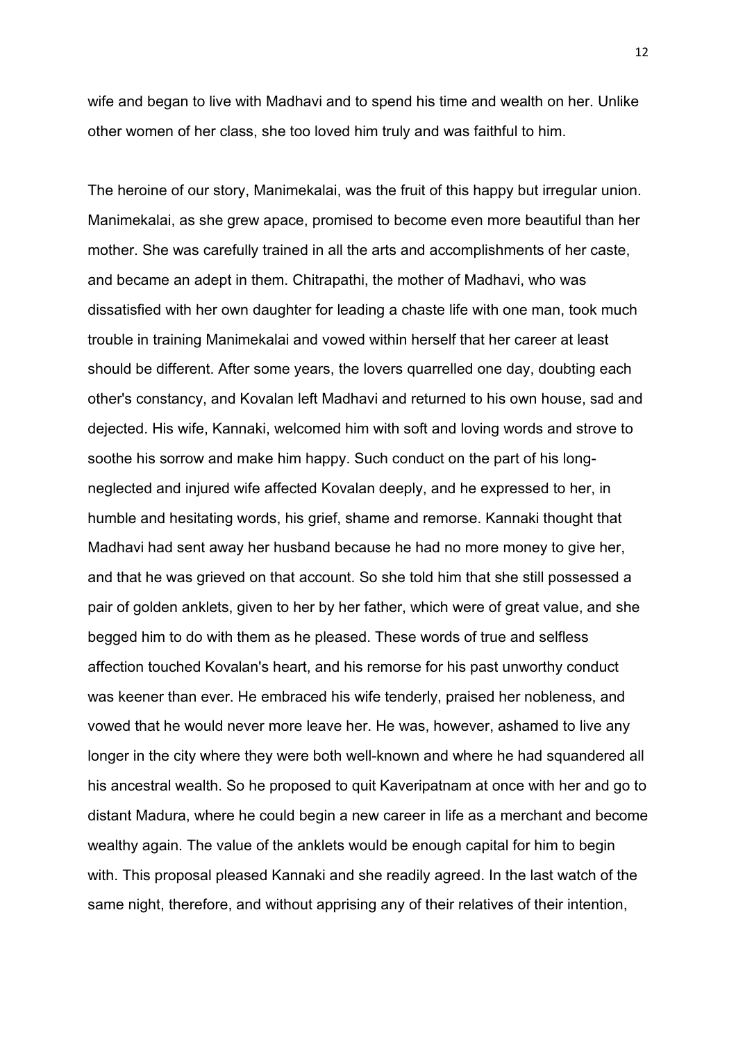wife and began to live with Madhavi and to spend his time and wealth on her. Unlike other women of her class, she too loved him truly and was faithful to him.

The heroine of our story, Manimekalai, was the fruit of this happy but irregular union. Manimekalai, as she grew apace, promised to become even more beautiful than her mother. She was carefully trained in all the arts and accomplishments of her caste, and became an adept in them. Chitrapathi, the mother of Madhavi, who was dissatisfied with her own daughter for leading a chaste life with one man, took much trouble in training Manimekalai and vowed within herself that her career at least should be different. After some years, the lovers quarrelled one day, doubting each other's constancy, and Kovalan left Madhavi and returned to his own house, sad and dejected. His wife, Kannaki, welcomed him with soft and loving words and strove to soothe his sorrow and make him happy. Such conduct on the part of his long-neglected and injured wife affected Kovalan deeply, and he expressed to her, in humble and hesitating words, his grief, shame and remorse. Kannaki thought that Madhavi had sent away her husband because he had no more money to give her, and that he was grieved on that account. So she told him that she still possessed a pair of golden anklets, given to her by her father, which were of great value, and she begged him to do with them as he pleased. These words of true and selfless affection touched Kovalan's heart, and his remorse for his past unworthy conduct was keener than ever. He embraced his wife tenderly, praised her nobleness, and vowed that he would never more leave her. He was, however, ashamed to live any longer in the city where they were both well-known and where he had squandered all his ancestral wealth. So he proposed to quit Kaveripatnam at once with her and go to distant Madura, where he could begin a new career in life as a merchant and become wealthy again. The value of the anklets would be enough capital for him to begin with. This proposal pleased Kannaki and she readily agreed. In the last watch of the same night, therefore, and without apprising any of their relatives of their intention,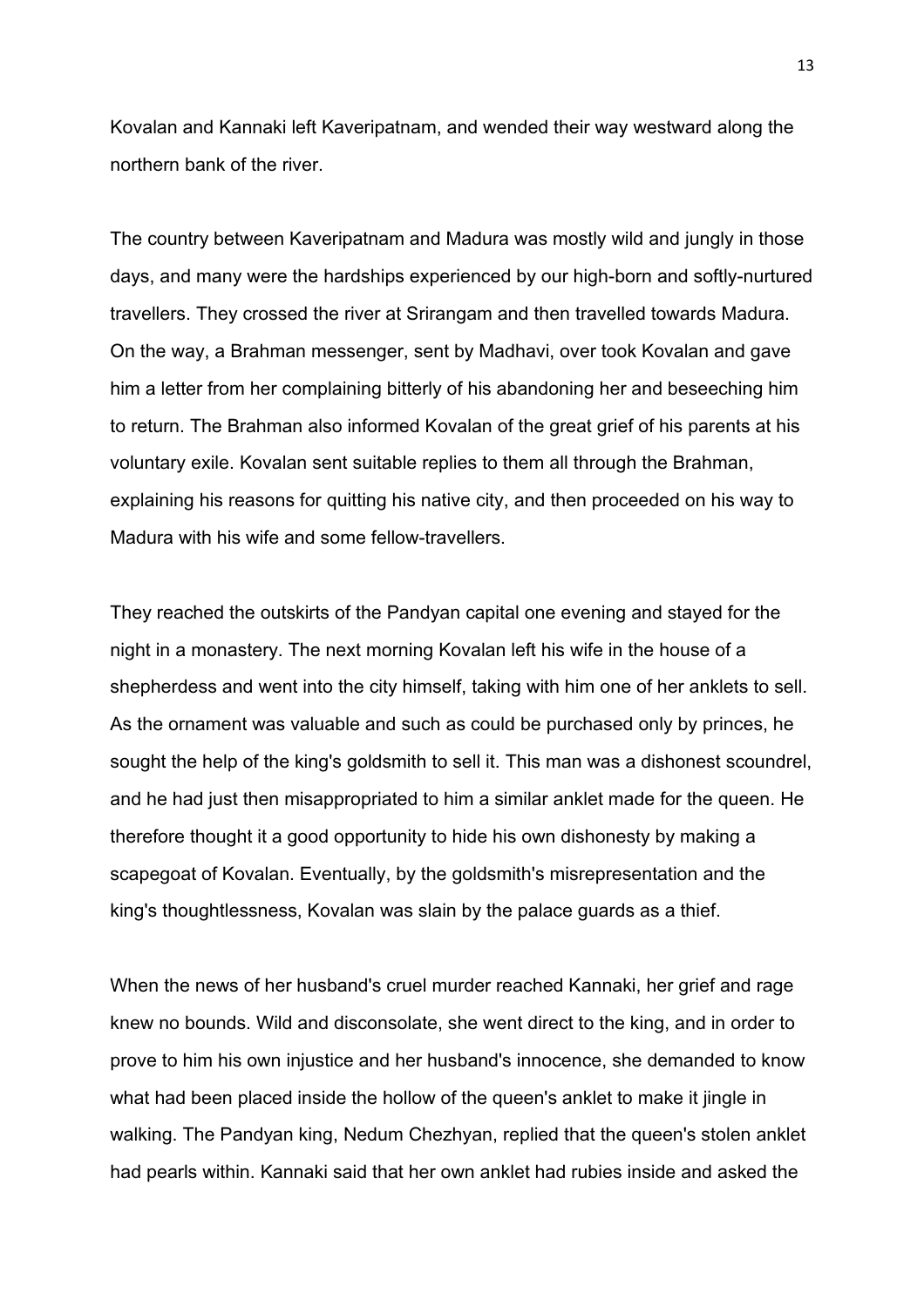Kovalan and Kannaki left Kaveripatnam, and wended their way westward along the northern bank of the river.

The country between Kaveripatnam and Madura was mostly wild and jungly in those days, and many were the hardships experienced by our high-born and softly-nurtured travellers. They crossed the river at Srirangam and then travelled towards Madura. On the way, a Brahman messenger, sent by Madhavi, over took Kovalan and gave him a letter from her complaining bitterly of his abandoning her and beseeching him to return. The Brahman also informed Kovalan of the great grief of his parents at his voluntary exile. Kovalan sent suitable replies to them all through the Brahman, explaining his reasons for quitting his native city, and then proceeded on his way to Madura with his wife and some fellow-travellers.

They reached the outskirts of the Pandyan capital one evening and stayed for the night in a monastery. The next morning Kovalan left his wife in the house of a shepherdess and went into the city himself, taking with him one of her anklets to sell. As the ornament was valuable and such as could be purchased only by princes, he sought the help of the king's goldsmith to sell it. This man was a dishonest scoundrel, and he had just then misappropriated to him a similar anklet made for the queen. He therefore thought it a good opportunity to hide his own dishonesty by making a scapegoat of Kovalan. Eventually, by the goldsmith's misrepresentation and the king's thoughtlessness, Kovalan was slain by the palace guards as a thief.

When the news of her husband's cruel murder reached Kannaki, her grief and rage knew no bounds. Wild and disconsolate, she went direct to the king, and in order to prove to him his own injustice and her husband's innocence, she demanded to know what had been placed inside the hollow of the queen's anklet to make it jingle in walking. The Pandyan king, Nedum Chezhyan, replied that the queen's stolen anklet had pearls within. Kannaki said that her own anklet had rubies inside and asked the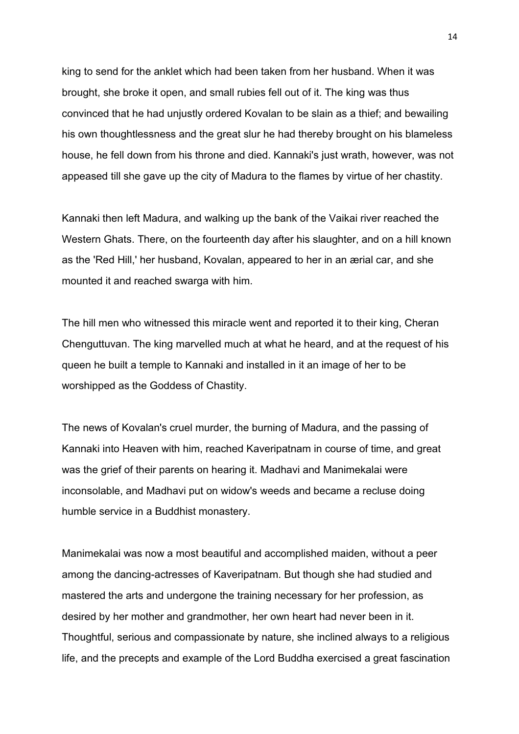king to send for the anklet which had been taken from her husband. When it was brought, she broke it open, and small rubies fell out of it. The king was thus convinced that he had unjustly ordered Kovalan to be slain as a thief; and bewailing his own thoughtlessness and the great slur he had thereby brought on his blameless house, he fell down from his throne and died. Kannaki's just wrath, however, was not appeased till she gave up the city of Madura to the flames by virtue of her chastity.

Kannaki then left Madura, and walking up the bank of the Vaikai river reached the Western Ghats. There, on the fourteenth day after his slaughter, and on a hill known as the 'Red Hill,' her husband, Kovalan, appeared to her in an ærial car, and she mounted it and reached swarga with him.

The hill men who witnessed this miracle went and reported it to their king, Cheran Chenguttuvan. The king marvelled much at what he heard, and at the request of his queen he built a temple to Kannaki and installed in it an image of her to be worshipped as the Goddess of Chastity.

The news of Kovalan's cruel murder, the burning of Madura, and the passing of Kannaki into Heaven with him, reached Kaveripatnam in course of time, and great was the grief of their parents on hearing it. Madhavi and Manimekalai were inconsolable, and Madhavi put on widow's weeds and became a recluse doing humble service in a Buddhist monastery.

Manimekalai was now a most beautiful and accomplished maiden, without a peer among the dancing-actresses of Kaveripatnam. But though she had studied and mastered the arts and undergone the training necessary for her profession, as desired by her mother and grandmother, her own heart had never been in it. Thoughtful, serious and compassionate by nature, she inclined always to a religious life, and the precepts and example of the Lord Buddha exercised a great fascination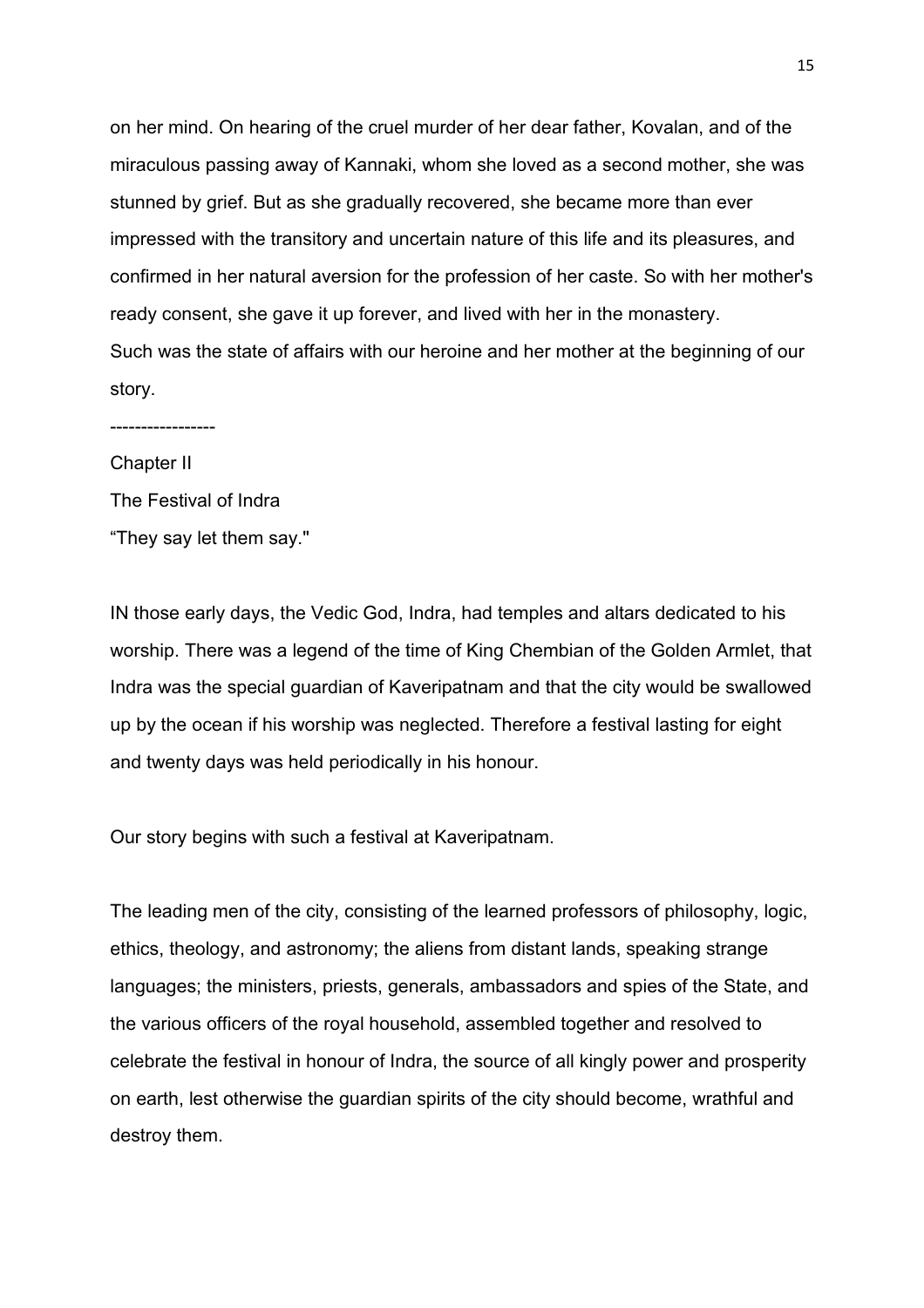on her mind. On hearing of the cruel murder of her dear father, Kovalan, and of the miraculous passing away of Kannaki, whom she loved as a second mother, she was stunned by grief. But as she gradually recovered, she became more than ever impressed with the transitory and uncertain nature of this life and its pleasures, and confirmed in her natural aversion for the profession of her caste. So with her mother's ready consent, she gave it up forever, and lived with her in the monastery.
Such was the state of affairs with our heroine and her mother at the beginning of our story.

-----------------

## Chapter II

## The Festival of Indra

“They say let them say."

IN those early days, the Vedic God, Indra, had temples and altars dedicated to his worship. There was a legend of the time of King Chembian of the Golden Armlet, that Indra was the special guardian of Kaveripatnam and that the city would be swallowed up by the ocean if his worship was neglected. Therefore a festival lasting for eight and twenty days was held periodically in his honour.

Our story begins with such a festival at Kaveripatnam.

The leading men of the city, consisting of the learned professors of philosophy, logic, ethics, theology, and astronomy; the aliens from distant lands, speaking strange languages; the ministers, priests, generals, ambassadors and spies of the State, and the various officers of the royal household, assembled together and resolved to celebrate the festival in honour of Indra, the source of all kingly power and prosperity on earth, lest otherwise the guardian spirits of the city should become, wrathful and destroy them.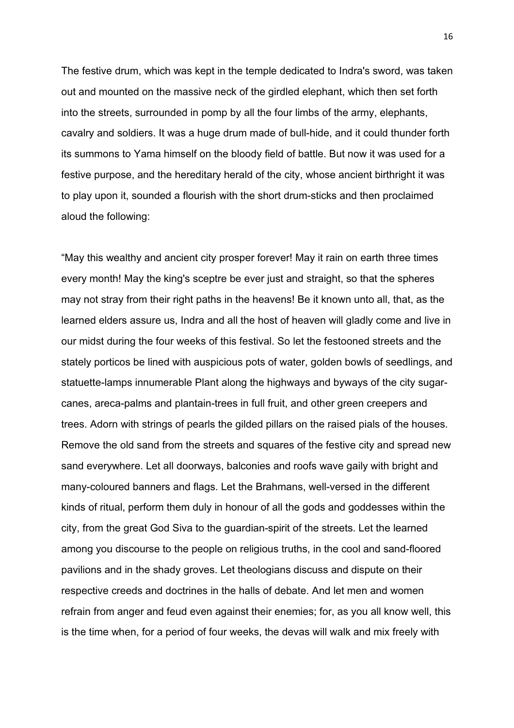The festive drum, which was kept in the temple dedicated to Indra's sword, was taken out and mounted on the massive neck of the girdled elephant, which then set forth into the streets, surrounded in pomp by all the four limbs of the army, elephants, cavalry and soldiers. It was a huge drum made of bull-hide, and it could thunder forth its summons to Yama himself on the bloody field of battle. But now it was used for a festive purpose, and the hereditary herald of the city, whose ancient birthright it was to play upon it, sounded a flourish with the short drum-sticks and then proclaimed aloud the following:

"May this wealthy and ancient city prosper forever! May it rain on earth three times every month! May the king's sceptre be ever just and straight, so that the spheres may not stray from their right paths in the heavens! Be it known unto all, that, as the learned elders assure us, Indra and all the host of heaven will gladly come and live in our midst during the four weeks of this festival. So let the festooned streets and the stately porticos be lined with auspicious pots of water, golden bowls of seedlings, and statuette-lamps innumerable Plant along the highways and byways of the city sugar-canes, areca-palms and plantain-trees in full fruit, and other green creepers and trees. Adorn with strings of pearls the gilded pillars on the raised pials of the houses. Remove the old sand from the streets and squares of the festive city and spread new sand everywhere. Let all doorways, balconies and roofs wave gaily with bright and many-coloured banners and flags. Let the Brahmans, well-versed in the different kinds of ritual, perform them duly in honour of all the gods and goddesses within the city, from the great God Siva to the guardian-spirit of the streets. Let the learned among you discourse to the people on religious truths, in the cool and sand-floored pavilions and in the shady groves. Let theologians discuss and dispute on their respective creeds and doctrines in the halls of debate. And let men and women refrain from anger and feud even against their enemies; for, as you all know well, this is the time when, for a period of four weeks, the devas will walk and mix freely with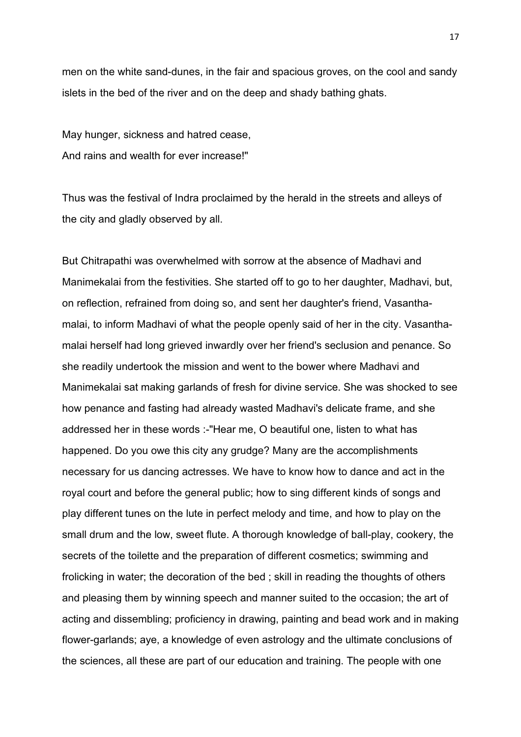men on the white sand-dunes, in the fair and spacious groves, on the cool and sandy islets in the bed of the river and on the deep and shady bathing ghats.

May hunger, sickness and hatred cease,  
And rains and wealth for ever increase!"

Thus was the festival of Indra proclaimed by the herald in the streets and alleys of the city and gladly observed by all.

But Chitrapathi was overwhelmed with sorrow at the absence of Madhavi and Manimekalai from the festivities. She started off to go to her daughter, Madhavi, but, on reflection, refrained from doing so, and sent her daughter's friend, Vasantha-malai, to inform Madhavi of what the people openly said of her in the city. Vasantha-malai herself had long grieved inwardly over her friend's seclusion and penance. So she readily undertook the mission and went to the bower where Madhavi and Manimekalai sat making garlands of fresh for divine service. She was shocked to see how penance and fasting had already wasted Madhavi's delicate frame, and she addressed her in these words :-"Hear me, O beautiful one, listen to what has happened. Do you owe this city any grudge? Many are the accomplishments necessary for us dancing actresses. We have to know how to dance and act in the royal court and before the general public; how to sing different kinds of songs and play different tunes on the lute in perfect melody and time, and how to play on the small drum and the low, sweet flute. A thorough knowledge of ball-play, cookery, the secrets of the toilette and the preparation of different cosmetics; swimming and frolicking in water; the decoration of the bed ; skill in reading the thoughts of others and pleasing them by winning speech and manner suited to the occasion; the art of acting and dissembling; proficiency in drawing, painting and bead work and in making flower-garlands; aye, a knowledge of even astrology and the ultimate conclusions of the sciences, all these are part of our education and training. The people with one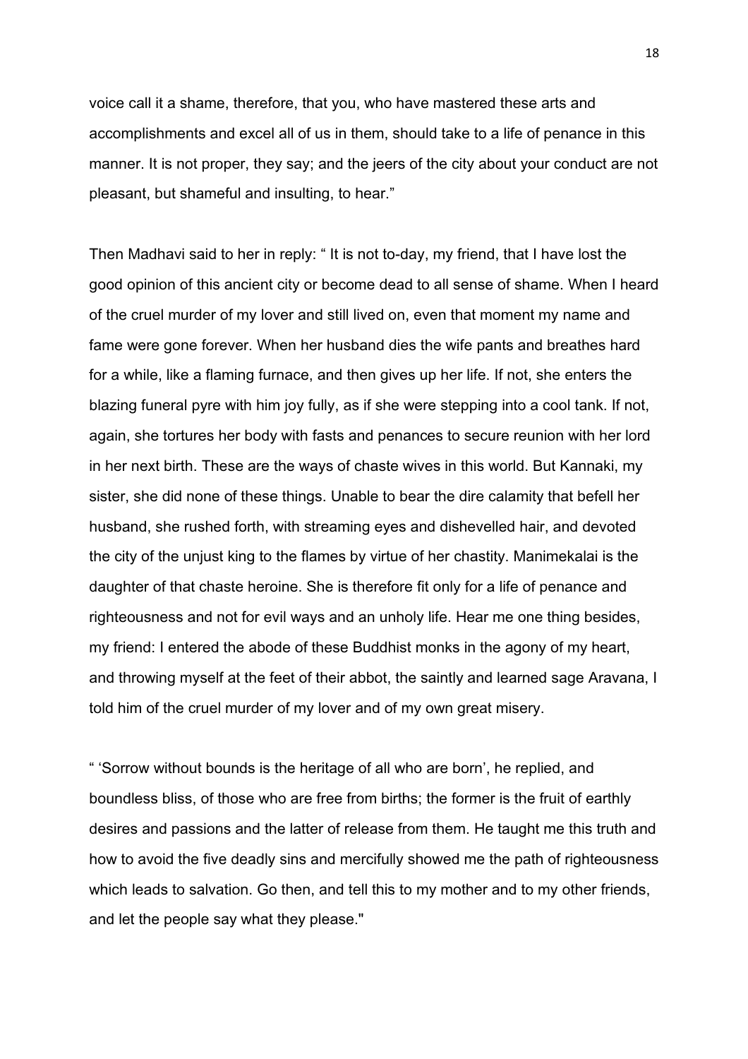voice call it a shame, therefore, that you, who have mastered these arts and accomplishments and excel all of us in them, should take to a life of penance in this manner. It is not proper, they say; and the jeers of the city about your conduct are not pleasant, but shameful and insulting, to hear."

Then Madhavi said to her in reply: " It is not to-day, my friend, that I have lost the good opinion of this ancient city or become dead to all sense of shame. When I heard of the cruel murder of my lover and still lived on, even that moment my name and fame were gone forever. When her husband dies the wife pants and breathes hard for a while, like a flaming furnace, and then gives up her life. If not, she enters the blazing funeral pyre with him joy fully, as if she were stepping into a cool tank. If not, again, she tortures her body with fasts and penances to secure reunion with her lord in her next birth. These are the ways of chaste wives in this world. But Kannaki, my sister, she did none of these things. Unable to bear the dire calamity that befell her husband, she rushed forth, with streaming eyes and dishevelled hair, and devoted the city of the unjust king to the flames by virtue of her chastity. Manimekalai is the daughter of that chaste heroine. She is therefore fit only for a life of penance and righteousness and not for evil ways and an unholy life. Hear me one thing besides, my friend: I entered the abode of these Buddhist monks in the agony of my heart, and throwing myself at the feet of their abbot, the saintly and learned sage Aravana, I told him of the cruel murder of my lover and of my own great misery.

" 'Sorrow without bounds is the heritage of all who are born', he replied, and boundless bliss, of those who are free from births; the former is the fruit of earthly desires and passions and the latter of release from them. He taught me this truth and how to avoid the five deadly sins and mercifully showed me the path of righteousness which leads to salvation. Go then, and tell this to my mother and to my other friends, and let the people say what they please."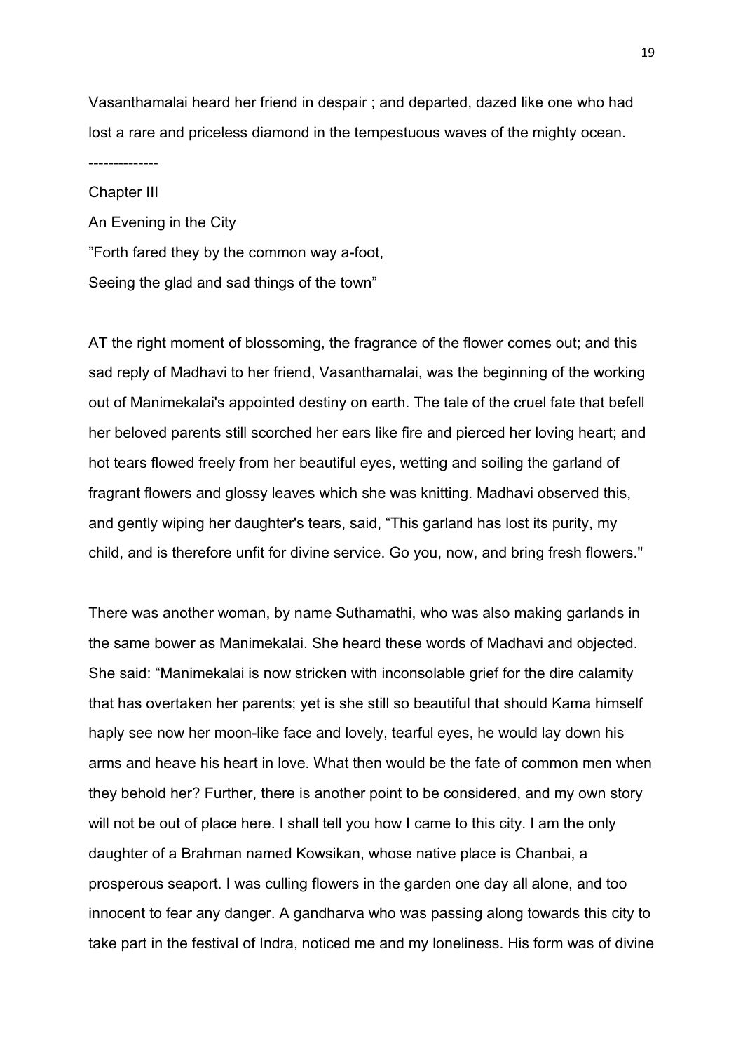Vasanthamalai heard her friend in despair ; and departed, dazed like one who had lost a rare and priceless diamond in the tempestuous waves of the mighty ocean.

--------------

## Chapter III

## An Evening in the City

"Forth fared they by the common way a-foot,
Seeing the glad and sad things of the town"

AT the right moment of blossoming, the fragrance of the flower comes out; and this sad reply of Madhavi to her friend, Vasanthamalai, was the beginning of the working out of Manimekalai's appointed destiny on earth. The tale of the cruel fate that befell her beloved parents still scorched her ears like fire and pierced her loving heart; and hot tears flowed freely from her beautiful eyes, wetting and soiling the garland of fragrant flowers and glossy leaves which she was knitting. Madhavi observed this, and gently wiping her daughter's tears, said, "This garland has lost its purity, my child, and is therefore unfit for divine service. Go you, now, and bring fresh flowers."

There was another woman, by name Suthamathi, who was also making garlands in the same bower as Manimekalai. She heard these words of Madhavi and objected. She said: "Manimekalai is now stricken with inconsolable grief for the dire calamity that has overtaken her parents; yet is she still so beautiful that should Kama himself haply see now her moon-like face and lovely, tearful eyes, he would lay down his arms and heave his heart in love. What then would be the fate of common men when they behold her? Further, there is another point to be considered, and my own story will not be out of place here. I shall tell you how I came to this city. I am the only daughter of a Brahman named Kowsikan, whose native place is Chanbai, a prosperous seaport. I was culling flowers in the garden one day all alone, and too innocent to fear any danger. A gandharva who was passing along towards this city to take part in the festival of Indra, noticed me and my loneliness. His form was of divine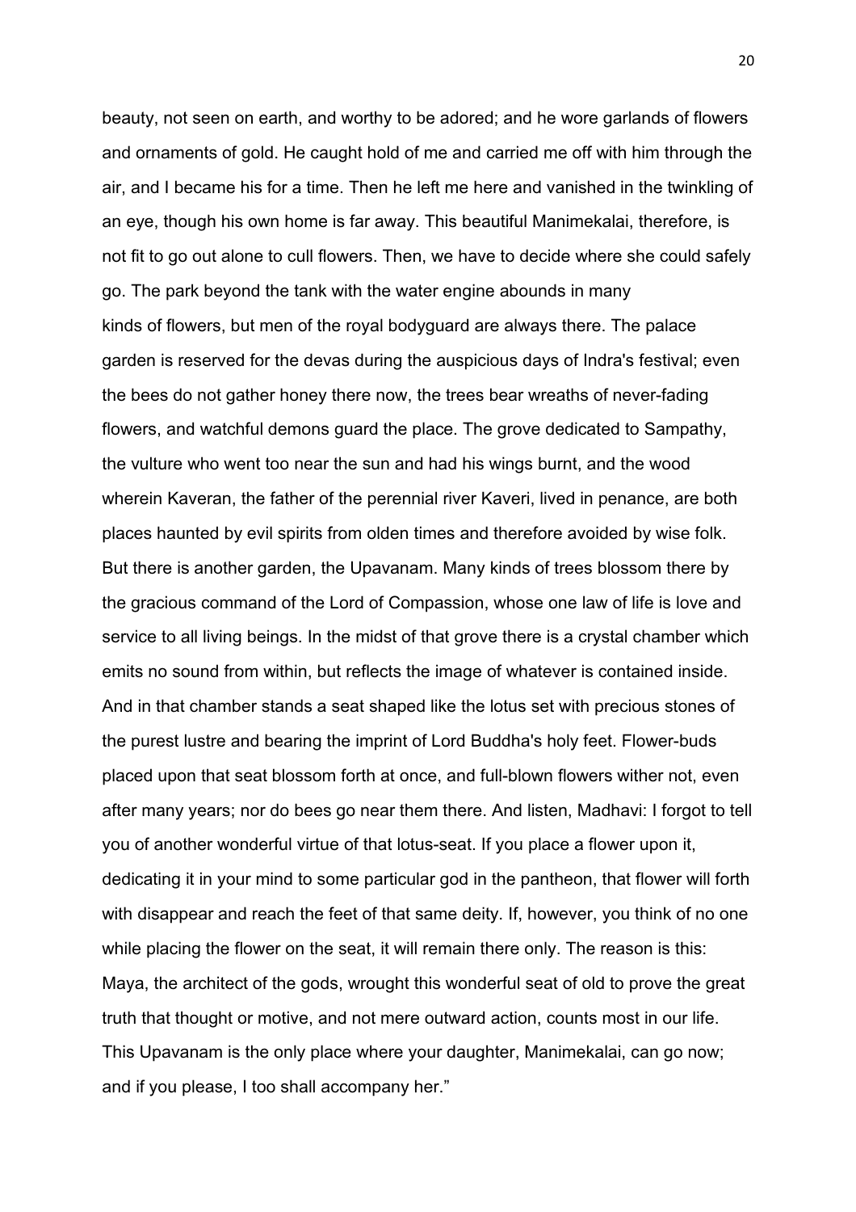beauty, not seen on earth, and worthy to be adored; and he wore garlands of flowers and ornaments of gold. He caught hold of me and carried me off with him through the air, and I became his for a time. Then he left me here and vanished in the twinkling of an eye, though his own home is far away. This beautiful Manimekalai, therefore, is not fit to go out alone to cull flowers. Then, we have to decide where she could safely go. The park beyond the tank with the water engine abounds in many kinds of flowers, but men of the royal bodyguard are always there. The palace garden is reserved for the devas during the auspicious days of Indra's festival; even the bees do not gather honey there now, the trees bear wreaths of never-fading flowers, and watchful demons guard the place. The grove dedicated to Sampathy, the vulture who went too near the sun and had his wings burnt, and the wood wherein Kaveran, the father of the perennial river Kaveri, lived in penance, are both places haunted by evil spirits from olden times and therefore avoided by wise folk. But there is another garden, the Upavanam. Many kinds of trees blossom there by the gracious command of the Lord of Compassion, whose one law of life is love and service to all living beings. In the midst of that grove there is a crystal chamber which emits no sound from within, but reflects the image of whatever is contained inside. And in that chamber stands a seat shaped like the lotus set with precious stones of the purest lustre and bearing the imprint of Lord Buddha's holy feet. Flower-buds placed upon that seat blossom forth at once, and full-blown flowers wither not, even after many years; nor do bees go near them there. And listen, Madhavi: I forgot to tell you of another wonderful virtue of that lotus-seat. If you place a flower upon it, dedicating it in your mind to some particular god in the pantheon, that flower will forth with disappear and reach the feet of that same deity. If, however, you think of no one while placing the flower on the seat, it will remain there only. The reason is this: Maya, the architect of the gods, wrought this wonderful seat of old to prove the great truth that thought or motive, and not mere outward action, counts most in our life. This Upavanam is the only place where your daughter, Manimekalai, can go now; and if you please, I too shall accompany her."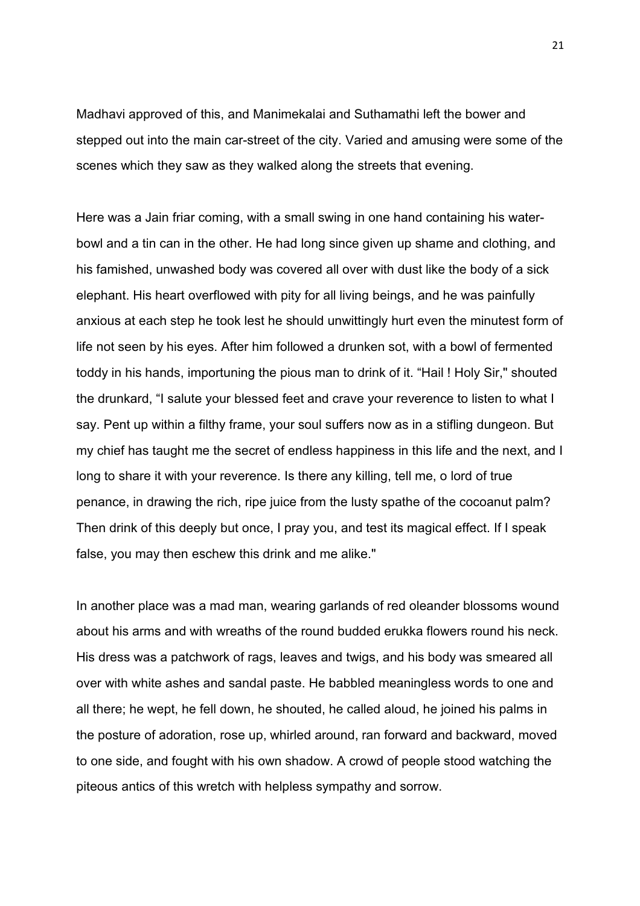Madhavi approved of this, and Manimekalai and Suthamathi left the bower and stepped out into the main car-street of the city. Varied and amusing were some of the scenes which they saw as they walked along the streets that evening.

Here was a Jain friar coming, with a small swing in one hand containing his water-bowl and a tin can in the other. He had long since given up shame and clothing, and his famished, unwashed body was covered all over with dust like the body of a sick elephant. His heart overflowed with pity for all living beings, and he was painfully anxious at each step he took lest he should unwittingly hurt even the minutest form of life not seen by his eyes. After him followed a drunken sot, with a bowl of fermented toddy in his hands, importuning the pious man to drink of it. "Hail ! Holy Sir," shouted the drunkard, "I salute your blessed feet and crave your reverence to listen to what I say. Pent up within a filthy frame, your soul suffers now as in a stifling dungeon. But my chief has taught me the secret of endless happiness in this life and the next, and I long to share it with your reverence. Is there any killing, tell me, o lord of true penance, in drawing the rich, ripe juice from the lusty spathe of the cocoanut palm? Then drink of this deeply but once, I pray you, and test its magical effect. If I speak false, you may then eschew this drink and me alike."

In another place was a mad man, wearing garlands of red oleander blossoms wound about his arms and with wreaths of the round budded erukka flowers round his neck. His dress was a patchwork of rags, leaves and twigs, and his body was smeared all over with white ashes and sandal paste. He babbled meaningless words to one and all there; he wept, he fell down, he shouted, he called aloud, he joined his palms in the posture of adoration, rose up, whirled around, ran forward and backward, moved to one side, and fought with his own shadow. A crowd of people stood watching the piteous antics of this wretch with helpless sympathy and sorrow.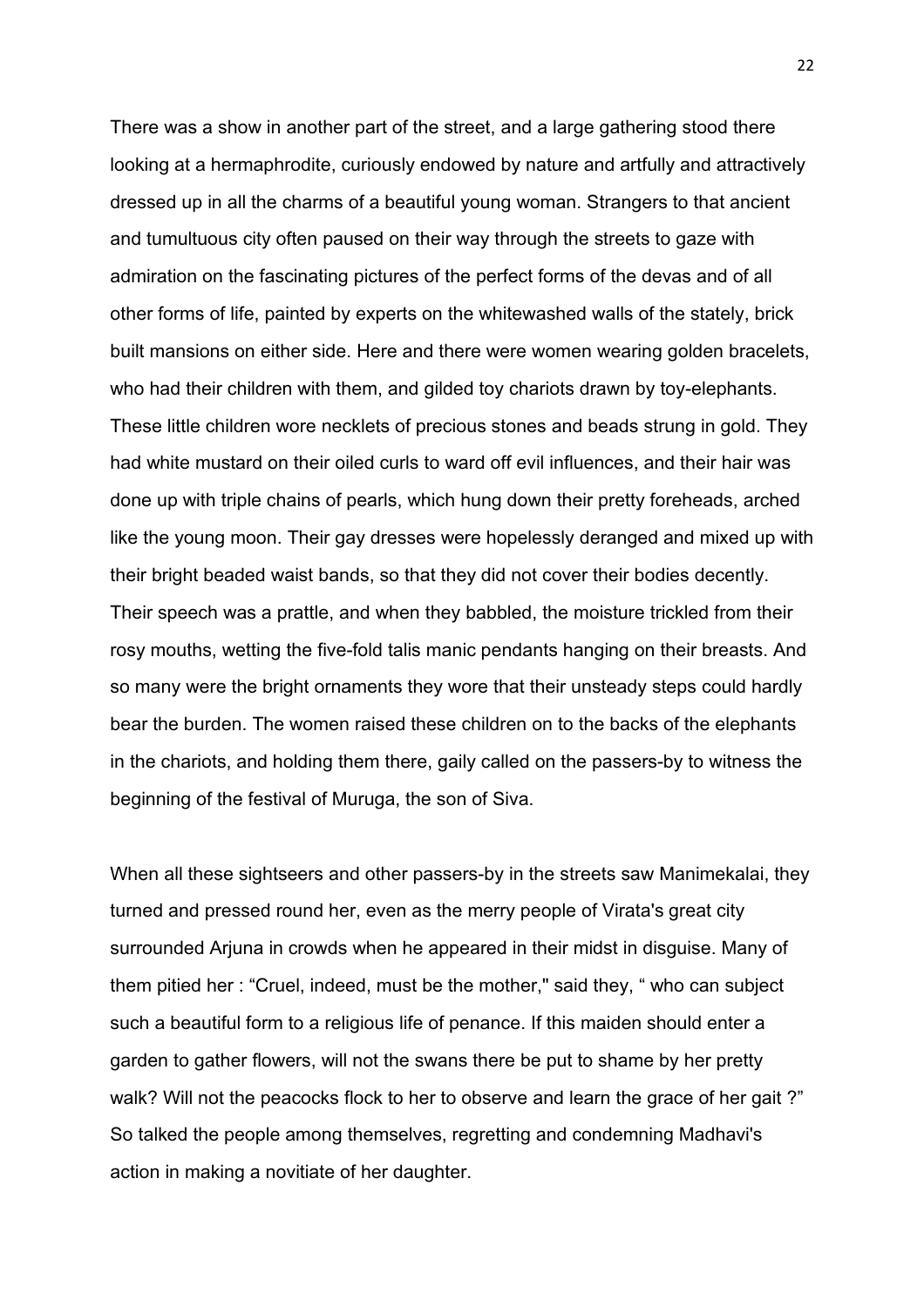There was a show in another part of the street, and a large gathering stood there looking at a hermaphrodite, curiously endowed by nature and artfully and attractively dressed up in all the charms of a beautiful young woman. Strangers to that ancient and tumultuous city often paused on their way through the streets to gaze with admiration on the fascinating pictures of the perfect forms of the devas and of all other forms of life, painted by experts on the whitewashed walls of the stately, brick built mansions on either side. Here and there were women wearing golden bracelets, who had their children with them, and gilded toy chariots drawn by toy-elephants. These little children wore necklets of precious stones and beads strung in gold. They had white mustard on their oiled curls to ward off evil influences, and their hair was done up with triple chains of pearls, which hung down their pretty foreheads, arched like the young moon. Their gay dresses were hopelessly deranged and mixed up with their bright beaded waist bands, so that they did not cover their bodies decently. Their speech was a prattle, and when they babbled, the moisture trickled from their rosy mouths, wetting the five-fold talis manic pendants hanging on their breasts. And so many were the bright ornaments they wore that their unsteady steps could hardly bear the burden. The women raised these children on to the backs of the elephants in the chariots, and holding them there, gaily called on the passers-by to witness the beginning of the festival of Muruga, the son of Siva.

When all these sightseers and other passers-by in the streets saw Manimekalai, they turned and pressed round her, even as the merry people of Virata's great city surrounded Arjuna in crowds when he appeared in their midst in disguise. Many of them pitied her : "Cruel, indeed, must be the mother," said they, " who can subject such a beautiful form to a religious life of penance. If this maiden should enter a garden to gather flowers, will not the swans there be put to shame by her pretty walk? Will not the peacocks flock to her to observe and learn the grace of her gait ?" So talked the people among themselves, regretting and condemning Madhavi's action in making a novitiate of her daughter.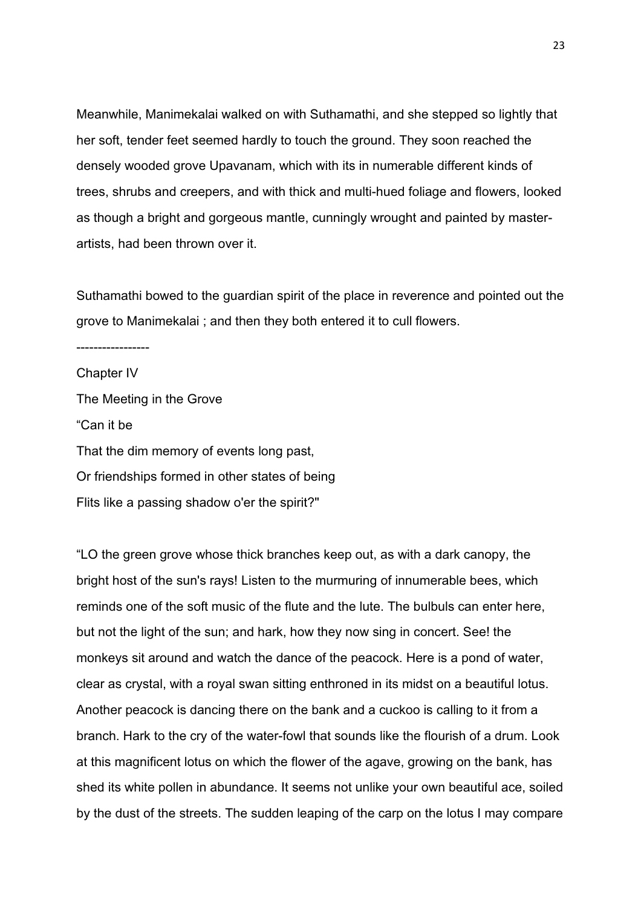Meanwhile, Manimekalai walked on with Suthamathi, and she stepped so lightly that her soft, tender feet seemed hardly to touch the ground. They soon reached the densely wooded grove Upavanam, which with its in numerable different kinds of trees, shrubs and creepers, and with thick and multi-hued foliage and flowers, looked as though a bright and gorgeous mantle, cunningly wrought and painted by master-artists, had been thrown over it.

Suthamathi bowed to the guardian spirit of the place in reverence and pointed out the grove to Manimekalai ; and then they both entered it to cull flowers.

-----------------

## Chapter IV

### The Meeting in the Grove

"Can it be
That the dim memory of events long past,
Or friendships formed in other states of being
Flits like a passing shadow o'er the spirit?"

"LO the green grove whose thick branches keep out, as with a dark canopy, the bright host of the sun's rays! Listen to the murmuring of innumerable bees, which reminds one of the soft music of the flute and the lute. The bulbuls can enter here, but not the light of the sun; and hark, how they now sing in concert. See! the monkeys sit around and watch the dance of the peacock. Here is a pond of water, clear as crystal, with a royal swan sitting enthroned in its midst on a beautiful lotus. Another peacock is dancing there on the bank and a cuckoo is calling to it from a branch. Hark to the cry of the water-fowl that sounds like the flourish of a drum. Look at this magnificent lotus on which the flower of the agave, growing on the bank, has shed its white pollen in abundance. It seems not unlike your own beautiful ace, soiled by the dust of the streets. The sudden leaping of the carp on the lotus I may compare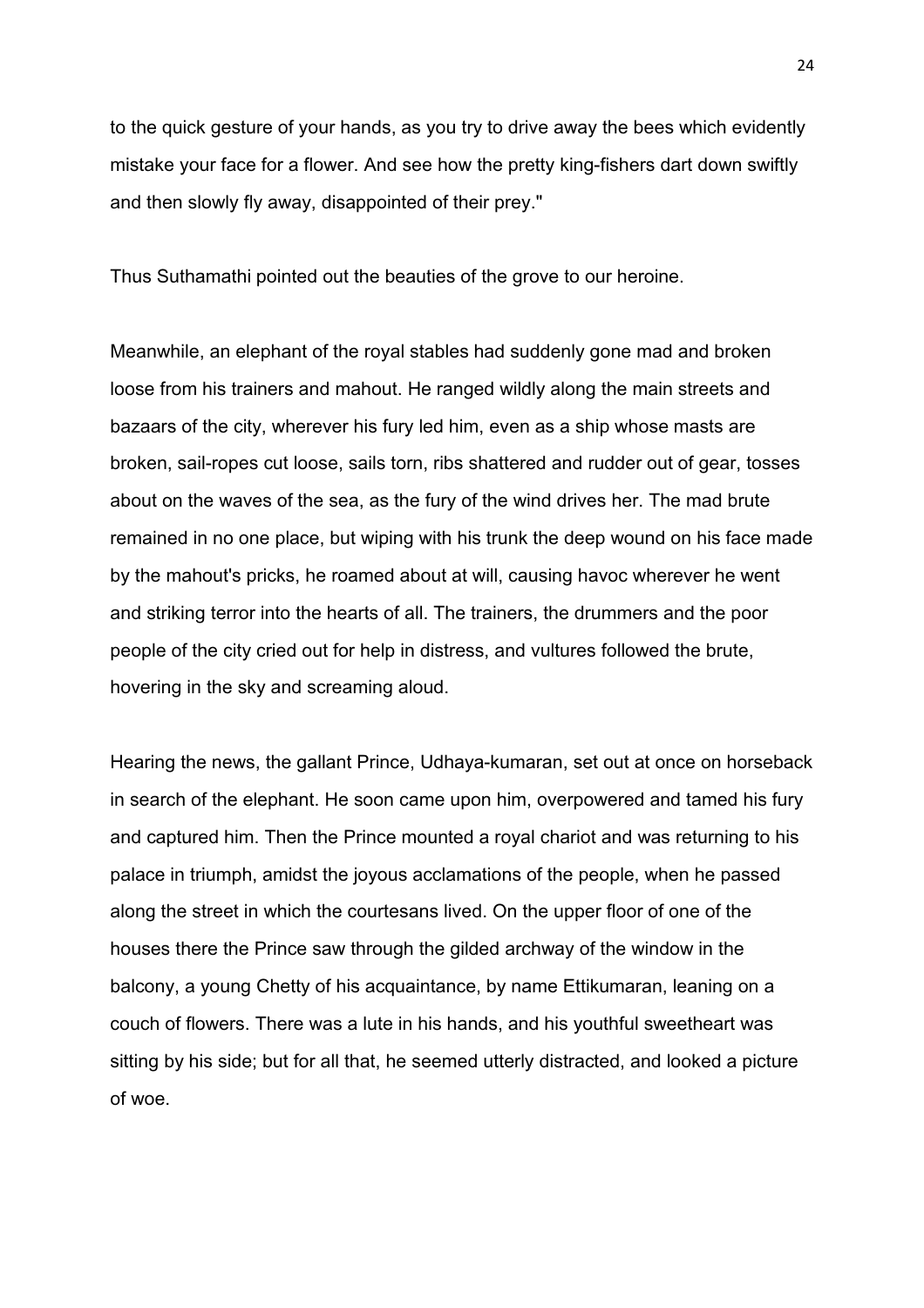to the quick gesture of your hands, as you try to drive away the bees which evidently mistake your face for a flower. And see how the pretty king-fishers dart down swiftly and then slowly fly away, disappointed of their prey."

Thus Suthamathi pointed out the beauties of the grove to our heroine.

Meanwhile, an elephant of the royal stables had suddenly gone mad and broken loose from his trainers and mahout. He ranged wildly along the main streets and bazaars of the city, wherever his fury led him, even as a ship whose masts are broken, sail-ropes cut loose, sails torn, ribs shattered and rudder out of gear, tosses about on the waves of the sea, as the fury of the wind drives her. The mad brute remained in no one place, but wiping with his trunk the deep wound on his face made by the mahout's pricks, he roamed about at will, causing havoc wherever he went and striking terror into the hearts of all. The trainers, the drummers and the poor people of the city cried out for help in distress, and vultures followed the brute, hovering in the sky and screaming aloud.

Hearing the news, the gallant Prince, Udhaya-kumaran, set out at once on horseback in search of the elephant. He soon came upon him, overpowered and tamed his fury and captured him. Then the Prince mounted a royal chariot and was returning to his palace in triumph, amidst the joyous acclamations of the people, when he passed along the street in which the courtesans lived. On the upper floor of one of the houses there the Prince saw through the gilded archway of the window in the balcony, a young Chetty of his acquaintance, by name Ettikumaran, leaning on a couch of flowers. There was a lute in his hands, and his youthful sweetheart was sitting by his side; but for all that, he seemed utterly distracted, and looked a picture of woe.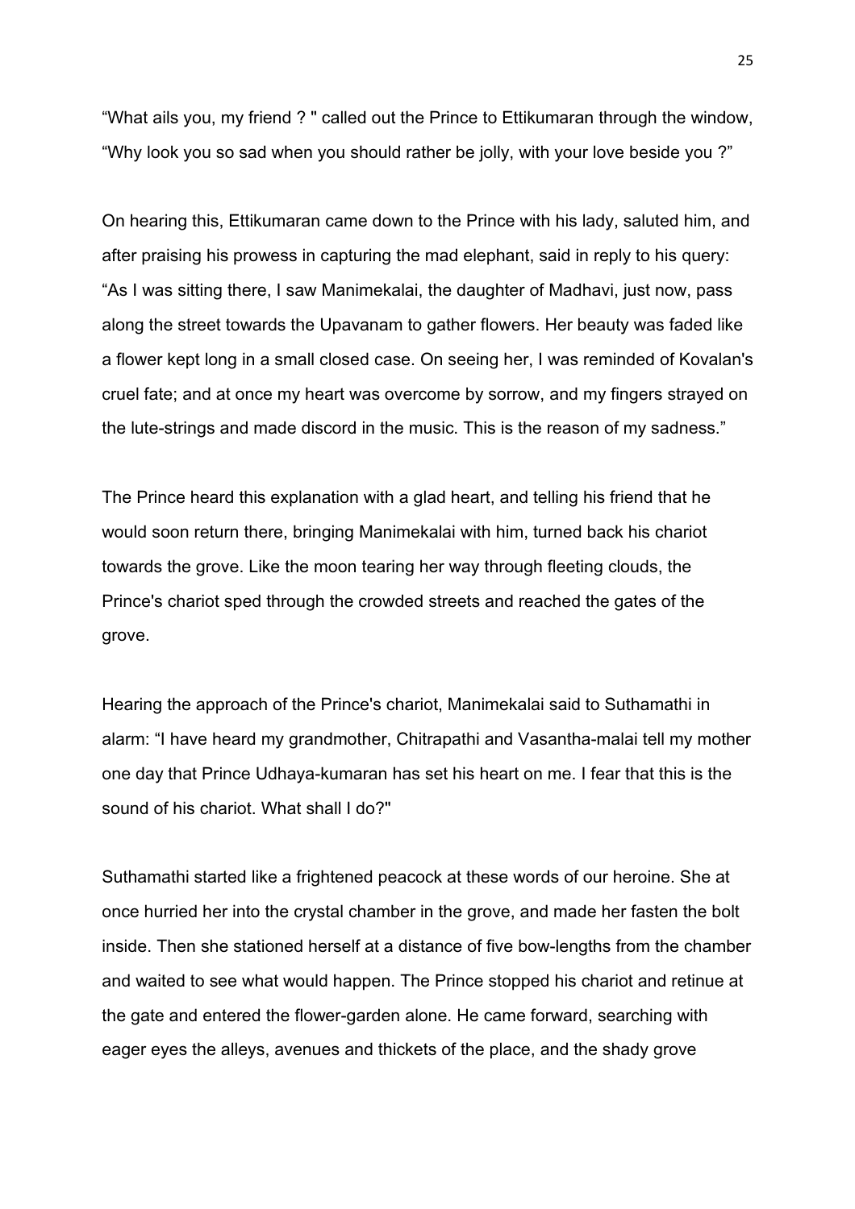“What ails you, my friend ? " called out the Prince to Ettikumaran through the window, “Why look you so sad when you should rather be jolly, with your love beside you ?”

On hearing this, Ettikumaran came down to the Prince with his lady, saluted him, and after praising his prowess in capturing the mad elephant, said in reply to his query: “As I was sitting there, I saw Manimekalai, the daughter of Madhavi, just now, pass along the street towards the Upavanam to gather flowers. Her beauty was faded like a flower kept long in a small closed case. On seeing her, I was reminded of Kovalan's cruel fate; and at once my heart was overcome by sorrow, and my fingers strayed on the lute-strings and made discord in the music. This is the reason of my sadness.”

The Prince heard this explanation with a glad heart, and telling his friend that he would soon return there, bringing Manimekalai with him, turned back his chariot towards the grove. Like the moon tearing her way through fleeting clouds, the Prince's chariot sped through the crowded streets and reached the gates of the grove.

Hearing the approach of the Prince's chariot, Manimekalai said to Suthamathi in alarm: “I have heard my grandmother, Chitrapathi and Vasantha-malai tell my mother one day that Prince Udhaya-kumaran has set his heart on me. I fear that this is the sound of his chariot. What shall I do?"

Suthamathi started like a frightened peacock at these words of our heroine. She at once hurried her into the crystal chamber in the grove, and made her fasten the bolt inside. Then she stationed herself at a distance of five bow-lengths from the chamber and waited to see what would happen. The Prince stopped his chariot and retinue at the gate and entered the flower-garden alone. He came forward, searching with eager eyes the alleys, avenues and thickets of the place, and the shady grove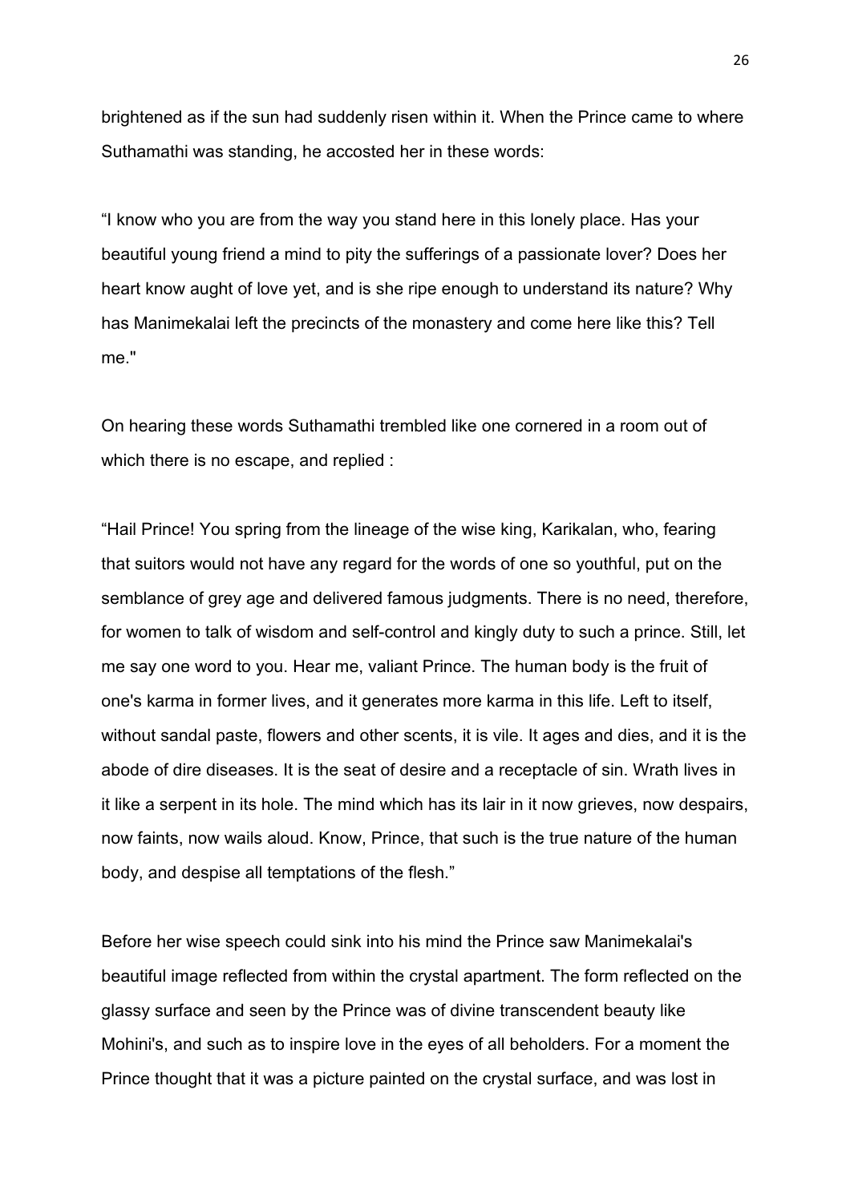brightened as if the sun had suddenly risen within it. When the Prince came to where Suthamathi was standing, he accosted her in these words:

"I know who you are from the way you stand here in this lonely place. Has your beautiful young friend a mind to pity the sufferings of a passionate lover? Does her heart know aught of love yet, and is she ripe enough to understand its nature? Why has Manimekalai left the precincts of the monastery and come here like this? Tell me."

On hearing these words Suthamathi trembled like one cornered in a room out of which there is no escape, and replied :

"Hail Prince! You spring from the lineage of the wise king, Karikalan, who, fearing that suitors would not have any regard for the words of one so youthful, put on the semblance of grey age and delivered famous judgments. There is no need, therefore, for women to talk of wisdom and self-control and kingly duty to such a prince. Still, let me say one word to you. Hear me, valiant Prince. The human body is the fruit of one's karma in former lives, and it generates more karma in this life. Left to itself, without sandal paste, flowers and other scents, it is vile. It ages and dies, and it is the abode of dire diseases. It is the seat of desire and a receptacle of sin. Wrath lives in it like a serpent in its hole. The mind which has its lair in it now grieves, now despairs, now faints, now wails aloud. Know, Prince, that such is the true nature of the human body, and despise all temptations of the flesh."

Before her wise speech could sink into his mind the Prince saw Manimekalai's beautiful image reflected from within the crystal apartment. The form reflected on the glassy surface and seen by the Prince was of divine transcendent beauty like Mohini's, and such as to inspire love in the eyes of all beholders. For a moment the Prince thought that it was a picture painted on the crystal surface, and was lost in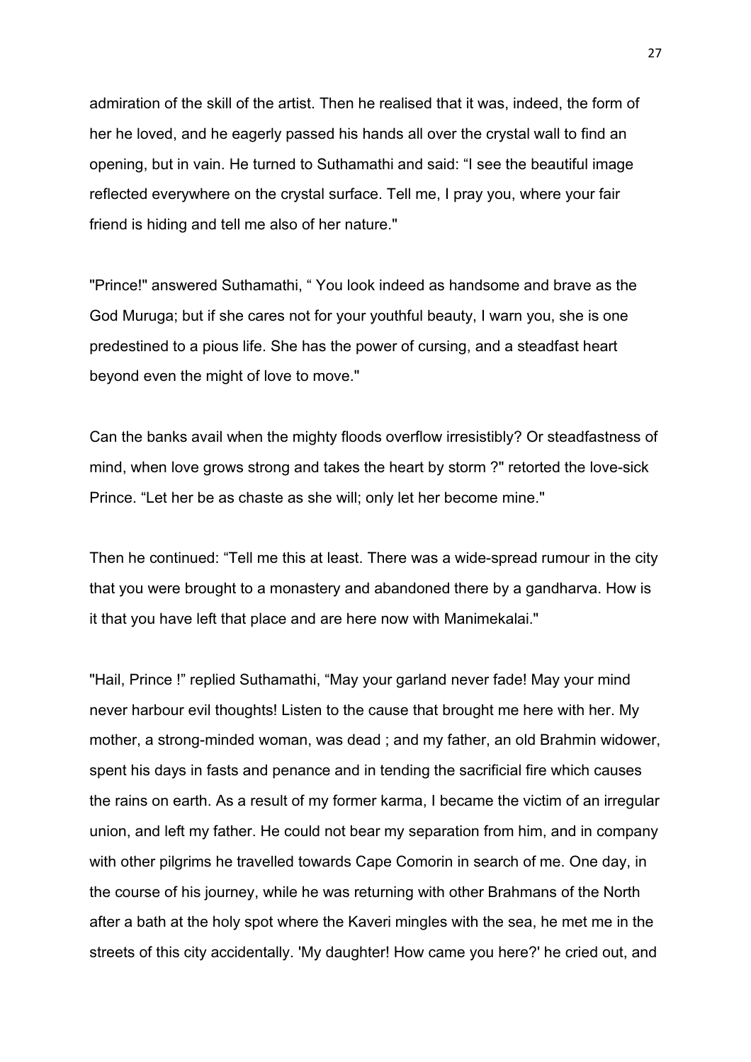admiration of the skill of the artist. Then he realised that it was, indeed, the form of her he loved, and he eagerly passed his hands all over the crystal wall to find an opening, but in vain. He turned to Suthamathi and said: “I see the beautiful image reflected everywhere on the crystal surface. Tell me, I pray you, where your fair friend is hiding and tell me also of her nature."

"Prince!" answered Suthamathi, “ You look indeed as handsome and brave as the God Muruga; but if she cares not for your youthful beauty, I warn you, she is one predestined to a pious life. She has the power of cursing, and a steadfast heart beyond even the might of love to move."

Can the banks avail when the mighty floods overflow irresistibly? Or steadfastness of mind, when love grows strong and takes the heart by storm ?" retorted the love-sick Prince. “Let her be as chaste as she will; only let her become mine."

Then he continued: “Tell me this at least. There was a wide-spread rumour in the city that you were brought to a monastery and abandoned there by a gandharva. How is it that you have left that place and are here now with Manimekalai."

"Hail, Prince !” replied Suthamathi, “May your garland never fade! May your mind never harbour evil thoughts! Listen to the cause that brought me here with her. My mother, a strong-minded woman, was dead ; and my father, an old Brahmin widower, spent his days in fasts and penance and in tending the sacrificial fire which causes the rains on earth. As a result of my former karma, I became the victim of an irregular union, and left my father. He could not bear my separation from him, and in company with other pilgrims he travelled towards Cape Comorin in search of me. One day, in the course of his journey, while he was returning with other Brahmans of the North after a bath at the holy spot where the Kaveri mingles with the sea, he met me in the streets of this city accidentally. 'My daughter! How came you here?' he cried out, and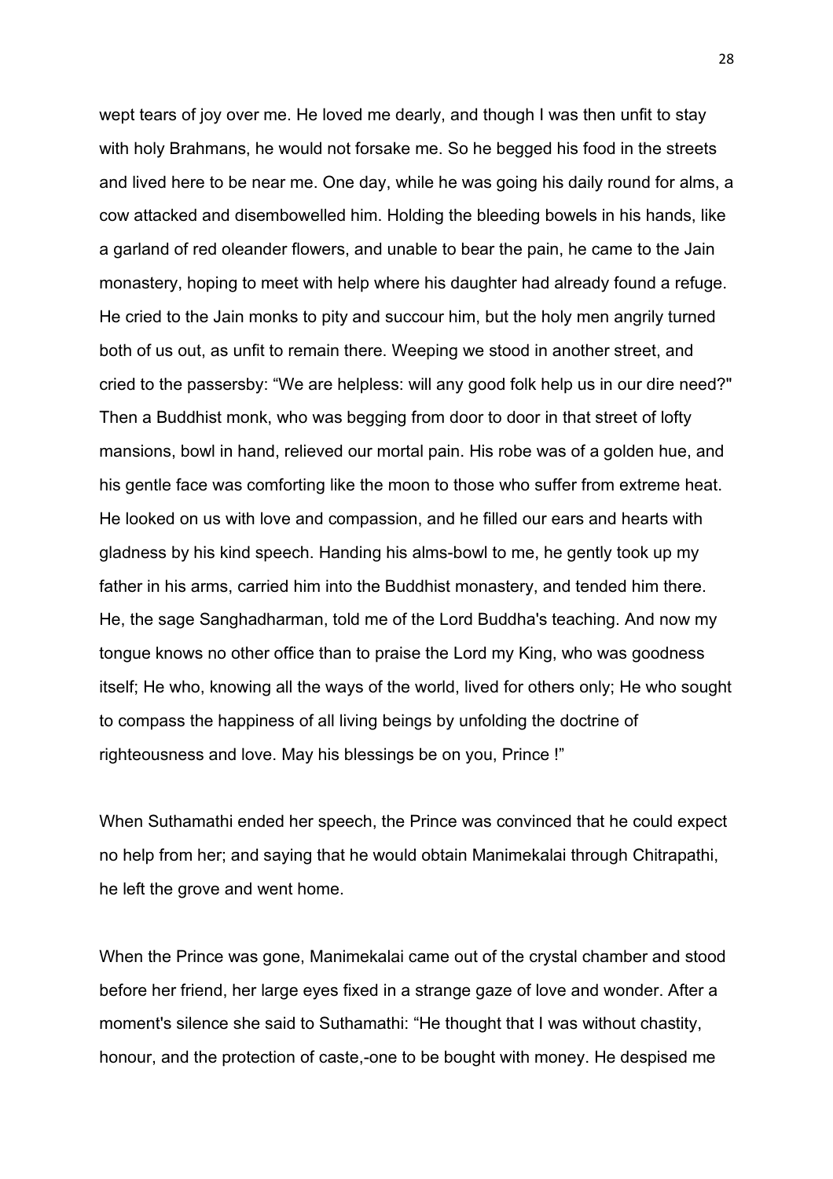wept tears of joy over me. He loved me dearly, and though I was then unfit to stay with holy Brahmans, he would not forsake me. So he begged his food in the streets and lived here to be near me. One day, while he was going his daily round for alms, a cow attacked and disembowelled him. Holding the bleeding bowels in his hands, like a garland of red oleander flowers, and unable to bear the pain, he came to the Jain monastery, hoping to meet with help where his daughter had already found a refuge. He cried to the Jain monks to pity and succour him, but the holy men angrily turned both of us out, as unfit to remain there. Weeping we stood in another street, and cried to the passersby: "We are helpless: will any good folk help us in our dire need?" Then a Buddhist monk, who was begging from door to door in that street of lofty mansions, bowl in hand, relieved our mortal pain. His robe was of a golden hue, and his gentle face was comforting like the moon to those who suffer from extreme heat. He looked on us with love and compassion, and he filled our ears and hearts with gladness by his kind speech. Handing his alms-bowl to me, he gently took up my father in his arms, carried him into the Buddhist monastery, and tended him there. He, the sage Sanghadharman, told me of the Lord Buddha's teaching. And now my tongue knows no other office than to praise the Lord my King, who was goodness itself; He who, knowing all the ways of the world, lived for others only; He who sought to compass the happiness of all living beings by unfolding the doctrine of righteousness and love. May his blessings be on you, Prince !"

When Suthamathi ended her speech, the Prince was convinced that he could expect no help from her; and saying that he would obtain Manimekalai through Chitrapathi, he left the grove and went home.

When the Prince was gone, Manimekalai came out of the crystal chamber and stood before her friend, her large eyes fixed in a strange gaze of love and wonder. After a moment's silence she said to Suthamathi: "He thought that I was without chastity, honour, and the protection of caste,-one to be bought with money. He despised me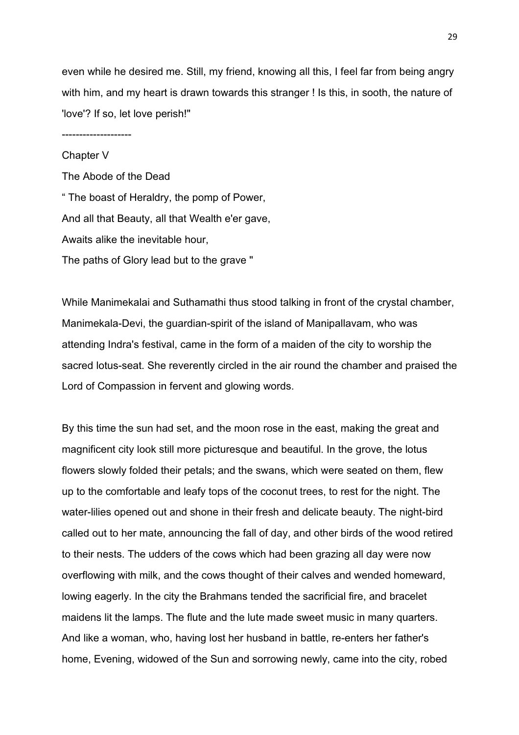even while he desired me. Still, my friend, knowing all this, I feel far from being angry with him, and my heart is drawn towards this stranger ! Is this, in sooth, the nature of 'love'? If so, let love perish!"

--------------------

## Chapter V

### The Abode of the Dead

" The boast of Heraldry, the pomp of Power,  
And all that Beauty, all that Wealth e'er gave,  
Awaits alike the inevitable hour,  
The paths of Glory lead but to the grave "

While Manimekalai and Suthamathi thus stood talking in front of the crystal chamber, Manimekala-Devi, the guardian-spirit of the island of Manipallavam, who was attending Indra's festival, came in the form of a maiden of the city to worship the sacred lotus-seat. She reverently circled in the air round the chamber and praised the Lord of Compassion in fervent and glowing words.

By this time the sun had set, and the moon rose in the east, making the great and magnificent city look still more picturesque and beautiful. In the grove, the lotus flowers slowly folded their petals; and the swans, which were seated on them, flew up to the comfortable and leafy tops of the coconut trees, to rest for the night. The water-lilies opened out and shone in their fresh and delicate beauty. The night-bird called out to her mate, announcing the fall of day, and other birds of the wood retired to their nests. The udders of the cows which had been grazing all day were now overflowing with milk, and the cows thought of their calves and wended homeward, lowing eagerly. In the city the Brahmans tended the sacrificial fire, and bracelet maidens lit the lamps. The flute and the lute made sweet music in many quarters. And like a woman, who, having lost her husband in battle, re-enters her father's home, Evening, widowed of the Sun and sorrowing newly, came into the city, robed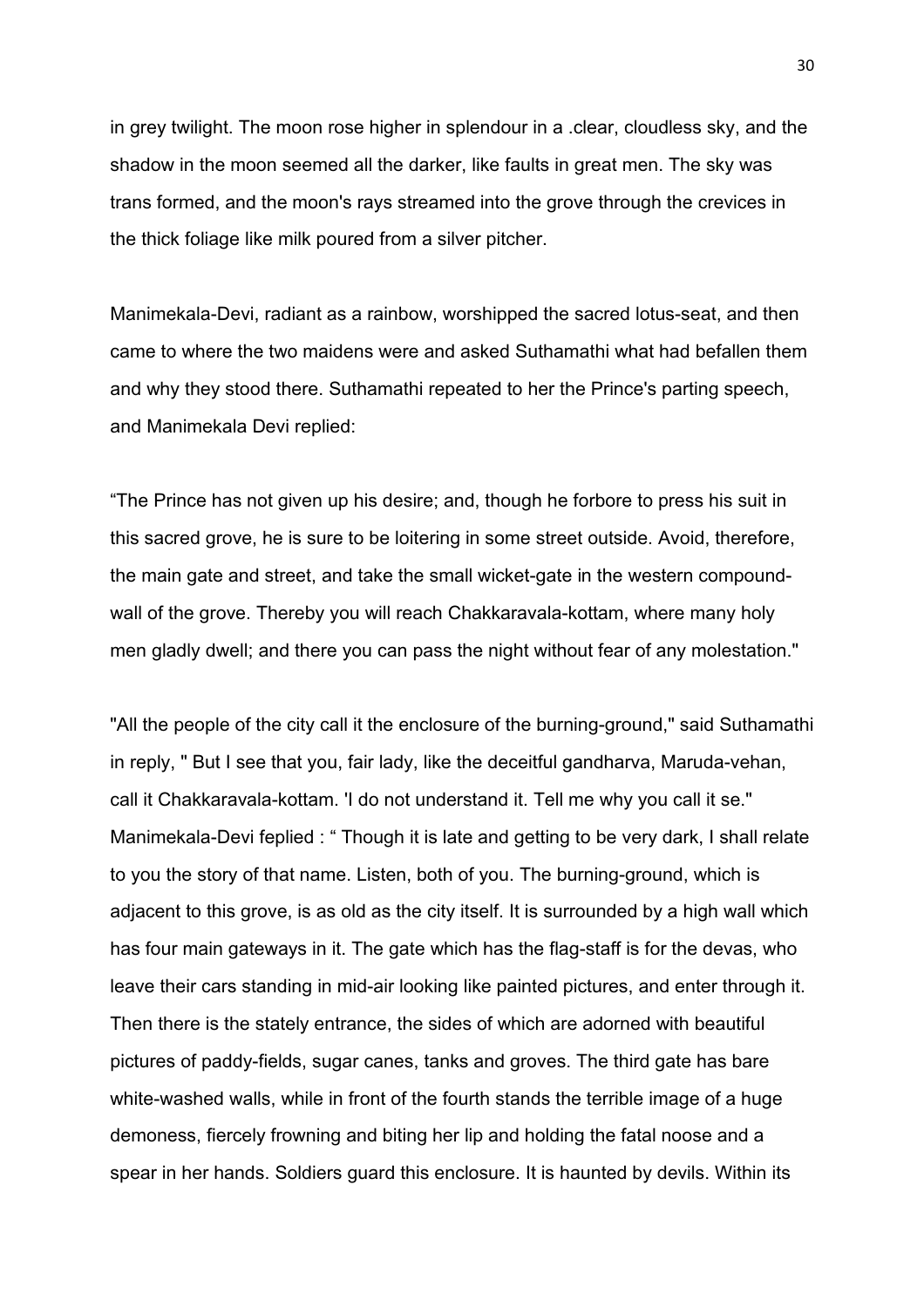in grey twilight. The moon rose higher in splendour in a .clear, cloudless sky, and the shadow in the moon seemed all the darker, like faults in great men. The sky was trans formed, and the moon's rays streamed into the grove through the crevices in the thick foliage like milk poured from a silver pitcher.

Manimekala-Devi, radiant as a rainbow, worshipped the sacred lotus-seat, and then came to where the two maidens were and asked Suthamathi what had befallen them and why they stood there. Suthamathi repeated to her the Prince's parting speech, and Manimekala Devi replied:

“The Prince has not given up his desire; and, though he forbore to press his suit in this sacred grove, he is sure to be loitering in some street outside. Avoid, therefore, the main gate and street, and take the small wicket-gate in the western compound-wall of the grove. Thereby you will reach Chakkaravala-kottam, where many holy men gladly dwell; and there you can pass the night without fear of any molestation."

"All the people of the city call it the enclosure of the burning-ground," said Suthamathi in reply, " But I see that you, fair lady, like the deceitful gandharva, Maruda-vehan, call it Chakkaravala-kottam. 'I do not understand it. Tell me why you call it se." Manimekala-Devi feplied : “ Though it is late and getting to be very dark, I shall relate to you the story of that name. Listen, both of you. The burning-ground, which is adjacent to this grove, is as old as the city itself. It is surrounded by a high wall which has four main gateways in it. The gate which has the flag-staff is for the devas, who leave their cars standing in mid-air looking like painted pictures, and enter through it. Then there is the stately entrance, the sides of which are adorned with beautiful pictures of paddy-fields, sugar canes, tanks and groves. The third gate has bare white-washed walls, while in front of the fourth stands the terrible image of a huge demoness, fiercely frowning and biting her lip and holding the fatal noose and a spear in her hands. Soldiers guard this enclosure. It is haunted by devils. Within its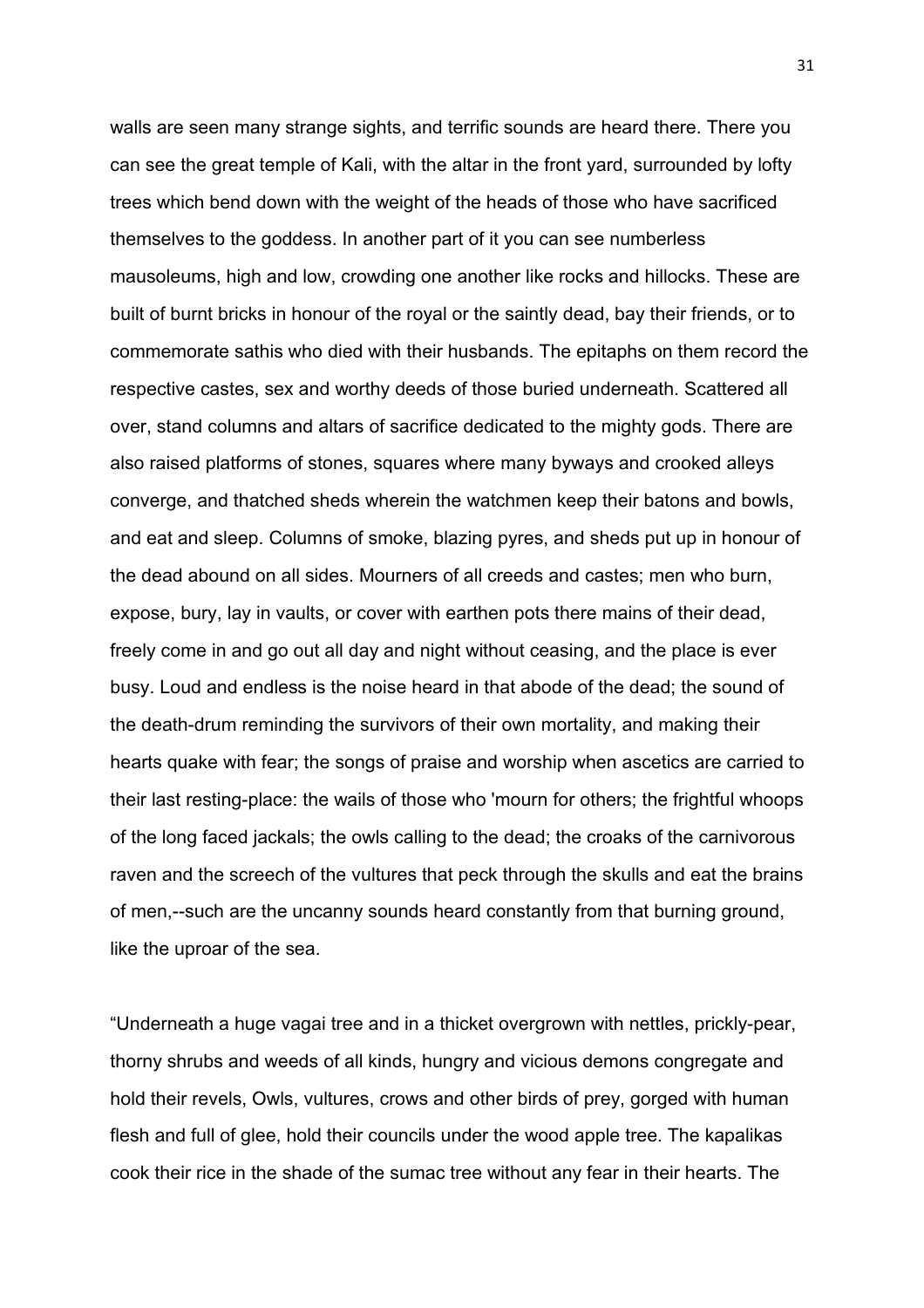walls are seen many strange sights, and terrific sounds are heard there. There you can see the great temple of Kali, with the altar in the front yard, surrounded by lofty trees which bend down with the weight of the heads of those who have sacrificed themselves to the goddess. In another part of it you can see numberless mausoleums, high and low, crowding one another like rocks and hillocks. These are built of burnt bricks in honour of the royal or the saintly dead, bay their friends, or to commemorate sathis who died with their husbands. The epitaphs on them record the respective castes, sex and worthy deeds of those buried underneath. Scattered all over, stand columns and altars of sacrifice dedicated to the mighty gods. There are also raised platforms of stones, squares where many byways and crooked alleys converge, and thatched sheds wherein the watchmen keep their batons and bowls, and eat and sleep. Columns of smoke, blazing pyres, and sheds put up in honour of the dead abound on all sides. Mourners of all creeds and castes; men who burn, expose, bury, lay in vaults, or cover with earthen pots there mains of their dead, freely come in and go out all day and night without ceasing, and the place is ever busy. Loud and endless is the noise heard in that abode of the dead; the sound of the death-drum reminding the survivors of their own mortality, and making their hearts quake with fear; the songs of praise and worship when ascetics are carried to their last resting-place: the wails of those who 'mourn for others; the frightful whoops of the long faced jackals; the owls calling to the dead; the croaks of the carnivorous raven and the screech of the vultures that peck through the skulls and eat the brains of men,--such are the uncanny sounds heard constantly from that burning ground, like the uproar of the sea.

"Underneath a huge vagai tree and in a thicket overgrown with nettles, prickly-pear, thorny shrubs and weeds of all kinds, hungry and vicious demons congregate and hold their revels, Owls, vultures, crows and other birds of prey, gorged with human flesh and full of glee, hold their councils under the wood apple tree. The kapalikas cook their rice in the shade of the sumac tree without any fear in their hearts. The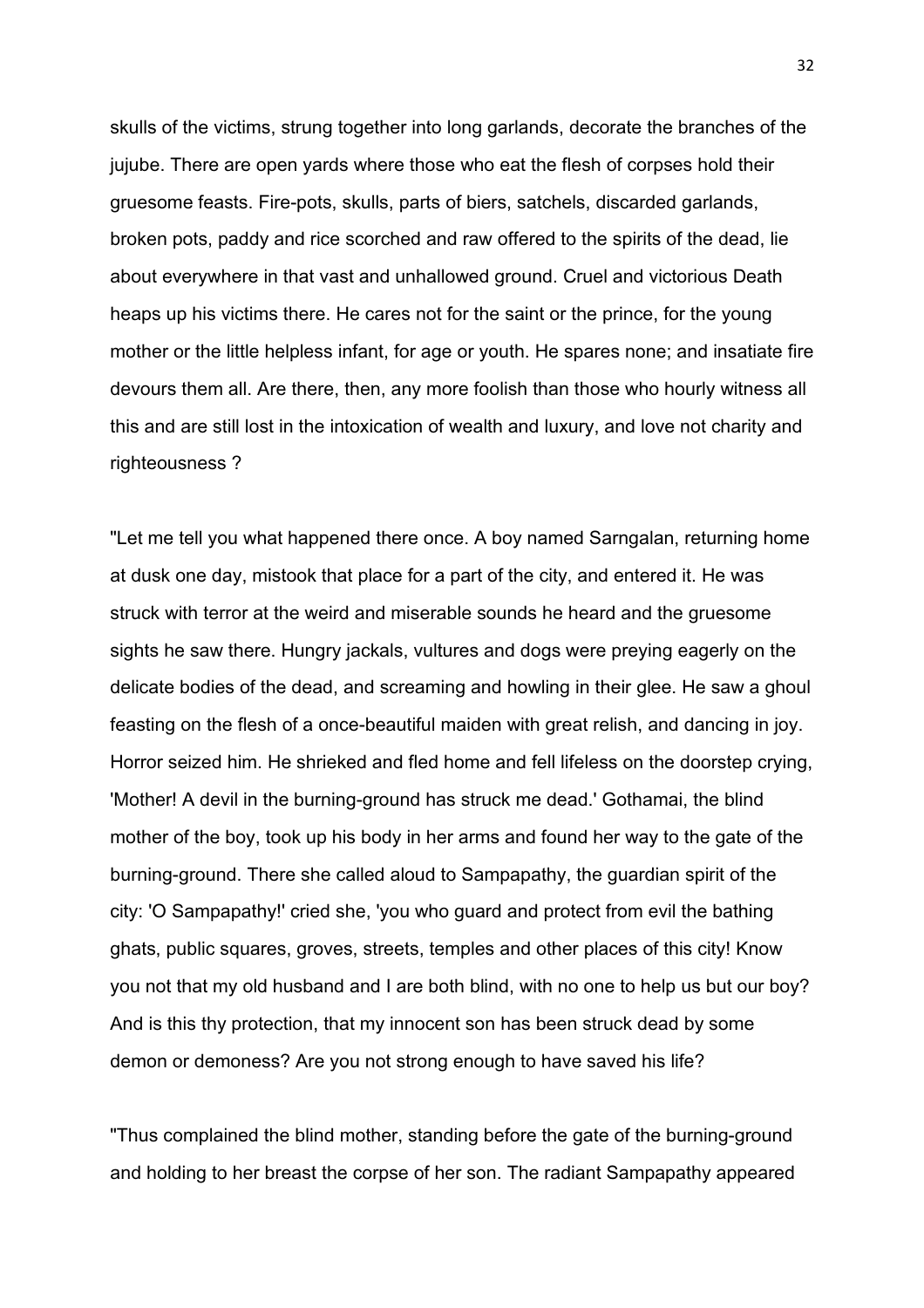skulls of the victims, strung together into long garlands, decorate the branches of the jujube. There are open yards where those who eat the flesh of corpses hold their gruesome feasts. Fire-pots, skulls, parts of biers, satchels, discarded garlands, broken pots, paddy and rice scorched and raw offered to the spirits of the dead, lie about everywhere in that vast and unhallowed ground. Cruel and victorious Death heaps up his victims there. He cares not for the saint or the prince, for the young mother or the little helpless infant, for age or youth. He spares none; and insatiate fire devours them all. Are there, then, any more foolish than those who hourly witness all this and are still lost in the intoxication of wealth and luxury, and love not charity and righteousness ?

"Let me tell you what happened there once. A boy named Sarngalan, returning home at dusk one day, mistook that place for a part of the city, and entered it. He was struck with terror at the weird and miserable sounds he heard and the gruesome sights he saw there. Hungry jackals, vultures and dogs were preying eagerly on the delicate bodies of the dead, and screaming and howling in their glee. He saw a ghoul feasting on the flesh of a once-beautiful maiden with great relish, and dancing in joy. Horror seized him. He shrieked and fled home and fell lifeless on the doorstep crying, 'Mother! A devil in the burning-ground has struck me dead.' Gothamai, the blind mother of the boy, took up his body in her arms and found her way to the gate of the burning-ground. There she called aloud to Sampapathy, the guardian spirit of the city: 'O Sampapathy!' cried she, 'you who guard and protect from evil the bathing ghats, public squares, groves, streets, temples and other places of this city! Know you not that my old husband and I are both blind, with no one to help us but our boy? And is this thy protection, that my innocent son has been struck dead by some demon or demoness? Are you not strong enough to have saved his life?

"Thus complained the blind mother, standing before the gate of the burning-ground and holding to her breast the corpse of her son. The radiant Sampapathy appeared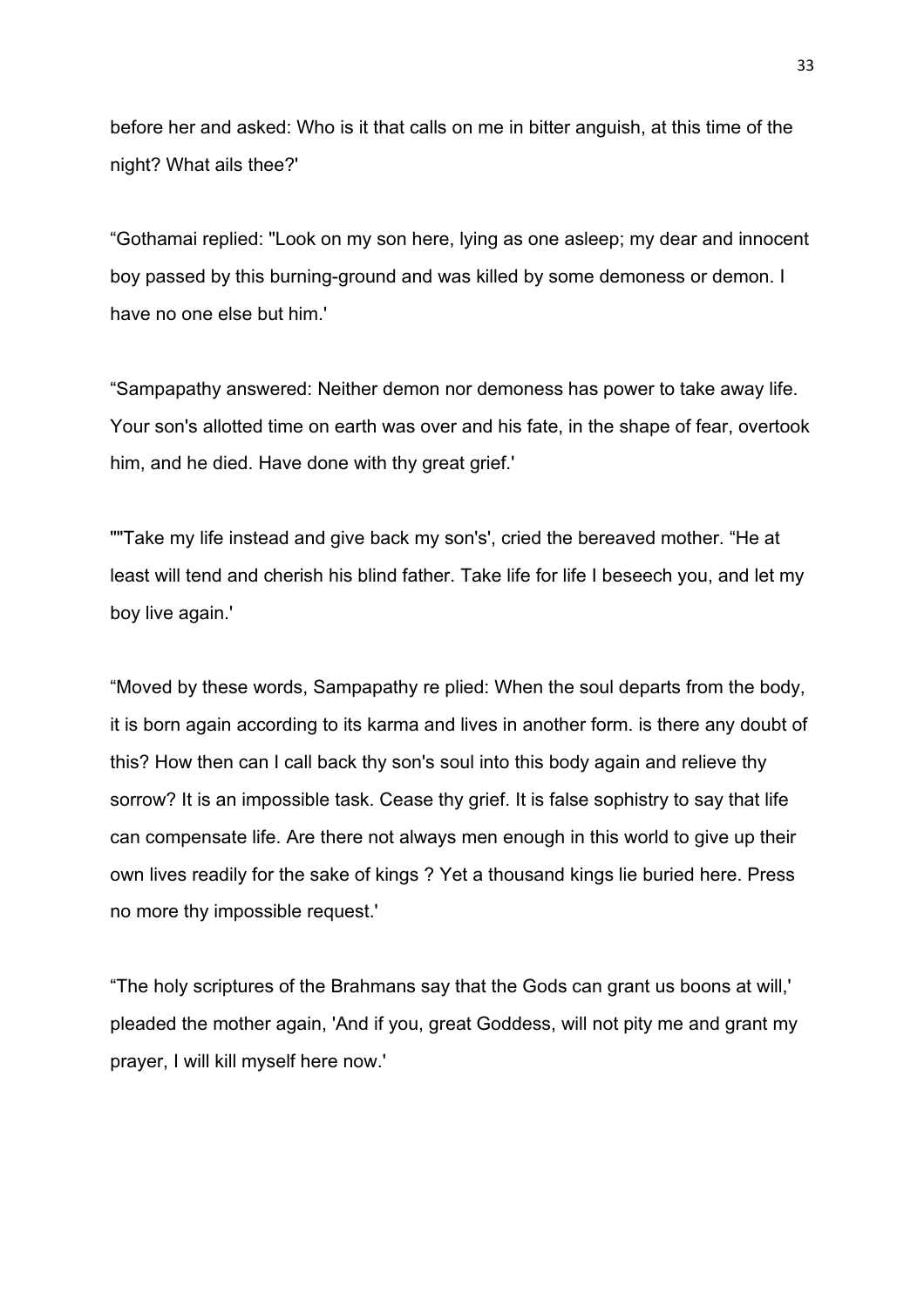before her and asked: Who is it that calls on me in bitter anguish, at this time of the night? What ails thee?'

“Gothamai replied: "Look on my son here, lying as one asleep; my dear and innocent boy passed by this burning-ground and was killed by some demoness or demon. I have no one else but him.'

“Sampapathy answered: Neither demon nor demoness has power to take away life. Your son's allotted time on earth was over and his fate, in the shape of fear, overtook him, and he died. Have done with thy great grief.'

""Take my life instead and give back my son's', cried the bereaved mother. “He at least will tend and cherish his blind father. Take life for life I beseech you, and let my boy live again.'

“Moved by these words, Sampapathy re plied: When the soul departs from the body, it is born again according to its karma and lives in another form. is there any doubt of this? How then can I call back thy son's soul into this body again and relieve thy sorrow? It is an impossible task. Cease thy grief. It is false sophistry to say that life can compensate life. Are there not always men enough in this world to give up their own lives readily for the sake of kings ? Yet a thousand kings lie buried here. Press no more thy impossible request.'

“The holy scriptures of the Brahmans say that the Gods can grant us boons at will,' pleaded the mother again, 'And if you, great Goddess, will not pity me and grant my prayer, I will kill myself here now.'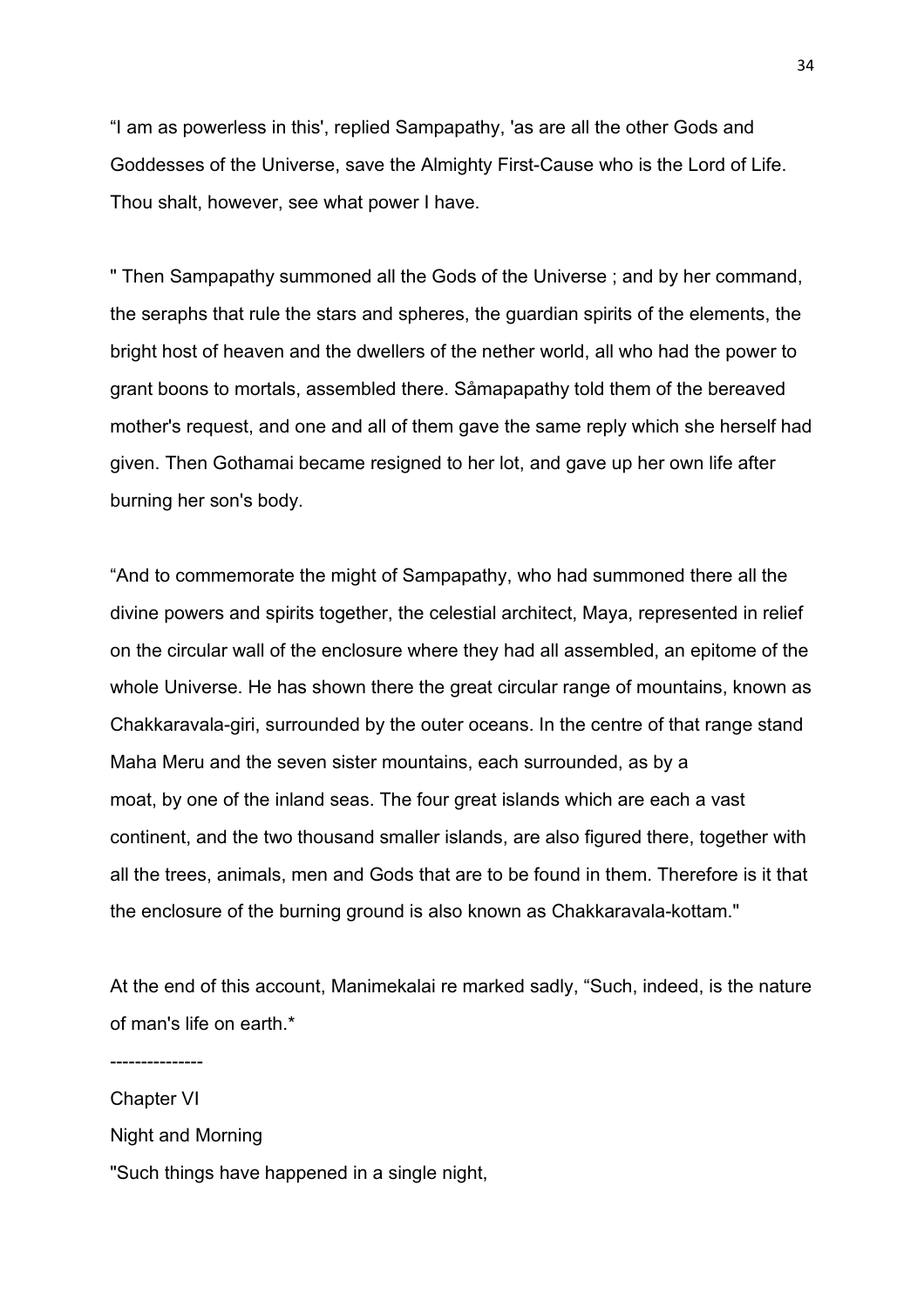“I am as powerless in this', replied Sampapathy, 'as are all the other Gods and Goddesses of the Universe, save the Almighty First-Cause who is the Lord of Life. Thou shalt, however, see what power I have.

" Then Sampapathy summoned all the Gods of the Universe ; and by her command, the seraphs that rule the stars and spheres, the guardian spirits of the elements, the bright host of heaven and the dwellers of the nether world, all who had the power to grant boons to mortals, assembled there. Såmapapathy told them of the bereaved mother's request, and one and all of them gave the same reply which she herself had given. Then Gothamai became resigned to her lot, and gave up her own life after burning her son's body.

“And to commemorate the might of Sampapathy, who had summoned there all the divine powers and spirits together, the celestial architect, Maya, represented in relief on the circular wall of the enclosure where they had all assembled, an epitome of the whole Universe. He has shown there the great circular range of mountains, known as Chakkaravala-giri, surrounded by the outer oceans. In the centre of that range stand Maha Meru and the seven sister mountains, each surrounded, as by a moat, by one of the inland seas. The four great islands which are each a vast continent, and the two thousand smaller islands, are also figured there, together with all the trees, animals, men and Gods that are to be found in them. Therefore is it that the enclosure of the burning ground is also known as Chakkaravala-kottam."

At the end of this account, Manimekalai re marked sadly, “Such, indeed, is the nature of man's life on earth.*

---------------

Chapter VI

Night and Morning

"Such things have happened in a single night,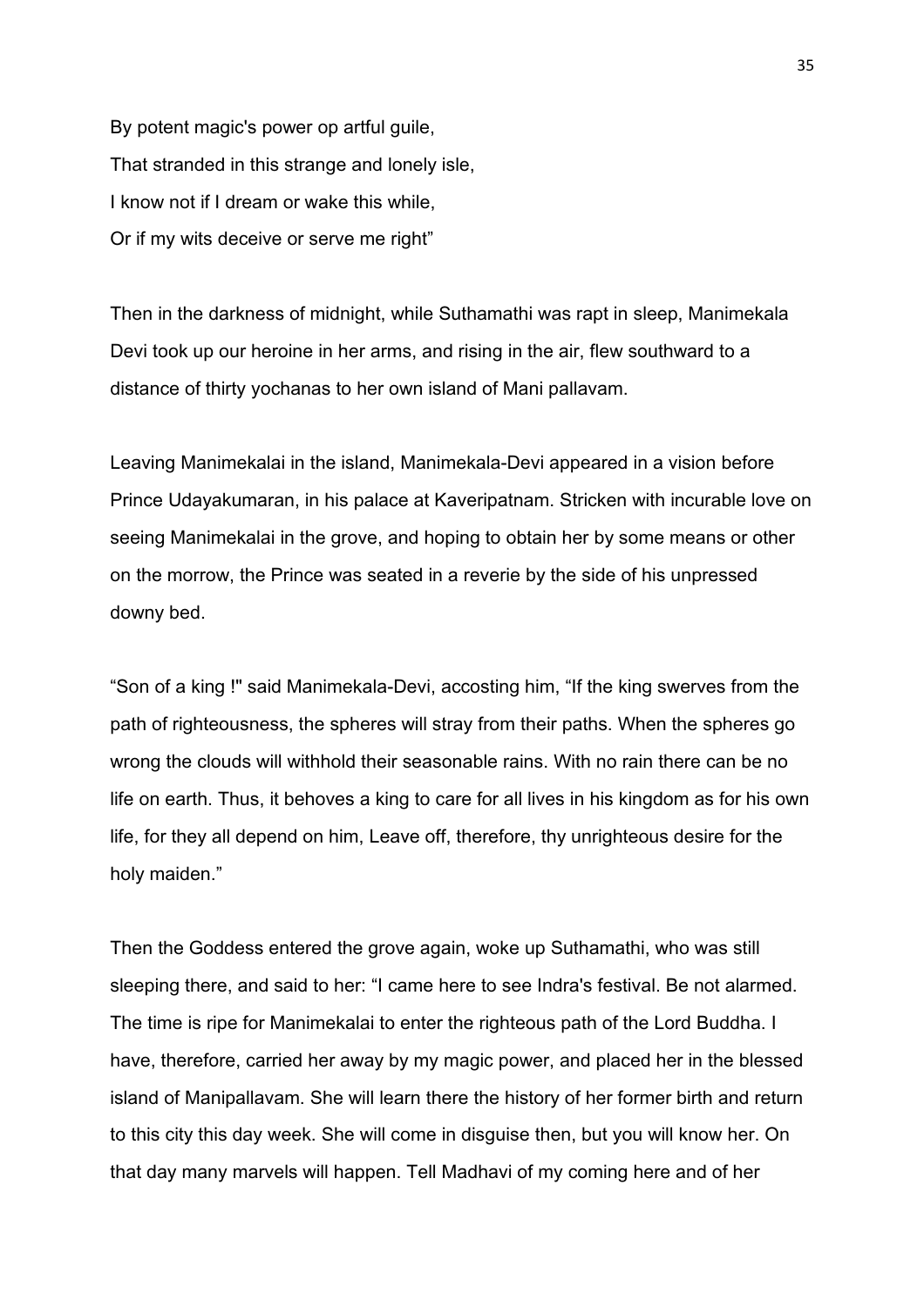By potent magic's power op artful guile,  
That stranded in this strange and lonely isle,  
I know not if I dream or wake this while,  
Or if my wits deceive or serve me right"

Then in the darkness of midnight, while Suthamathi was rapt in sleep, Manimekala Devi took up our heroine in her arms, and rising in the air, flew southward to a distance of thirty yochanas to her own island of Mani pallavam.

Leaving Manimekalai in the island, Manimekala-Devi appeared in a vision before Prince Udayakumaran, in his palace at Kaveripatnam. Stricken with incurable love on seeing Manimekalai in the grove, and hoping to obtain her by some means or other on the morrow, the Prince was seated in a reverie by the side of his unpressed downy bed.

"Son of a king !" said Manimekala-Devi, accosting him, "If the king swerves from the path of righteousness, the spheres will stray from their paths. When the spheres go wrong the clouds will withhold their seasonable rains. With no rain there can be no life on earth. Thus, it behoves a king to care for all lives in his kingdom as for his own life, for they all depend on him, Leave off, therefore, thy unrighteous desire for the holy maiden."

Then the Goddess entered the grove again, woke up Suthamathi, who was still sleeping there, and said to her: "I came here to see Indra's festival. Be not alarmed. The time is ripe for Manimekalai to enter the righteous path of the Lord Buddha. I have, therefore, carried her away by my magic power, and placed her in the blessed island of Manipallavam. She will learn there the history of her former birth and return to this city this day week. She will come in disguise then, but you will know her. On that day many marvels will happen. Tell Madhavi of my coming here and of her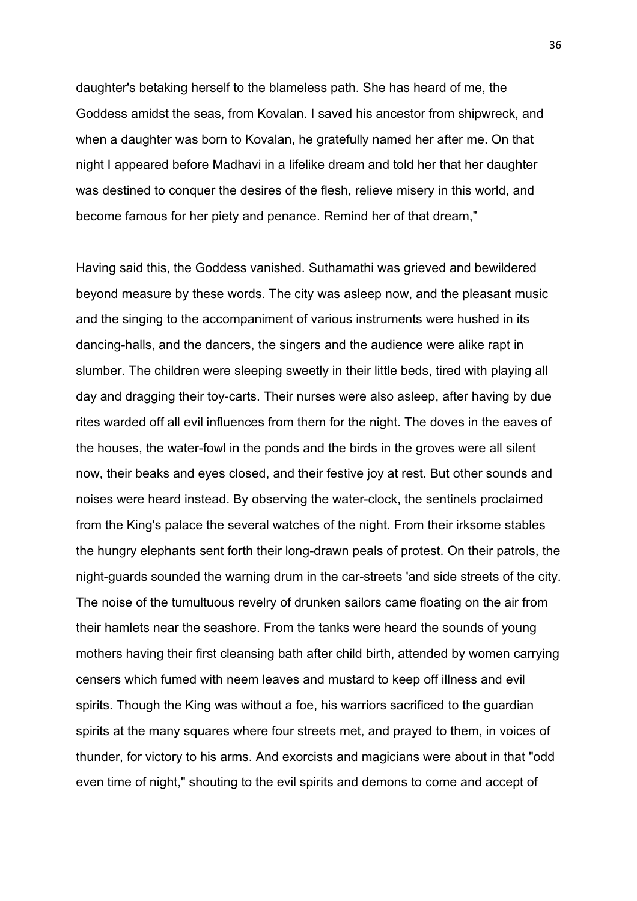daughter's betaking herself to the blameless path. She has heard of me, the Goddess amidst the seas, from Kovalan. I saved his ancestor from shipwreck, and when a daughter was born to Kovalan, he gratefully named her after me. On that night I appeared before Madhavi in a lifelike dream and told her that her daughter was destined to conquer the desires of the flesh, relieve misery in this world, and become famous for her piety and penance. Remind her of that dream,"

Having said this, the Goddess vanished. Suthamathi was grieved and bewildered beyond measure by these words. The city was asleep now, and the pleasant music and the singing to the accompaniment of various instruments were hushed in its dancing-halls, and the dancers, the singers and the audience were alike rapt in slumber. The children were sleeping sweetly in their little beds, tired with playing all day and dragging their toy-carts. Their nurses were also asleep, after having by due rites warded off all evil influences from them for the night. The doves in the eaves of the houses, the water-fowl in the ponds and the birds in the groves were all silent now, their beaks and eyes closed, and their festive joy at rest. But other sounds and noises were heard instead. By observing the water-clock, the sentinels proclaimed from the King's palace the several watches of the night. From their irksome stables the hungry elephants sent forth their long-drawn peals of protest. On their patrols, the night-guards sounded the warning drum in the car-streets 'and side streets of the city. The noise of the tumultuous revelry of drunken sailors came floating on the air from their hamlets near the seashore. From the tanks were heard the sounds of young mothers having their first cleansing bath after child birth, attended by women carrying censers which fumed with neem leaves and mustard to keep off illness and evil spirits. Though the King was without a foe, his warriors sacrificed to the guardian spirits at the many squares where four streets met, and prayed to them, in voices of thunder, for victory to his arms. And exorcists and magicians were about in that "odd even time of night," shouting to the evil spirits and demons to come and accept of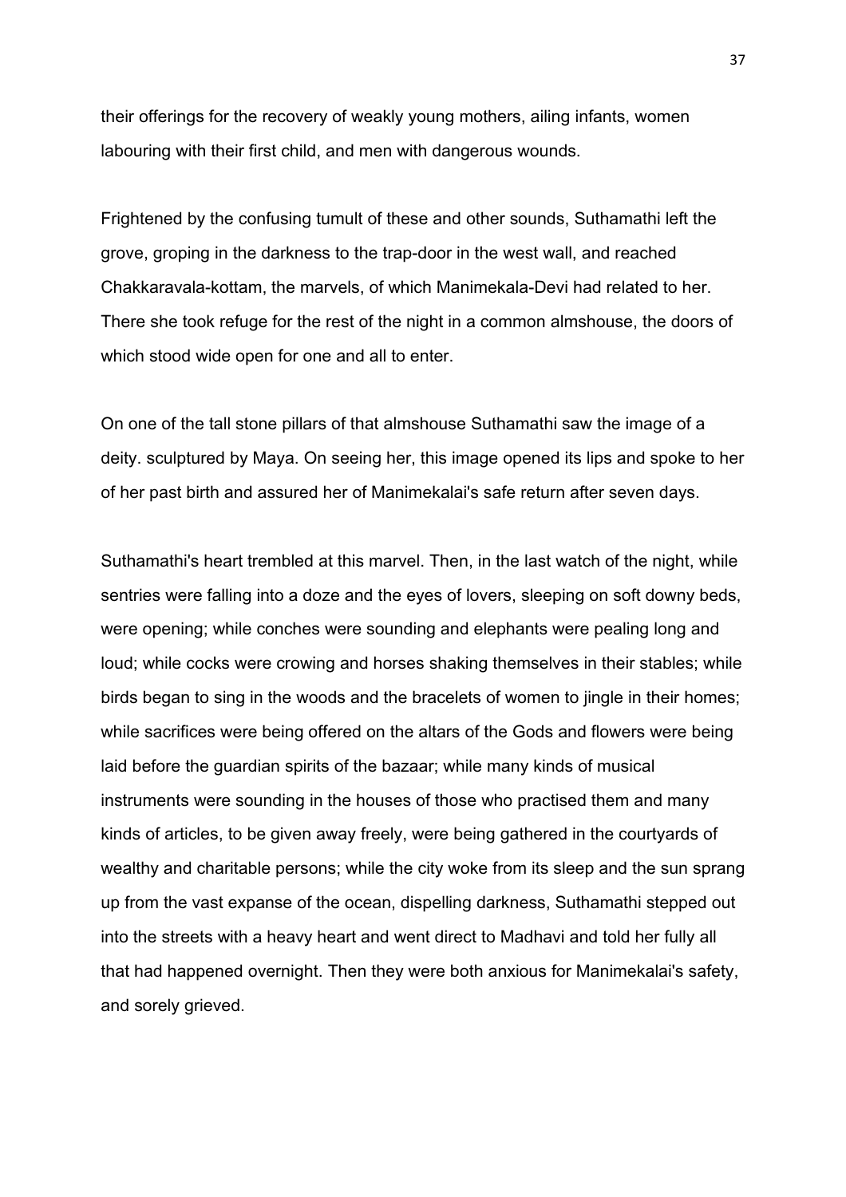their offerings for the recovery of weakly young mothers, ailing infants, women labouring with their first child, and men with dangerous wounds.

Frightened by the confusing tumult of these and other sounds, Suthamathi left the grove, groping in the darkness to the trap-door in the west wall, and reached Chakkaravala-kottam, the marvels, of which Manimekala-Devi had related to her. There she took refuge for the rest of the night in a common almshouse, the doors of which stood wide open for one and all to enter.

On one of the tall stone pillars of that almshouse Suthamathi saw the image of a deity. sculptured by Maya. On seeing her, this image opened its lips and spoke to her of her past birth and assured her of Manimekalai's safe return after seven days.

Suthamathi's heart trembled at this marvel. Then, in the last watch of the night, while sentries were falling into a doze and the eyes of lovers, sleeping on soft downy beds, were opening; while conches were sounding and elephants were pealing long and loud; while cocks were crowing and horses shaking themselves in their stables; while birds began to sing in the woods and the bracelets of women to jingle in their homes; while sacrifices were being offered on the altars of the Gods and flowers were being laid before the guardian spirits of the bazaar; while many kinds of musical instruments were sounding in the houses of those who practised them and many kinds of articles, to be given away freely, were being gathered in the courtyards of wealthy and charitable persons; while the city woke from its sleep and the sun sprang up from the vast expanse of the ocean, dispelling darkness, Suthamathi stepped out into the streets with a heavy heart and went direct to Madhavi and told her fully all that had happened overnight. Then they were both anxious for Manimekalai's safety, and sorely grieved.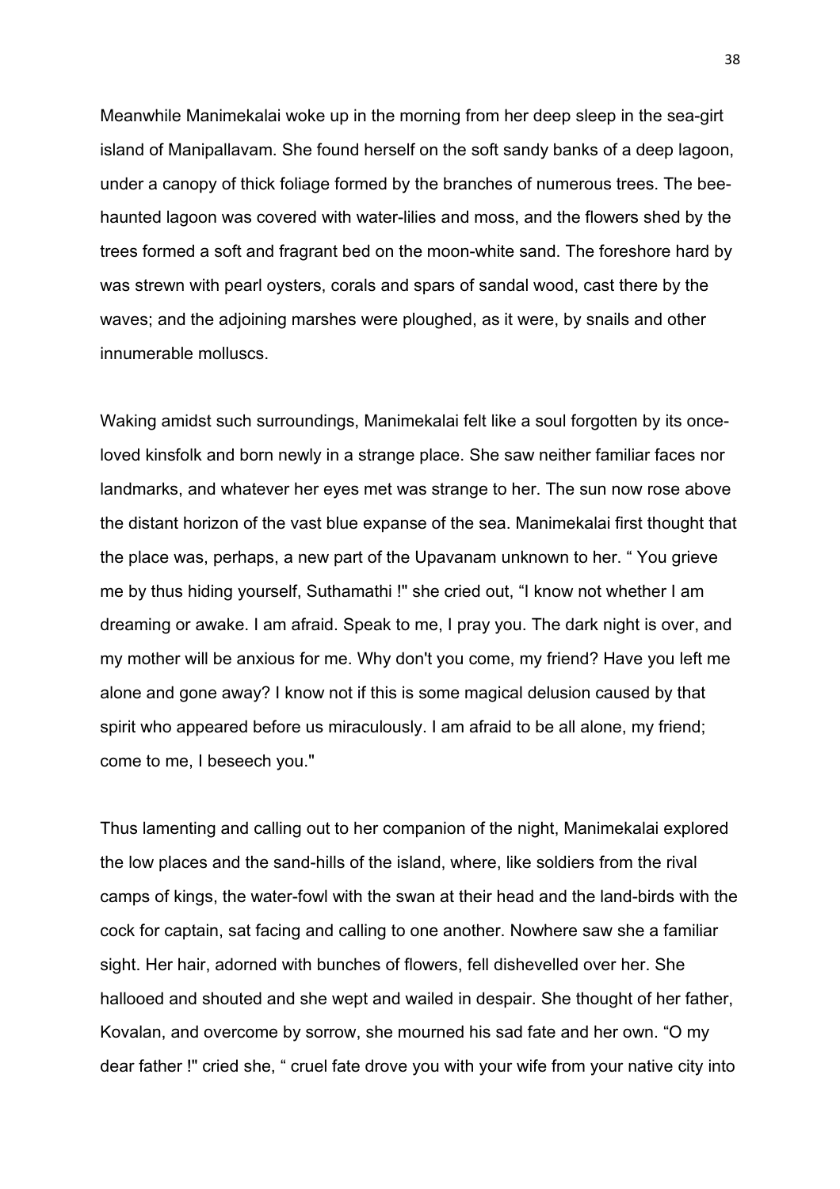Meanwhile Manimekalai woke up in the morning from her deep sleep in the sea-girt island of Manipallavam. She found herself on the soft sandy banks of a deep lagoon, under a canopy of thick foliage formed by the branches of numerous trees. The bee-haunted lagoon was covered with water-lilies and moss, and the flowers shed by the trees formed a soft and fragrant bed on the moon-white sand. The foreshore hard by was strewn with pearl oysters, corals and spars of sandal wood, cast there by the waves; and the adjoining marshes were ploughed, as it were, by snails and other innumerable molluscs.

Waking amidst such surroundings, Manimekalai felt like a soul forgotten by its once-loved kinsfolk and born newly in a strange place. She saw neither familiar faces nor landmarks, and whatever her eyes met was strange to her. The sun now rose above the distant horizon of the vast blue expanse of the sea. Manimekalai first thought that the place was, perhaps, a new part of the Upavanam unknown to her. " You grieve me by thus hiding yourself, Suthamathi !" she cried out, "I know not whether I am dreaming or awake. I am afraid. Speak to me, I pray you. The dark night is over, and my mother will be anxious for me. Why don't you come, my friend? Have you left me alone and gone away? I know not if this is some magical delusion caused by that spirit who appeared before us miraculously. I am afraid to be all alone, my friend; come to me, I beseech you."

Thus lamenting and calling out to her companion of the night, Manimekalai explored the low places and the sand-hills of the island, where, like soldiers from the rival camps of kings, the water-fowl with the swan at their head and the land-birds with the cock for captain, sat facing and calling to one another. Nowhere saw she a familiar sight. Her hair, adorned with bunches of flowers, fell dishevelled over her. She hallooed and shouted and she wept and wailed in despair. She thought of her father, Kovalan, and overcome by sorrow, she mourned his sad fate and her own. "O my dear father !" cried she, " cruel fate drove you with your wife from your native city into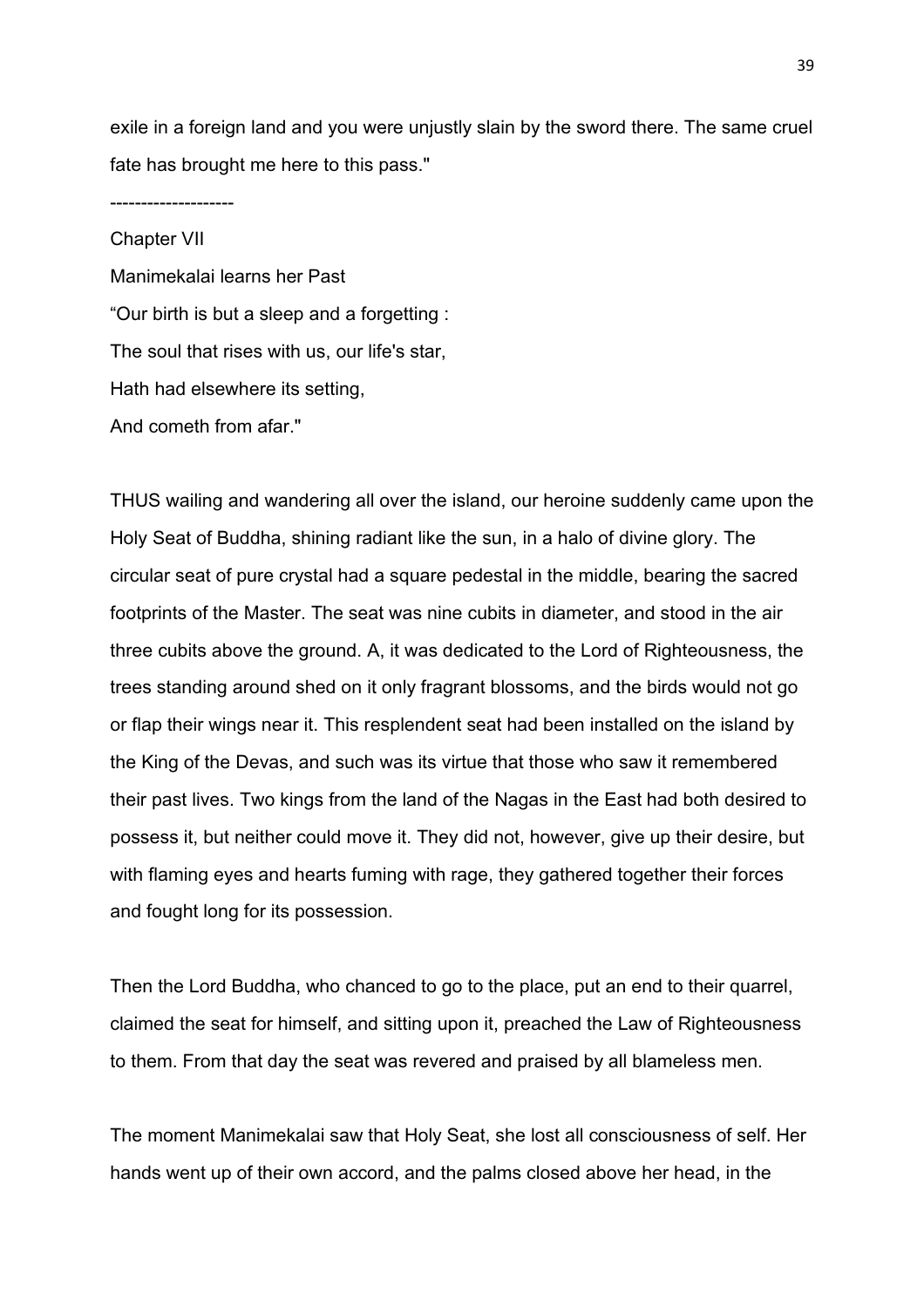exile in a foreign land and you were unjustly slain by the sword there. The same cruel fate has brought me here to this pass."

--------------------

## Chapter VII

### Manimekalai learns her Past

"Our birth is but a sleep and a forgetting :
The soul that rises with us, our life's star,
Hath had elsewhere its setting,
And cometh from afar."

THUS wailing and wandering all over the island, our heroine suddenly came upon the Holy Seat of Buddha, shining radiant like the sun, in a halo of divine glory. The circular seat of pure crystal had a square pedestal in the middle, bearing the sacred footprints of the Master. The seat was nine cubits in diameter, and stood in the air three cubits above the ground. A, it was dedicated to the Lord of Righteousness, the trees standing around shed on it only fragrant blossoms, and the birds would not go or flap their wings near it. This resplendent seat had been installed on the island by the King of the Devas, and such was its virtue that those who saw it remembered their past lives. Two kings from the land of the Nagas in the East had both desired to possess it, but neither could move it. They did not, however, give up their desire, but with flaming eyes and hearts fuming with rage, they gathered together their forces and fought long for its possession.

Then the Lord Buddha, who chanced to go to the place, put an end to their quarrel, claimed the seat for himself, and sitting upon it, preached the Law of Righteousness to them. From that day the seat was revered and praised by all blameless men.

The moment Manimekalai saw that Holy Seat, she lost all consciousness of self. Her hands went up of their own accord, and the palms closed above her head, in the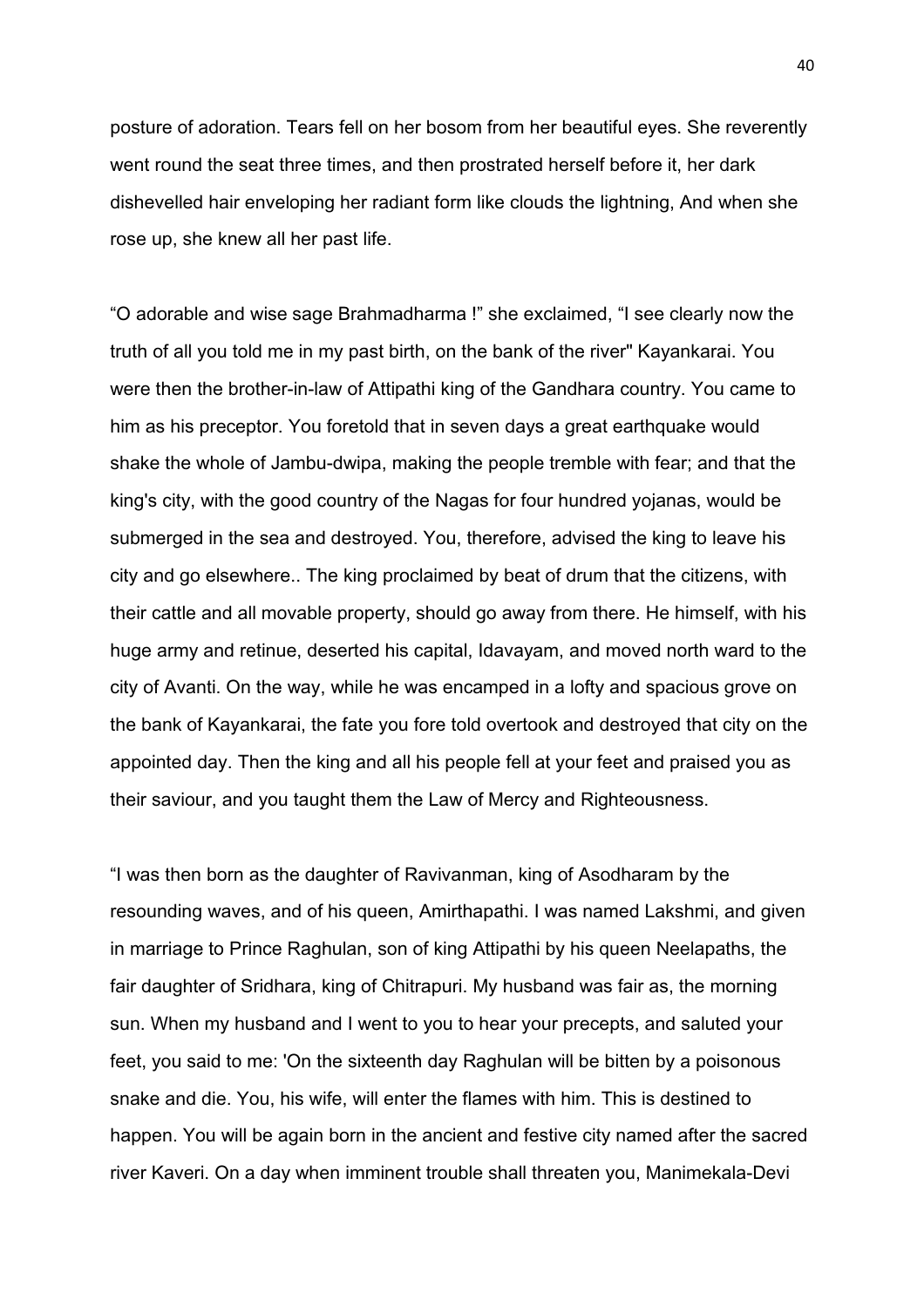posture of adoration. Tears fell on her bosom from her beautiful eyes. She reverently went round the seat three times, and then prostrated herself before it, her dark dishevelled hair enveloping her radiant form like clouds the lightning, And when she rose up, she knew all her past life.

“O adorable and wise sage Brahmadharma !” she exclaimed, “I see clearly now the truth of all you told me in my past birth, on the bank of the river" Kayankarai. You were then the brother-in-law of Attipathi king of the Gandhara country. You came to him as his preceptor. You foretold that in seven days a great earthquake would shake the whole of Jambu-dwipa, making the people tremble with fear; and that the king's city, with the good country of the Nagas for four hundred yojanas, would be submerged in the sea and destroyed. You, therefore, advised the king to leave his city and go elsewhere.. The king proclaimed by beat of drum that the citizens, with their cattle and all movable property, should go away from there. He himself, with his huge army and retinue, deserted his capital, Idavayam, and moved north ward to the city of Avanti. On the way, while he was encamped in a lofty and spacious grove on the bank of Kayankarai, the fate you fore told overtook and destroyed that city on the appointed day. Then the king and all his people fell at your feet and praised you as their saviour, and you taught them the Law of Mercy and Righteousness.

“I was then born as the daughter of Ravivanman, king of Asodharam by the resounding waves, and of his queen, Amirthapathi. I was named Lakshmi, and given in marriage to Prince Raghulan, son of king Attipathi by his queen Neelapaths, the fair daughter of Sridhara, king of Chitrapuri. My husband was fair as, the morning sun. When my husband and I went to you to hear your precepts, and saluted your feet, you said to me: 'On the sixteenth day Raghulan will be bitten by a poisonous snake and die. You, his wife, will enter the flames with him. This is destined to happen. You will be again born in the ancient and festive city named after the sacred river Kaveri. On a day when imminent trouble shall threaten you, Manimekala-Devi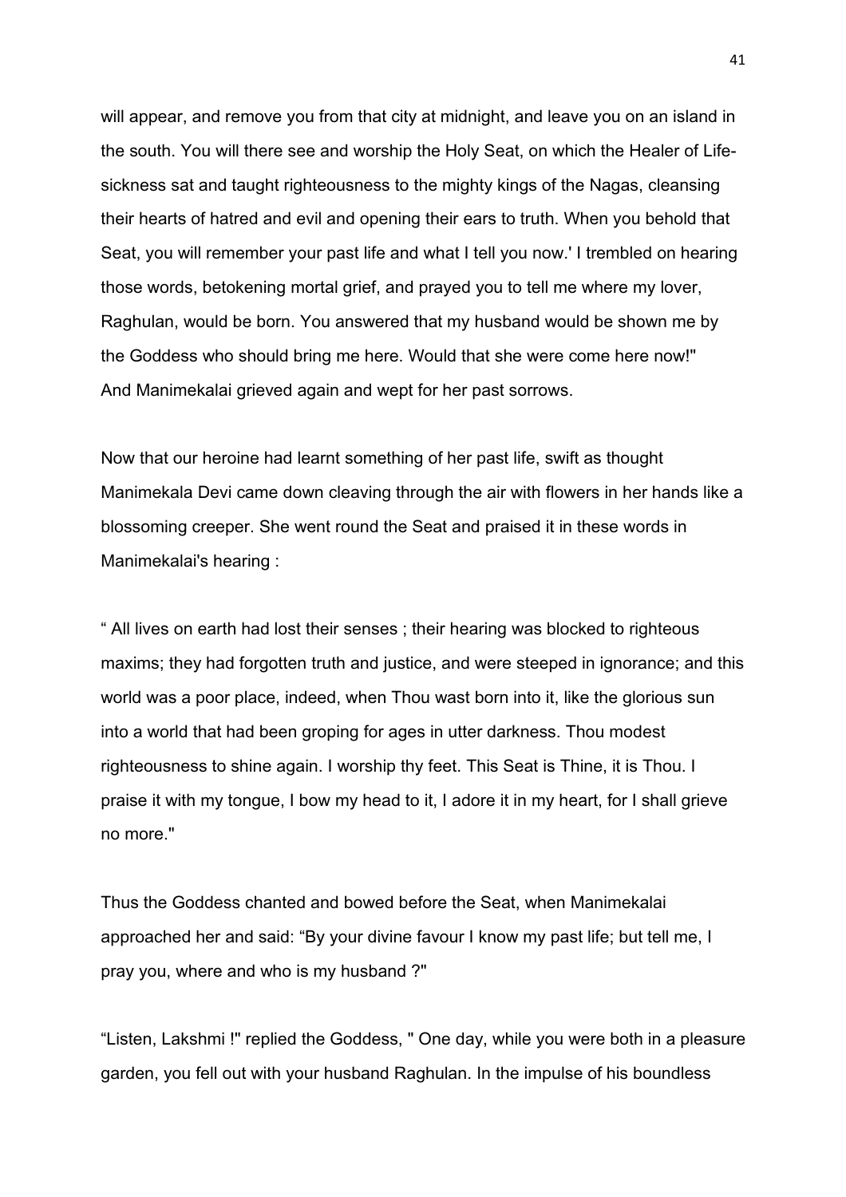will appear, and remove you from that city at midnight, and leave you on an island in the south. You will there see and worship the Holy Seat, on which the Healer of Life-sickness sat and taught righteousness to the mighty kings of the Nagas, cleansing their hearts of hatred and evil and opening their ears to truth. When you behold that Seat, you will remember your past life and what I tell you now.' I trembled on hearing those words, betokening mortal grief, and prayed you to tell me where my lover, Raghulan, would be born. You answered that my husband would be shown me by the Goddess who should bring me here. Would that she were come here now!" And Manimekalai grieved again and wept for her past sorrows.

Now that our heroine had learnt something of her past life, swift as thought Manimekala Devi came down cleaving through the air with flowers in her hands like a blossoming creeper. She went round the Seat and praised it in these words in Manimekalai's hearing :

" All lives on earth had lost their senses ; their hearing was blocked to righteous maxims; they had forgotten truth and justice, and were steeped in ignorance; and this world was a poor place, indeed, when Thou wast born into it, like the glorious sun into a world that had been groping for ages in utter darkness. Thou modest righteousness to shine again. I worship thy feet. This Seat is Thine, it is Thou. I praise it with my tongue, I bow my head to it, I adore it in my heart, for I shall grieve no more."

Thus the Goddess chanted and bowed before the Seat, when Manimekalai approached her and said: "By your divine favour I know my past life; but tell me, I pray you, where and who is my husband ?"

"Listen, Lakshmi !" replied the Goddess, " One day, while you were both in a pleasure garden, you fell out with your husband Raghulan. In the impulse of his boundless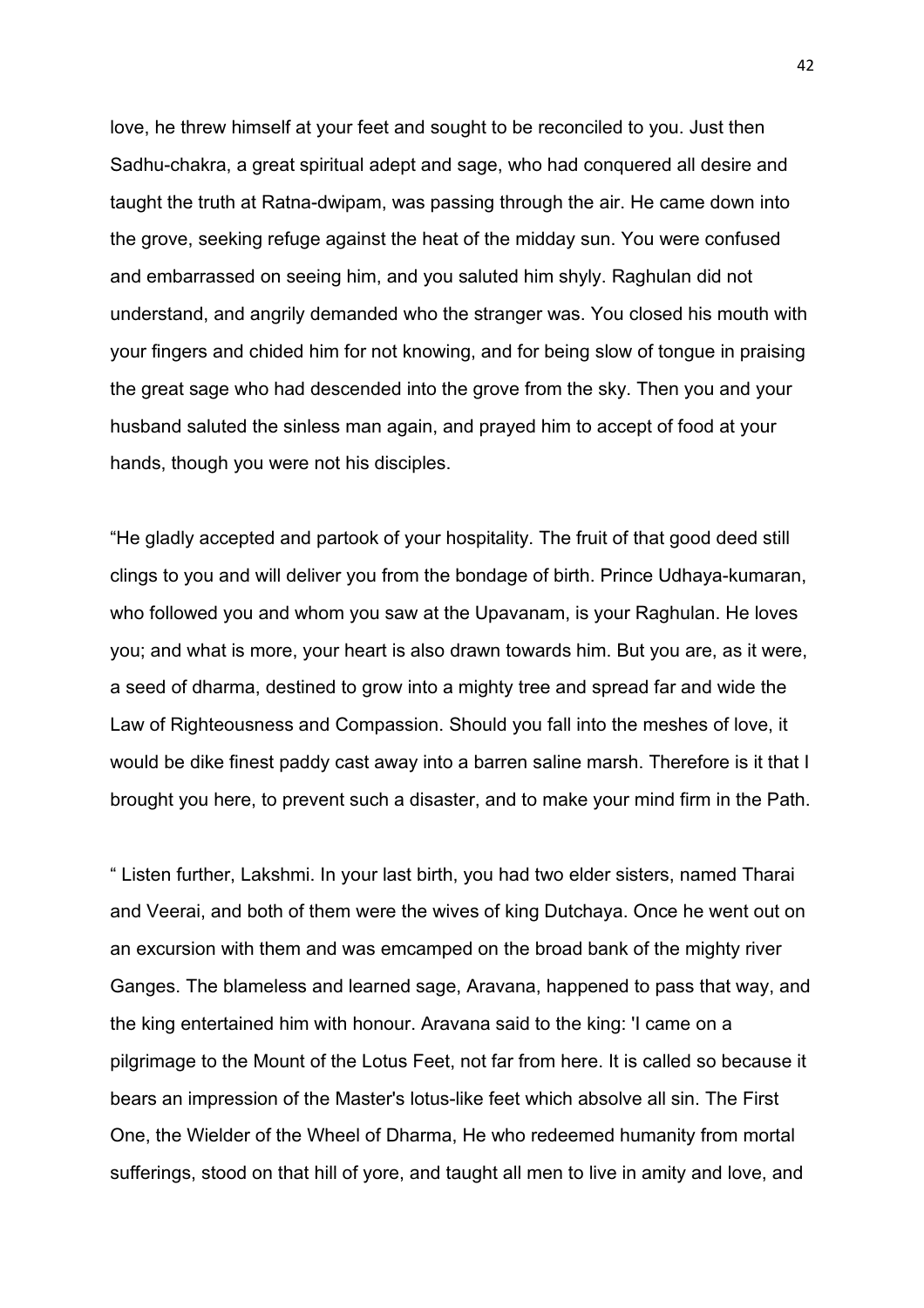love, he threw himself at your feet and sought to be reconciled to you. Just then Sadhu-chakra, a great spiritual adept and sage, who had conquered all desire and taught the truth at Ratna-dwipam, was passing through the air. He came down into the grove, seeking refuge against the heat of the midday sun. You were confused and embarrassed on seeing him, and you saluted him shyly. Raghulan did not understand, and angrily demanded who the stranger was. You closed his mouth with your fingers and chided him for not knowing, and for being slow of tongue in praising the great sage who had descended into the grove from the sky. Then you and your husband saluted the sinless man again, and prayed him to accept of food at your hands, though you were not his disciples.

“He gladly accepted and partook of your hospitality. The fruit of that good deed still clings to you and will deliver you from the bondage of birth. Prince Udhaya-kumaran, who followed you and whom you saw at the Upavanam, is your Raghulan. He loves you; and what is more, your heart is also drawn towards him. But you are, as it were, a seed of dharma, destined to grow into a mighty tree and spread far and wide the Law of Righteousness and Compassion. Should you fall into the meshes of love, it would be dike finest paddy cast away into a barren saline marsh. Therefore is it that I brought you here, to prevent such a disaster, and to make your mind firm in the Path.

“ Listen further, Lakshmi. In your last birth, you had two elder sisters, named Tharai and Veerai, and both of them were the wives of king Dutchaya. Once he went out on an excursion with them and was emcamped on the broad bank of the mighty river Ganges. The blameless and learned sage, Aravana, happened to pass that way, and the king entertained him with honour. Aravana said to the king: 'I came on a pilgrimage to the Mount of the Lotus Feet, not far from here. It is called so because it bears an impression of the Master's lotus-like feet which absolve all sin. The First One, the Wielder of the Wheel of Dharma, He who redeemed humanity from mortal sufferings, stood on that hill of yore, and taught all men to live in amity and love, and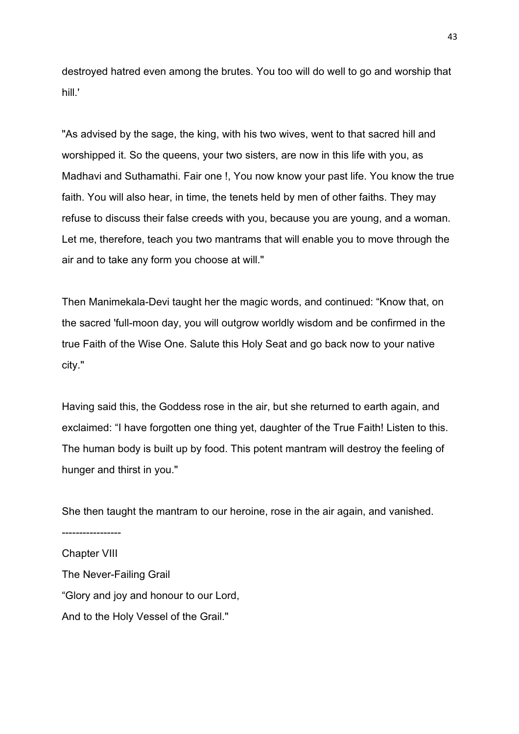destroyed hatred even among the brutes. You too will do well to go and worship that hill.'

"As advised by the sage, the king, with his two wives, went to that sacred hill and worshipped it. So the queens, your two sisters, are now in this life with you, as Madhavi and Suthamathi. Fair one !, You now know your past life. You know the true faith. You will also hear, in time, the tenets held by men of other faiths. They may refuse to discuss their false creeds with you, because you are young, and a woman. Let me, therefore, teach you two mantrams that will enable you to move through the air and to take any form you choose at will."

Then Manimekala-Devi taught her the magic words, and continued: "Know that, on the sacred 'full-moon day, you will outgrow worldly wisdom and be confirmed in the true Faith of the Wise One. Salute this Holy Seat and go back now to your native city."

Having said this, the Goddess rose in the air, but she returned to earth again, and exclaimed: "I have forgotten one thing yet, daughter of the True Faith! Listen to this. The human body is built up by food. This potent mantram will destroy the feeling of hunger and thirst in you."

She then taught the mantram to our heroine, rose in the air again, and vanished.

----------------

## Chapter VIII

## The Never-Failing Grail

"Glory and joy and honour to our Lord,
And to the Holy Vessel of the Grail."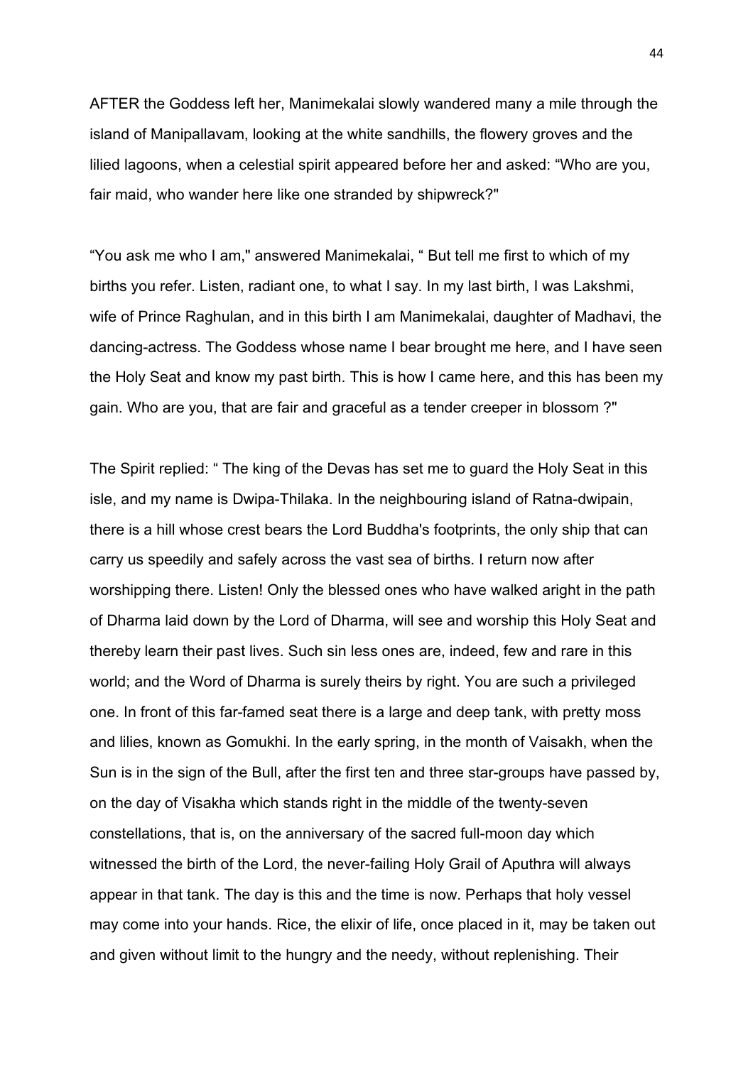AFTER the Goddess left her, Manimekalai slowly wandered many a mile through the island of Manipallavam, looking at the white sandhills, the flowery groves and the lilied lagoons, when a celestial spirit appeared before her and asked: “Who are you, fair maid, who wander here like one stranded by shipwreck?"

“You ask me who I am," answered Manimekalai, “ But tell me first to which of my births you refer. Listen, radiant one, to what I say. In my last birth, I was Lakshmi, wife of Prince Raghulan, and in this birth I am Manimekalai, daughter of Madhavi, the dancing-actress. The Goddess whose name I bear brought me here, and I have seen the Holy Seat and know my past birth. This is how I came here, and this has been my gain. Who are you, that are fair and graceful as a tender creeper in blossom ?"

The Spirit replied: “ The king of the Devas has set me to guard the Holy Seat in this isle, and my name is Dwipa-Thilaka. In the neighbouring island of Ratna-dwipain, there is a hill whose crest bears the Lord Buddha's footprints, the only ship that can carry us speedily and safely across the vast sea of births. I return now after worshipping there. Listen! Only the blessed ones who have walked aright in the path of Dharma laid down by the Lord of Dharma, will see and worship this Holy Seat and thereby learn their past lives. Such sin less ones are, indeed, few and rare in this world; and the Word of Dharma is surely theirs by right. You are such a privileged one. In front of this far-famed seat there is a large and deep tank, with pretty moss and lilies, known as Gomukhi. In the early spring, in the month of Vaisakh, when the Sun is in the sign of the Bull, after the first ten and three star-groups have passed by, on the day of Visakha which stands right in the middle of the twenty-seven constellations, that is, on the anniversary of the sacred full-moon day which witnessed the birth of the Lord, the never-failing Holy Grail of Aputhra will always appear in that tank. The day is this and the time is now. Perhaps that holy vessel may come into your hands. Rice, the elixir of life, once placed in it, may be taken out and given without limit to the hungry and the needy, without replenishing. Their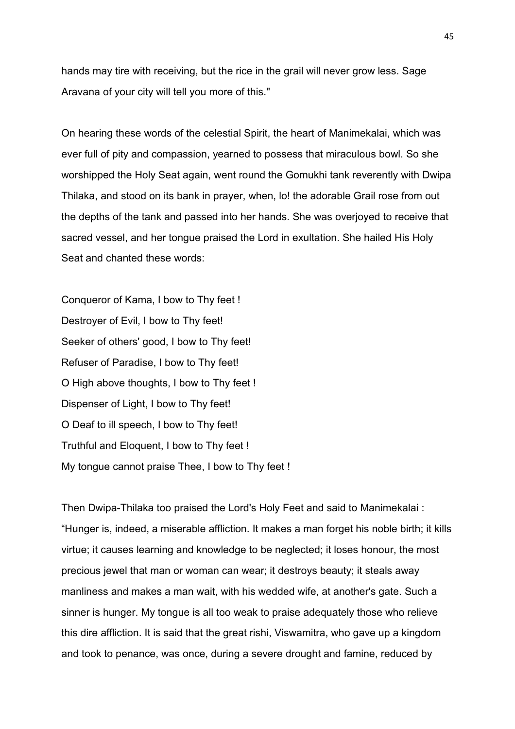hands may tire with receiving, but the rice in the grail will never grow less. Sage Aravana of your city will tell you more of this."

On hearing these words of the celestial Spirit, the heart of Manimekalai, which was ever full of pity and compassion, yearned to possess that miraculous bowl. So she worshipped the Holy Seat again, went round the Gomukhi tank reverently with Dwipa Thilaka, and stood on its bank in prayer, when, lo! the adorable Grail rose from out the depths of the tank and passed into her hands. She was overjoyed to receive that sacred vessel, and her tongue praised the Lord in exultation. She hailed His Holy Seat and chanted these words:

Conqueror of Kama, I bow to Thy feet !  
Destroyer of Evil, I bow to Thy feet!  
Seeker of others' good, I bow to Thy feet!  
Refuser of Paradise, I bow to Thy feet!  
O High above thoughts, I bow to Thy feet !  
Dispenser of Light, I bow to Thy feet!  
O Deaf to ill speech, I bow to Thy feet!  
Truthful and Eloquent, I bow to Thy feet !  
My tongue cannot praise Thee, I bow to Thy feet !

Then Dwipa-Thilaka too praised the Lord's Holy Feet and said to Manimekalai : "Hunger is, indeed, a miserable affliction. It makes a man forget his noble birth; it kills virtue; it causes learning and knowledge to be neglected; it loses honour, the most precious jewel that man or woman can wear; it destroys beauty; it steals away manliness and makes a man wait, with his wedded wife, at another's gate. Such a sinner is hunger. My tongue is all too weak to praise adequately those who relieve this dire affliction. It is said that the great rishi, Viswamitra, who gave up a kingdom and took to penance, was once, during a severe drought and famine, reduced by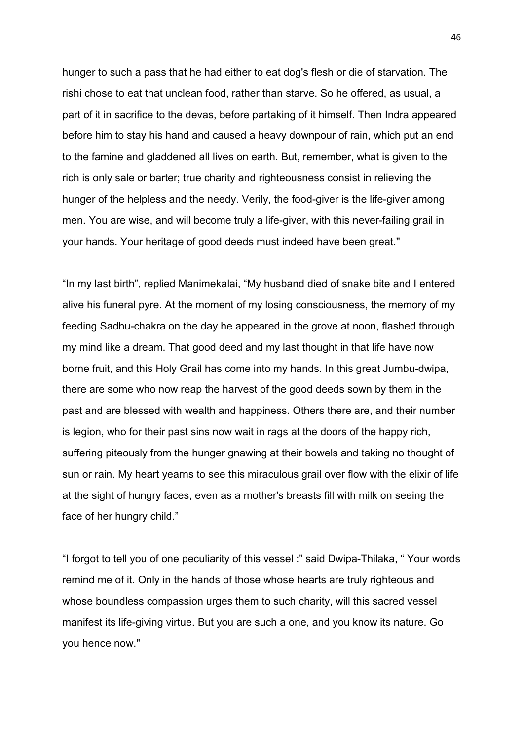hunger to such a pass that he had either to eat dog's flesh or die of starvation. The rishi chose to eat that unclean food, rather than starve. So he offered, as usual, a part of it in sacrifice to the devas, before partaking of it himself. Then Indra appeared before him to stay his hand and caused a heavy downpour of rain, which put an end to the famine and gladdened all lives on earth. But, remember, what is given to the rich is only sale or barter; true charity and righteousness consist in relieving the hunger of the helpless and the needy. Verily, the food-giver is the life-giver among men. You are wise, and will become truly a life-giver, with this never-failing grail in your hands. Your heritage of good deeds must indeed have been great."

“In my last birth”, replied Manimekalai, “My husband died of snake bite and I entered alive his funeral pyre. At the moment of my losing consciousness, the memory of my feeding Sadhu-chakra on the day he appeared in the grove at noon, flashed through my mind like a dream. That good deed and my last thought in that life have now borne fruit, and this Holy Grail has come into my hands. In this great Jumbu-dwipa, there are some who now reap the harvest of the good deeds sown by them in the past and are blessed with wealth and happiness. Others there are, and their number is legion, who for their past sins now wait in rags at the doors of the happy rich, suffering piteously from the hunger gnawing at their bowels and taking no thought of sun or rain. My heart yearns to see this miraculous grail over flow with the elixir of life at the sight of hungry faces, even as a mother's breasts fill with milk on seeing the face of her hungry child.”

“I forgot to tell you of one peculiarity of this vessel :” said Dwipa-Thilaka, “ Your words remind me of it. Only in the hands of those whose hearts are truly righteous and whose boundless compassion urges them to such charity, will this sacred vessel manifest its life-giving virtue. But you are such a one, and you know its nature. Go you hence now."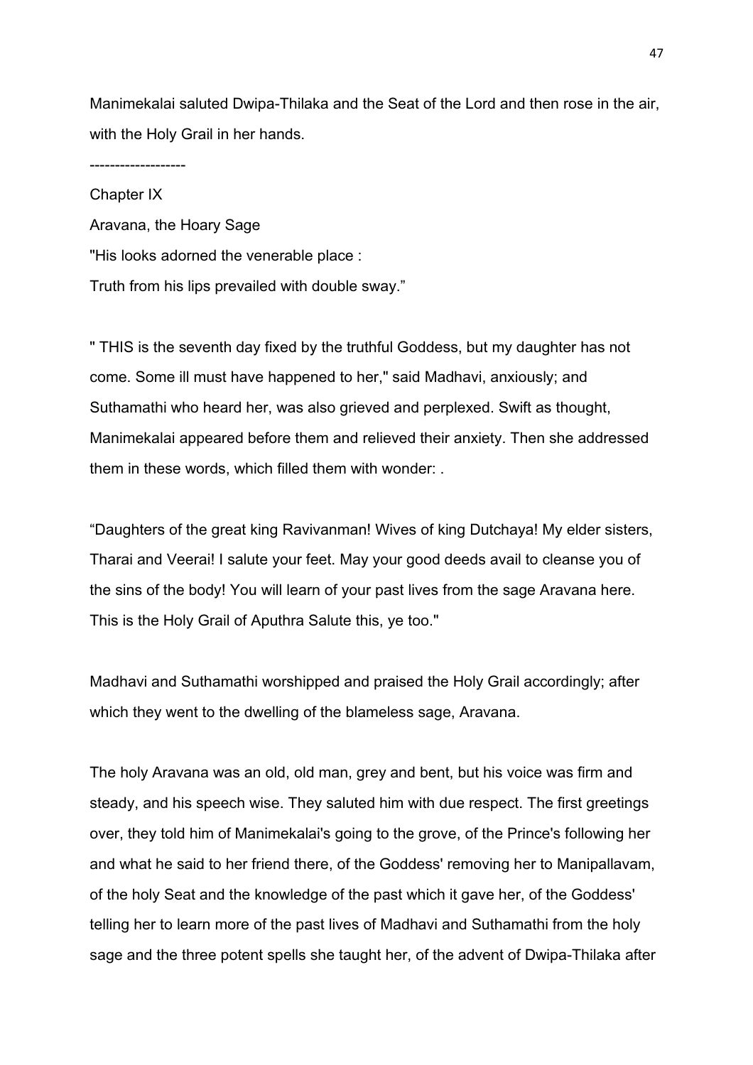Manimekalai saluted Dwipa-Thilaka and the Seat of the Lord and then rose in the air, with the Holy Grail in her hands.

-------------------

## Chapter IX

### Aravana, the Hoary Sage

"His looks adorned the venerable place :  
Truth from his lips prevailed with double sway."

" THIS is the seventh day fixed by the truthful Goddess, but my daughter has not come. Some ill must have happened to her," said Madhavi, anxiously; and Suthamathi who heard her, was also grieved and perplexed. Swift as thought, Manimekalai appeared before them and relieved their anxiety. Then she addressed them in these words, which filled them with wonder: .

"Daughters of the great king Ravivanman! Wives of king Dutchaya! My elder sisters, Tharai and Veerai! I salute your feet. May your good deeds avail to cleanse you of the sins of the body! You will learn of your past lives from the sage Aravana here. This is the Holy Grail of Aputhra Salute this, ye too."

Madhavi and Suthamathi worshipped and praised the Holy Grail accordingly; after which they went to the dwelling of the blameless sage, Aravana.

The holy Aravana was an old, old man, grey and bent, but his voice was firm and steady, and his speech wise. They saluted him with due respect. The first greetings over, they told him of Manimekalai's going to the grove, of the Prince's following her and what he said to her friend there, of the Goddess' removing her to Manipallavam, of the holy Seat and the knowledge of the past which it gave her, of the Goddess' telling her to learn more of the past lives of Madhavi and Suthamathi from the holy sage and the three potent spells she taught her, of the advent of Dwipa-Thilaka after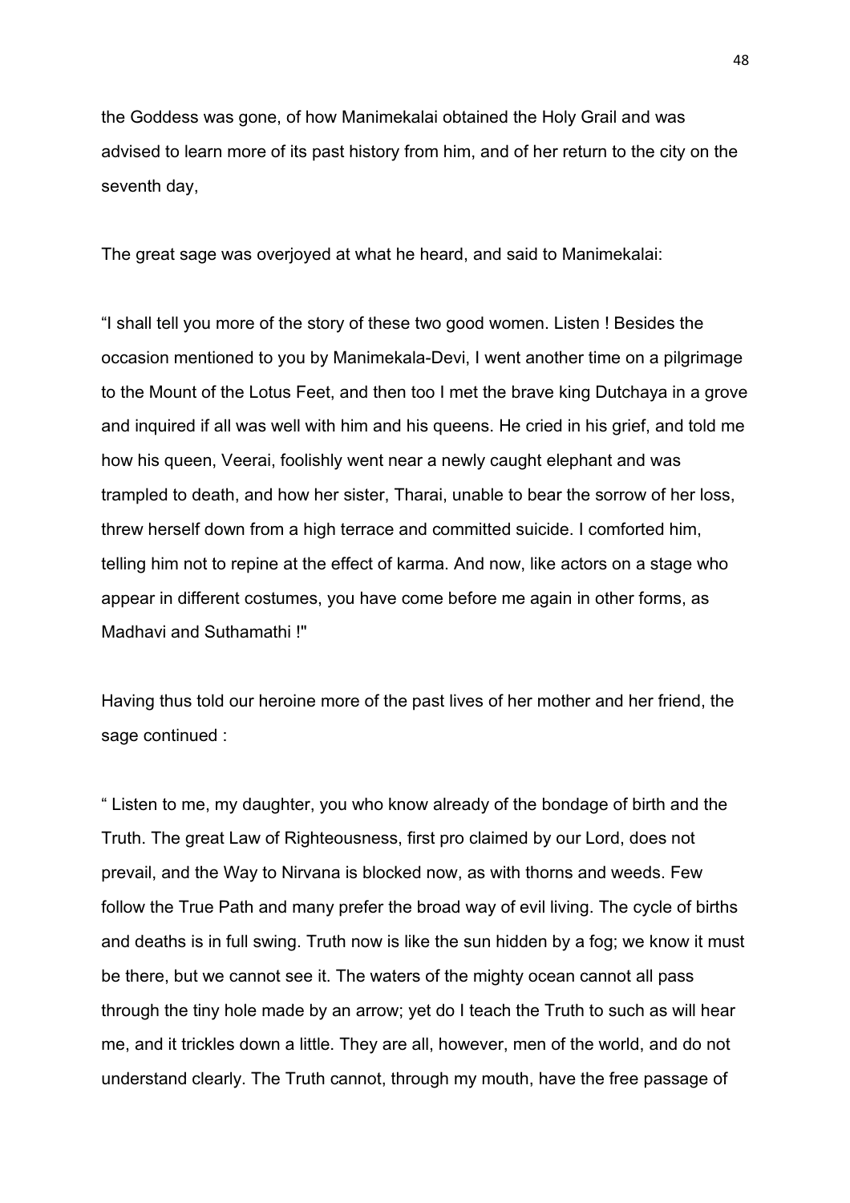the Goddess was gone, of how Manimekalai obtained the Holy Grail and was advised to learn more of its past history from him, and of her return to the city on the seventh day,

The great sage was overjoyed at what he heard, and said to Manimekalai:

“I shall tell you more of the story of these two good women. Listen ! Besides the occasion mentioned to you by Manimekala-Devi, I went another time on a pilgrimage to the Mount of the Lotus Feet, and then too I met the brave king Dutchaya in a grove and inquired if all was well with him and his queens. He cried in his grief, and told me how his queen, Veerai, foolishly went near a newly caught elephant and was trampled to death, and how her sister, Tharai, unable to bear the sorrow of her loss, threw herself down from a high terrace and committed suicide. I comforted him, telling him not to repine at the effect of karma. And now, like actors on a stage who appear in different costumes, you have come before me again in other forms, as Madhavi and Suthamathi !"

Having thus told our heroine more of the past lives of her mother and her friend, the sage continued :

“ Listen to me, my daughter, you who know already of the bondage of birth and the Truth. The great Law of Righteousness, first pro claimed by our Lord, does not prevail, and the Way to Nirvana is blocked now, as with thorns and weeds. Few follow the True Path and many prefer the broad way of evil living. The cycle of births and deaths is in full swing. Truth now is like the sun hidden by a fog; we know it must be there, but we cannot see it. The waters of the mighty ocean cannot all pass through the tiny hole made by an arrow; yet do I teach the Truth to such as will hear me, and it trickles down a little. They are all, however, men of the world, and do not understand clearly. The Truth cannot, through my mouth, have the free passage of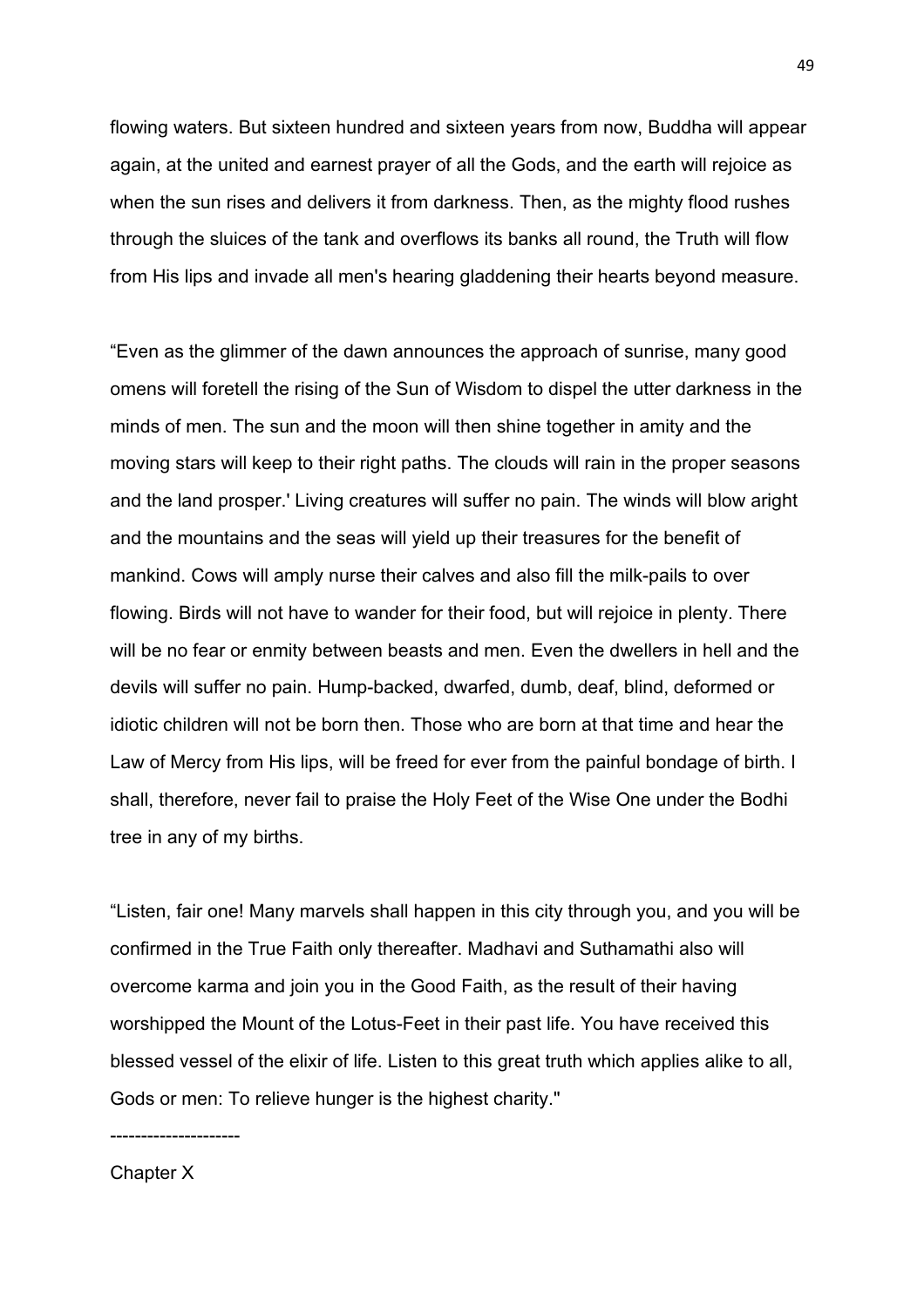flowing waters. But sixteen hundred and sixteen years from now, Buddha will appear again, at the united and earnest prayer of all the Gods, and the earth will rejoice as when the sun rises and delivers it from darkness. Then, as the mighty flood rushes through the sluices of the tank and overflows its banks all round, the Truth will flow from His lips and invade all men's hearing gladdening their hearts beyond measure.

“Even as the glimmer of the dawn announces the approach of sunrise, many good omens will foretell the rising of the Sun of Wisdom to dispel the utter darkness in the minds of men. The sun and the moon will then shine together in amity and the moving stars will keep to their right paths. The clouds will rain in the proper seasons and the land prosper.' Living creatures will suffer no pain. The winds will blow aright and the mountains and the seas will yield up their treasures for the benefit of mankind. Cows will amply nurse their calves and also fill the milk-pails to over flowing. Birds will not have to wander for their food, but will rejoice in plenty. There will be no fear or enmity between beasts and men. Even the dwellers in hell and the devils will suffer no pain. Hump-backed, dwarfed, dumb, deaf, blind, deformed or idiotic children will not be born then. Those who are born at that time and hear the Law of Mercy from His lips, will be freed for ever from the painful bondage of birth. I shall, therefore, never fail to praise the Holy Feet of the Wise One under the Bodhi tree in any of my births.

“Listen, fair one! Many marvels shall happen in this city through you, and you will be confirmed in the True Faith only thereafter. Madhavi and Suthamathi also will overcome karma and join you in the Good Faith, as the result of their having worshipped the Mount of the Lotus-Feet in their past life. You have received this blessed vessel of the elixir of life. Listen to this great truth which applies alike to all, Gods or men: To relieve hunger is the highest charity."

---------------------

Chapter X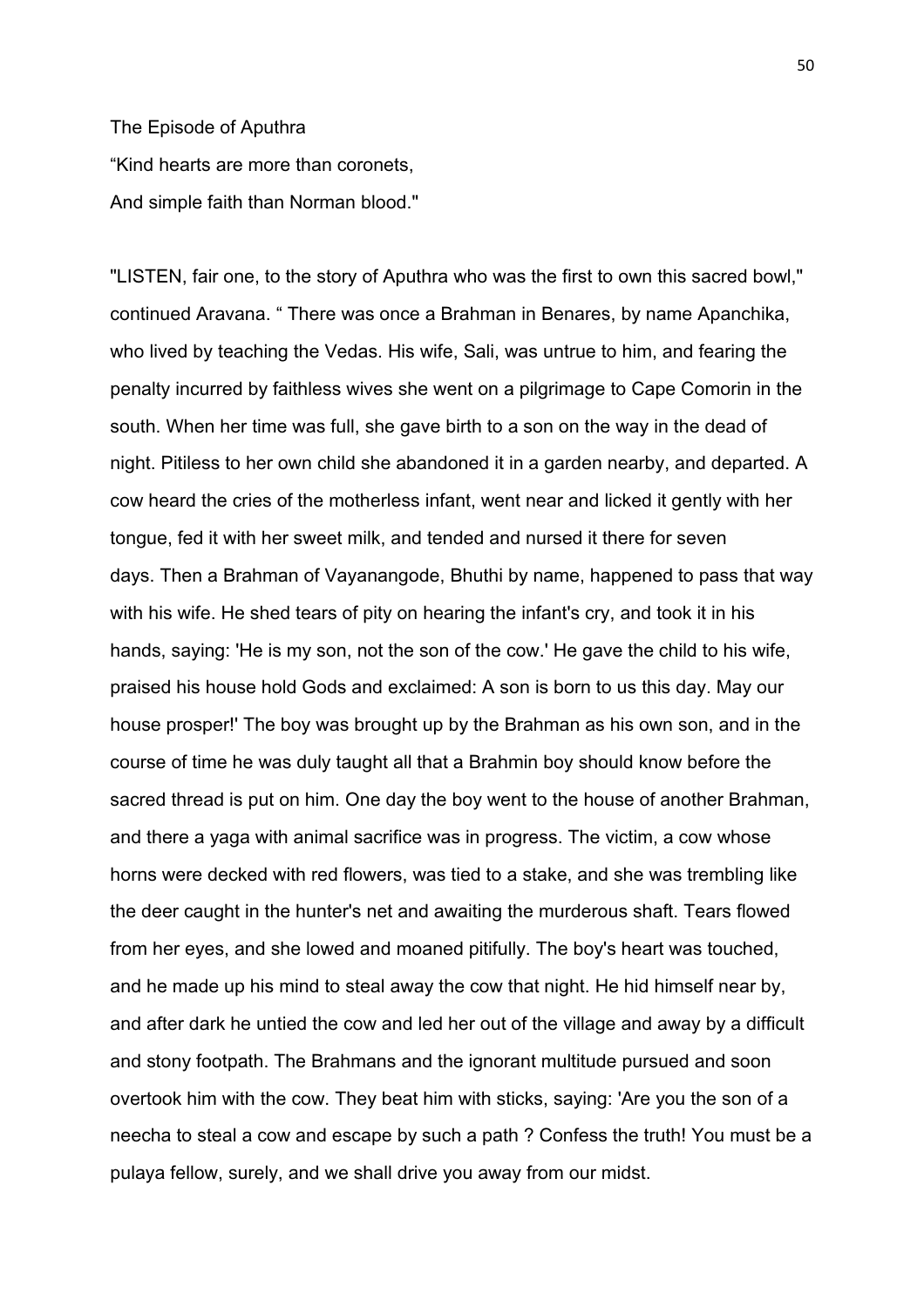## The Episode of Aputhra

"Kind hearts are more than coronets,  
And simple faith than Norman blood."

"LISTEN, fair one, to the story of Aputhra who was the first to own this sacred bowl," continued Aravana. " There was once a Brahman in Benares, by name Apanchika, who lived by teaching the Vedas. His wife, Sali, was untrue to him, and fearing the penalty incurred by faithless wives she went on a pilgrimage to Cape Comorin in the south. When her time was full, she gave birth to a son on the way in the dead of night. Pitiless to her own child she abandoned it in a garden nearby, and departed. A cow heard the cries of the motherless infant, went near and licked it gently with her tongue, fed it with her sweet milk, and tended and nursed it there for seven days. Then a Brahman of Vayanangode, Bhuthi by name, happened to pass that way with his wife. He shed tears of pity on hearing the infant's cry, and took it in his hands, saying: 'He is my son, not the son of the cow.' He gave the child to his wife, praised his house hold Gods and exclaimed: A son is born to us this day. May our house prosper!' The boy was brought up by the Brahman as his own son, and in the course of time he was duly taught all that a Brahmin boy should know before the sacred thread is put on him. One day the boy went to the house of another Brahman, and there a yaga with animal sacrifice was in progress. The victim, a cow whose horns were decked with red flowers, was tied to a stake, and she was trembling like the deer caught in the hunter's net and awaiting the murderous shaft. Tears flowed from her eyes, and she lowed and moaned pitifully. The boy's heart was touched, and he made up his mind to steal away the cow that night. He hid himself near by, and after dark he untied the cow and led her out of the village and away by a difficult and stony footpath. The Brahmans and the ignorant multitude pursued and soon overtook him with the cow. They beat him with sticks, saying: 'Are you the son of a neecha to steal a cow and escape by such a path ? Confess the truth! You must be a pulaya fellow, surely, and we shall drive you away from our midst.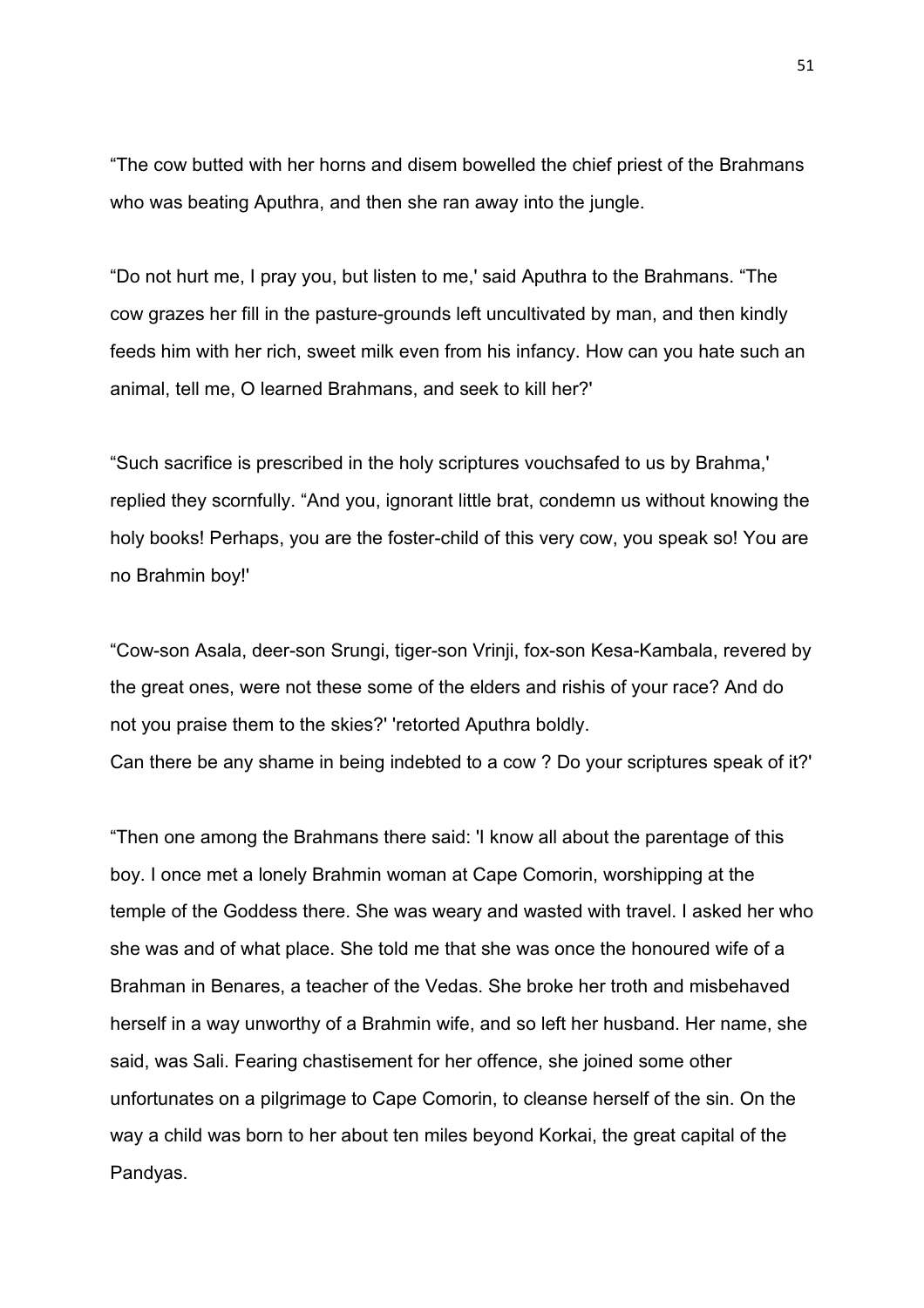“The cow butted with her horns and disem bowelled the chief priest of the Brahmans who was beating Aputhra, and then she ran away into the jungle.

“Do not hurt me, I pray you, but listen to me,' said Aputhra to the Brahmans. “The cow grazes her fill in the pasture-grounds left uncultivated by man, and then kindly feeds him with her rich, sweet milk even from his infancy. How can you hate such an animal, tell me, O learned Brahmans, and seek to kill her?'

“Such sacrifice is prescribed in the holy scriptures vouchsafed to us by Brahma,' replied they scornfully. “And you, ignorant little brat, condemn us without knowing the holy books! Perhaps, you are the foster-child of this very cow, you speak so! You are no Brahmin boy!'

“Cow-son Asala, deer-son Srungi, tiger-son Vrinji, fox-son Kesa-Kambala, revered by the great ones, were not these some of the elders and rishis of your race? And do not you praise them to the skies?' 'retorted Aputhra boldly.
Can there be any shame in being indebted to a cow ? Do your scriptures speak of it?'

“Then one among the Brahmans there said: 'I know all about the parentage of this boy. I once met a lonely Brahmin woman at Cape Comorin, worshipping at the temple of the Goddess there. She was weary and wasted with travel. I asked her who she was and of what place. She told me that she was once the honoured wife of a Brahman in Benares, a teacher of the Vedas. She broke her troth and misbehaved herself in a way unworthy of a Brahmin wife, and so left her husband. Her name, she said, was Sali. Fearing chastisement for her offence, she joined some other unfortunates on a pilgrimage to Cape Comorin, to cleanse herself of the sin. On the way a child was born to her about ten miles beyond Korkai, the great capital of the Pandyas.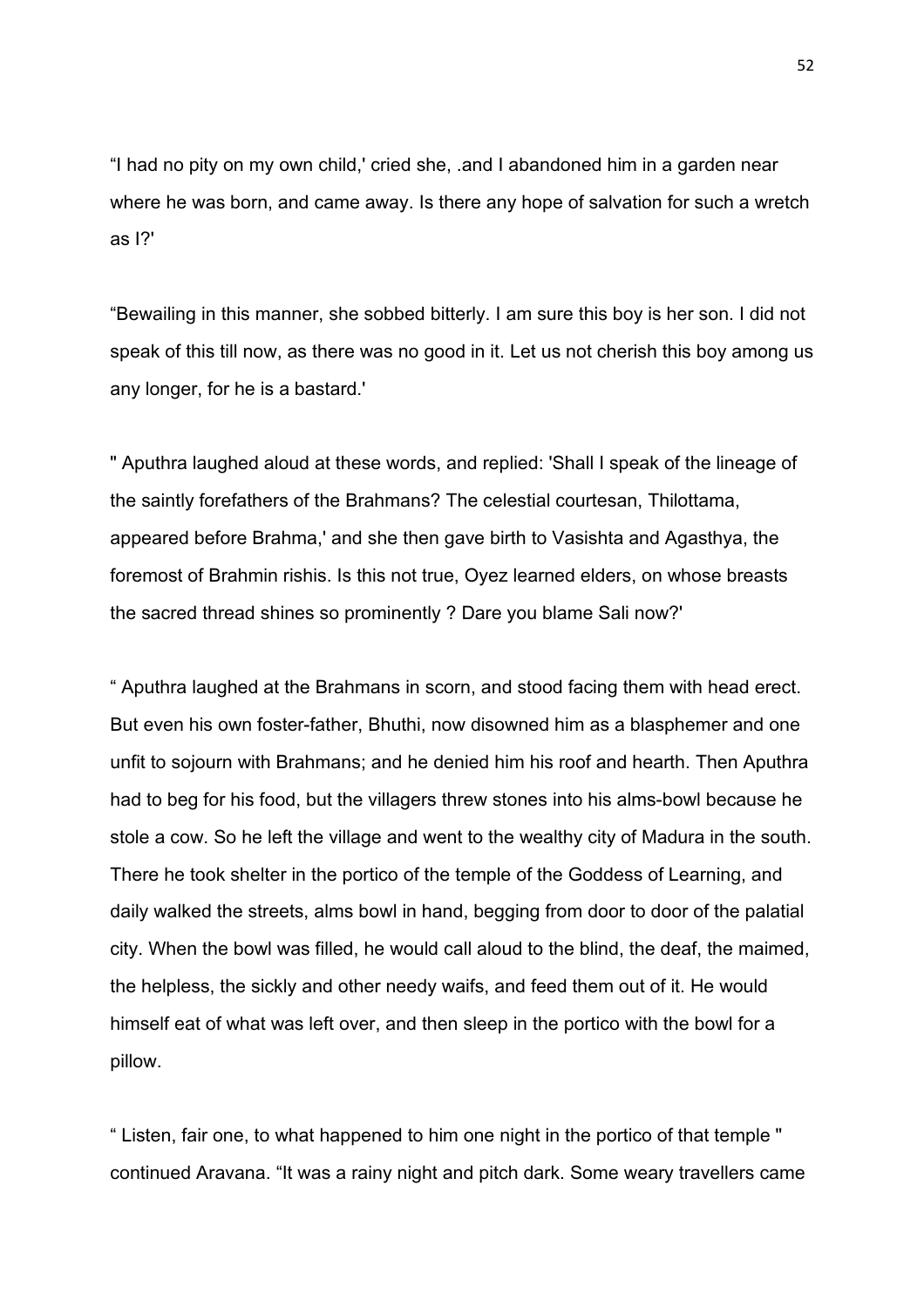“I had no pity on my own child,' cried she, .and I abandoned him in a garden near where he was born, and came away. Is there any hope of salvation for such a wretch as I?'

“Bewailing in this manner, she sobbed bitterly. I am sure this boy is her son. I did not speak of this till now, as there was no good in it. Let us not cherish this boy among us any longer, for he is a bastard.'

" Aputhra laughed aloud at these words, and replied: 'Shall I speak of the lineage of the saintly forefathers of the Brahmans? The celestial courtesan, Thilottama, appeared before Brahma,' and she then gave birth to Vasishta and Agasthya, the foremost of Brahmin rishis. Is this not true, Oyez learned elders, on whose breasts the sacred thread shines so prominently ? Dare you blame Sali now?'

“ Aputhra laughed at the Brahmans in scorn, and stood facing them with head erect. But even his own foster-father, Bhuthi, now disowned him as a blasphemer and one unfit to sojourn with Brahmans; and he denied him his roof and hearth. Then Aputhra had to beg for his food, but the villagers threw stones into his alms-bowl because he stole a cow. So he left the village and went to the wealthy city of Madura in the south. There he took shelter in the portico of the temple of the Goddess of Learning, and daily walked the streets, alms bowl in hand, begging from door to door of the palatial city. When the bowl was filled, he would call aloud to the blind, the deaf, the maimed, the helpless, the sickly and other needy waifs, and feed them out of it. He would himself eat of what was left over, and then sleep in the portico with the bowl for a pillow.

“ Listen, fair one, to what happened to him one night in the portico of that temple " continued Aravana. “It was a rainy night and pitch dark. Some weary travellers came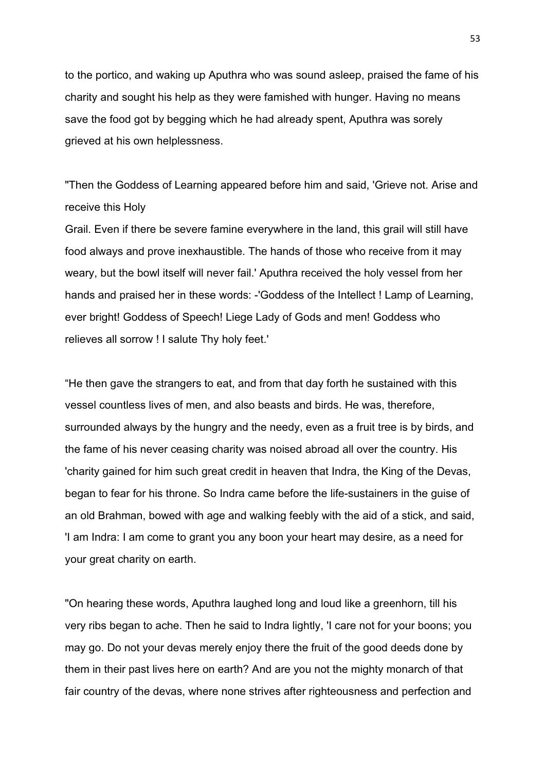to the portico, and waking up Aputhra who was sound asleep, praised the fame of his charity and sought his help as they were famished with hunger. Having no means save the food got by begging which he had already spent, Aputhra was sorely grieved at his own helplessness.

"Then the Goddess of Learning appeared before him and said, 'Grieve not. Arise and receive this Holy
Grail. Even if there be severe famine everywhere in the land, this grail will still have food always and prove inexhaustible. The hands of those who receive from it may weary, but the bowl itself will never fail.' Aputhra received the holy vessel from her hands and praised her in these words: -'Goddess of the Intellect ! Lamp of Learning, ever bright! Goddess of Speech! Liege Lady of Gods and men! Goddess who relieves all sorrow ! I salute Thy holy feet.'

"He then gave the strangers to eat, and from that day forth he sustained with this vessel countless lives of men, and also beasts and birds. He was, therefore, surrounded always by the hungry and the needy, even as a fruit tree is by birds, and the fame of his never ceasing charity was noised abroad all over the country. His 'charity gained for him such great credit in heaven that Indra, the King of the Devas, began to fear for his throne. So Indra came before the life-sustainers in the guise of an old Brahman, bowed with age and walking feebly with the aid of a stick, and said, 'I am Indra: I am come to grant you any boon your heart may desire, as a need for your great charity on earth.

"On hearing these words, Aputhra laughed long and loud like a greenhorn, till his very ribs began to ache. Then he said to Indra lightly, 'I care not for your boons; you may go. Do not your devas merely enjoy there the fruit of the good deeds done by them in their past lives here on earth? And are you not the mighty monarch of that fair country of the devas, where none strives after righteousness and perfection and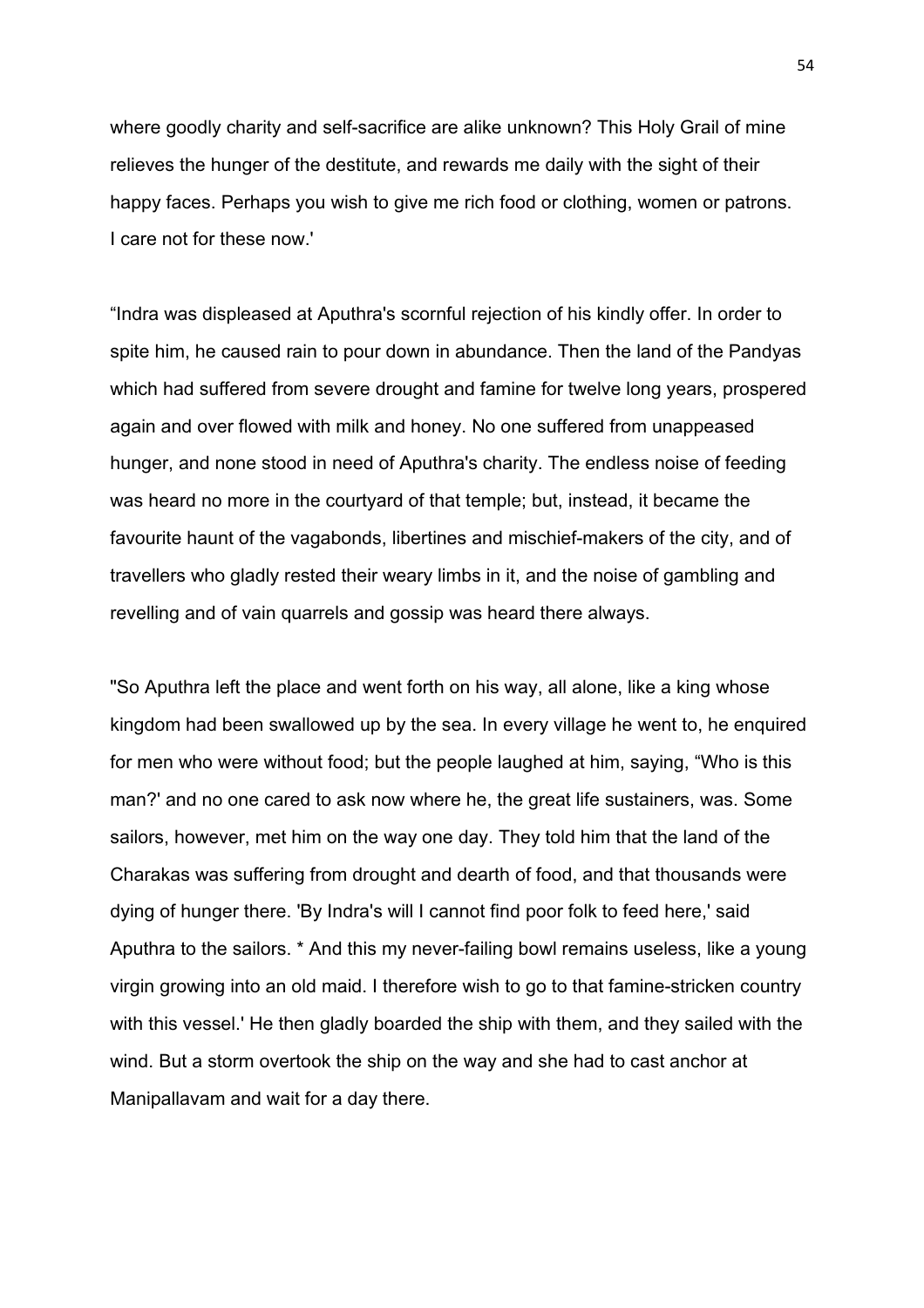where goodly charity and self-sacrifice are alike unknown? This Holy Grail of mine relieves the hunger of the destitute, and rewards me daily with the sight of their happy faces. Perhaps you wish to give me rich food or clothing, women or patrons. I care not for these now.'

“Indra was displeased at Aputhra's scornful rejection of his kindly offer. In order to spite him, he caused rain to pour down in abundance. Then the land of the Pandyas which had suffered from severe drought and famine for twelve long years, prospered again and over flowed with milk and honey. No one suffered from unappeased hunger, and none stood in need of Aputhra's charity. The endless noise of feeding was heard no more in the courtyard of that temple; but, instead, it became the favourite haunt of the vagabonds, libertines and mischief-makers of the city, and of travellers who gladly rested their weary limbs in it, and the noise of gambling and revelling and of vain quarrels and gossip was heard there always.

"So Aputhra left the place and went forth on his way, all alone, like a king whose kingdom had been swallowed up by the sea. In every village he went to, he enquired for men who were without food; but the people laughed at him, saying, “Who is this man?' and no one cared to ask now where he, the great life sustainers, was. Some sailors, however, met him on the way one day. They told him that the land of the Charakas was suffering from drought and dearth of food, and that thousands were dying of hunger there. 'By Indra's will I cannot find poor folk to feed here,' said Aputhra to the sailors. * And this my never-failing bowl remains useless, like a young virgin growing into an old maid. I therefore wish to go to that famine-stricken country with this vessel.' He then gladly boarded the ship with them, and they sailed with the wind. But a storm overtook the ship on the way and she had to cast anchor at Manipallavam and wait for a day there.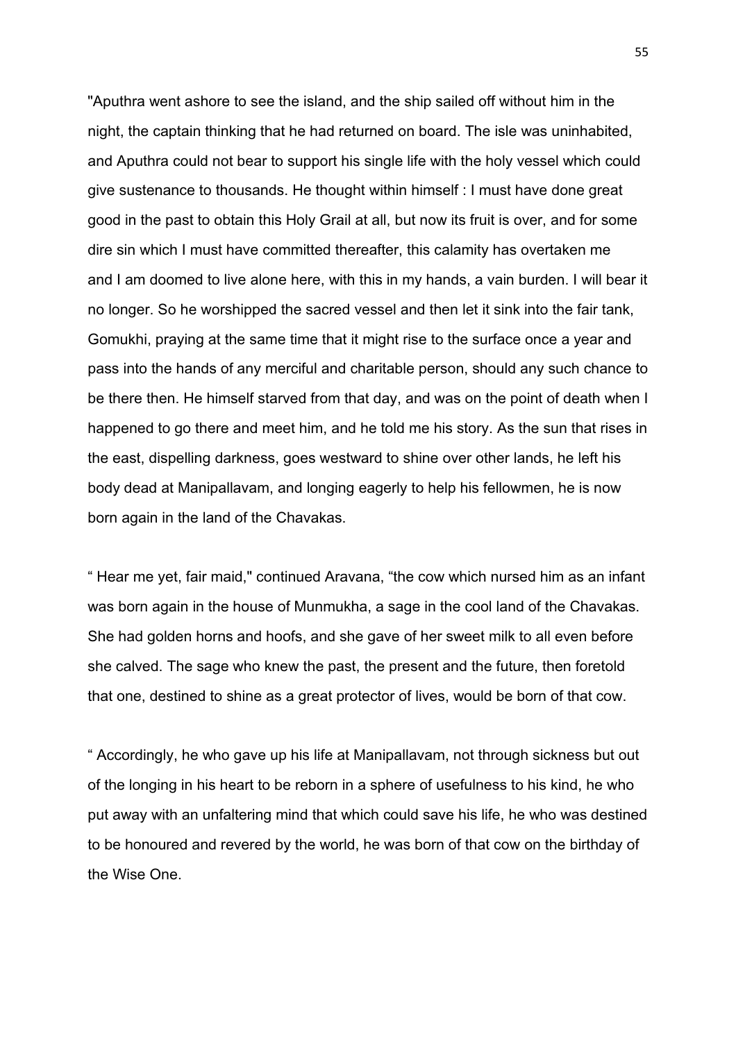"Aputhra went ashore to see the island, and the ship sailed off without him in the night, the captain thinking that he had returned on board. The isle was uninhabited, and Aputhra could not bear to support his single life with the holy vessel which could give sustenance to thousands. He thought within himself : I must have done great good in the past to obtain this Holy Grail at all, but now its fruit is over, and for some dire sin which I must have committed thereafter, this calamity has overtaken me and I am doomed to live alone here, with this in my hands, a vain burden. I will bear it no longer. So he worshipped the sacred vessel and then let it sink into the fair tank, Gomukhi, praying at the same time that it might rise to the surface once a year and pass into the hands of any merciful and charitable person, should any such chance to be there then. He himself starved from that day, and was on the point of death when I happened to go there and meet him, and he told me his story. As the sun that rises in the east, dispelling darkness, goes westward to shine over other lands, he left his body dead at Manipallavam, and longing eagerly to help his fellowmen, he is now born again in the land of the Chavakas.

" Hear me yet, fair maid," continued Aravana, "the cow which nursed him as an infant was born again in the house of Munmukha, a sage in the cool land of the Chavakas. She had golden horns and hoofs, and she gave of her sweet milk to all even before she calved. The sage who knew the past, the present and the future, then foretold that one, destined to shine as a great protector of lives, would be born of that cow.

" Accordingly, he who gave up his life at Manipallavam, not through sickness but out of the longing in his heart to be reborn in a sphere of usefulness to his kind, he who put away with an unfaltering mind that which could save his life, he who was destined to be honoured and revered by the world, he was born of that cow on the birthday of the Wise One.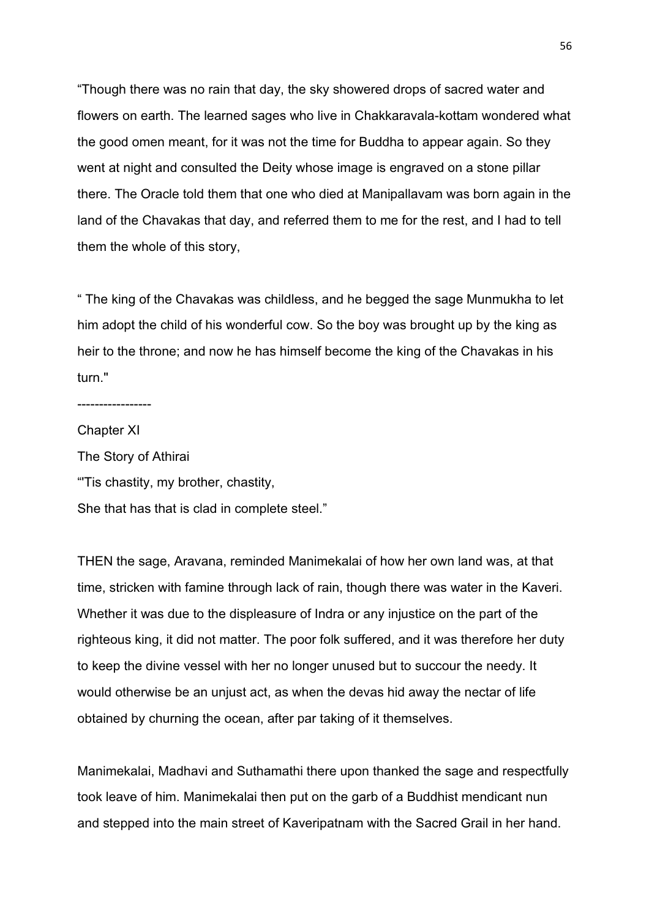"Though there was no rain that day, the sky showered drops of sacred water and flowers on earth. The learned sages who live in Chakkaravala-kottam wondered what the good omen meant, for it was not the time for Buddha to appear again. So they went at night and consulted the Deity whose image is engraved on a stone pillar there. The Oracle told them that one who died at Manipallavam was born again in the land of the Chavakas that day, and referred them to me for the rest, and I had to tell them the whole of this story,

" The king of the Chavakas was childless, and he begged the sage Munmukha to let him adopt the child of his wonderful cow. So the boy was brought up by the king as heir to the throne; and now he has himself become the king of the Chavakas in his turn."

-----------------

## Chapter XI

### The Story of Athirai

"'Tis chastity, my brother, chastity,
She that has that is clad in complete steel."

THEN the sage, Aravana, reminded Manimekalai of how her own land was, at that time, stricken with famine through lack of rain, though there was water in the Kaveri. Whether it was due to the displeasure of Indra or any injustice on the part of the righteous king, it did not matter. The poor folk suffered, and it was therefore her duty to keep the divine vessel with her no longer unused but to succour the needy. It would otherwise be an unjust act, as when the devas hid away the nectar of life obtained by churning the ocean, after par taking of it themselves.

Manimekalai, Madhavi and Suthamathi there upon thanked the sage and respectfully took leave of him. Manimekalai then put on the garb of a Buddhist mendicant nun and stepped into the main street of Kaveripatnam with the Sacred Grail in her hand.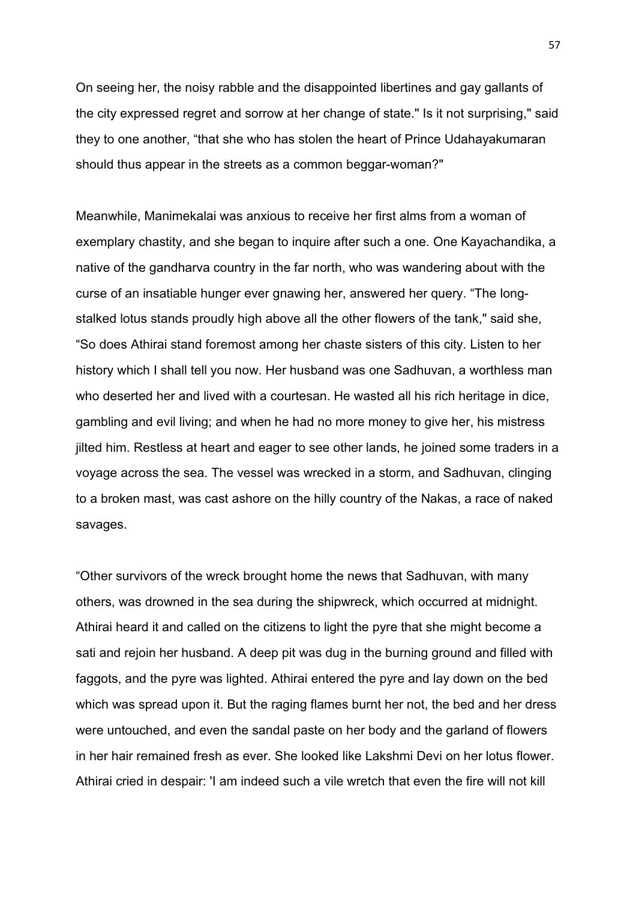On seeing her, the noisy rabble and the disappointed libertines and gay gallants of the city expressed regret and sorrow at her change of state." Is it not surprising," said they to one another, "that she who has stolen the heart of Prince Udahayakumaran should thus appear in the streets as a common beggar-woman?"

Meanwhile, Manimekalai was anxious to receive her first alms from a woman of exemplary chastity, and she began to inquire after such a one. One Kayachandika, a native of the gandharva country in the far north, who was wandering about with the curse of an insatiable hunger ever gnawing her, answered her query. "The long-stalked lotus stands proudly high above all the other flowers of the tank," said she, "So does Athirai stand foremost among her chaste sisters of this city. Listen to her history which I shall tell you now. Her husband was one Sadhuvan, a worthless man who deserted her and lived with a courtesan. He wasted all his rich heritage in dice, gambling and evil living; and when he had no more money to give her, his mistress jilted him. Restless at heart and eager to see other lands, he joined some traders in a voyage across the sea. The vessel was wrecked in a storm, and Sadhuvan, clinging to a broken mast, was cast ashore on the hilly country of the Nakas, a race of naked savages.

"Other survivors of the wreck brought home the news that Sadhuvan, with many others, was drowned in the sea during the shipwreck, which occurred at midnight. Athirai heard it and called on the citizens to light the pyre that she might become a sati and rejoin her husband. A deep pit was dug in the burning ground and filled with faggots, and the pyre was lighted. Athirai entered the pyre and lay down on the bed which was spread upon it. But the raging flames burnt her not, the bed and her dress were untouched, and even the sandal paste on her body and the garland of flowers in her hair remained fresh as ever. She looked like Lakshmi Devi on her lotus flower. Athirai cried in despair: 'I am indeed such a vile wretch that even the fire will not kill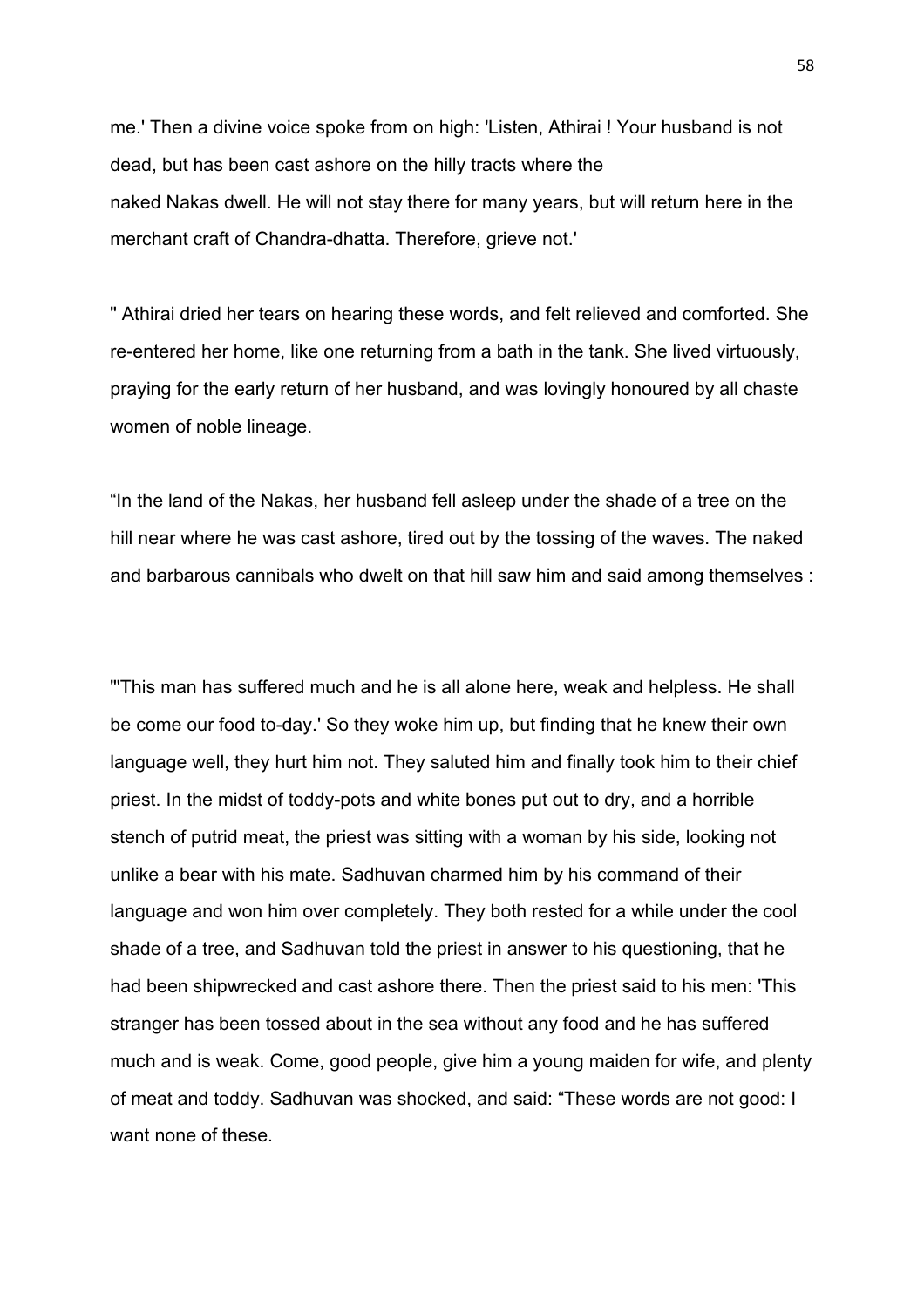me.' Then a divine voice spoke from on high: 'Listen, Athirai ! Your husband is not dead, but has been cast ashore on the hilly tracts where the
naked Nakas dwell. He will not stay there for many years, but will return here in the merchant craft of Chandra-dhatta. Therefore, grieve not.'

" Athirai dried her tears on hearing these words, and felt relieved and comforted. She re-entered her home, like one returning from a bath in the tank. She lived virtuously, praying for the early return of her husband, and was lovingly honoured by all chaste women of noble lineage.

"In the land of the Nakas, her husband fell asleep under the shade of a tree on the hill near where he was cast ashore, tired out by the tossing of the waves. The naked and barbarous cannibals who dwelt on that hill saw him and said among themselves :

"'This man has suffered much and he is all alone here, weak and helpless. He shall be come our food to-day.' So they woke him up, but finding that he knew their own language well, they hurt him not. They saluted him and finally took him to their chief priest. In the midst of toddy-pots and white bones put out to dry, and a horrible stench of putrid meat, the priest was sitting with a woman by his side, looking not unlike a bear with his mate. Sadhuvan charmed him by his command of their language and won him over completely. They both rested for a while under the cool shade of a tree, and Sadhuvan told the priest in answer to his questioning, that he had been shipwrecked and cast ashore there. Then the priest said to his men: 'This stranger has been tossed about in the sea without any food and he has suffered much and is weak. Come, good people, give him a young maiden for wife, and plenty of meat and toddy. Sadhuvan was shocked, and said: "These words are not good: I want none of these.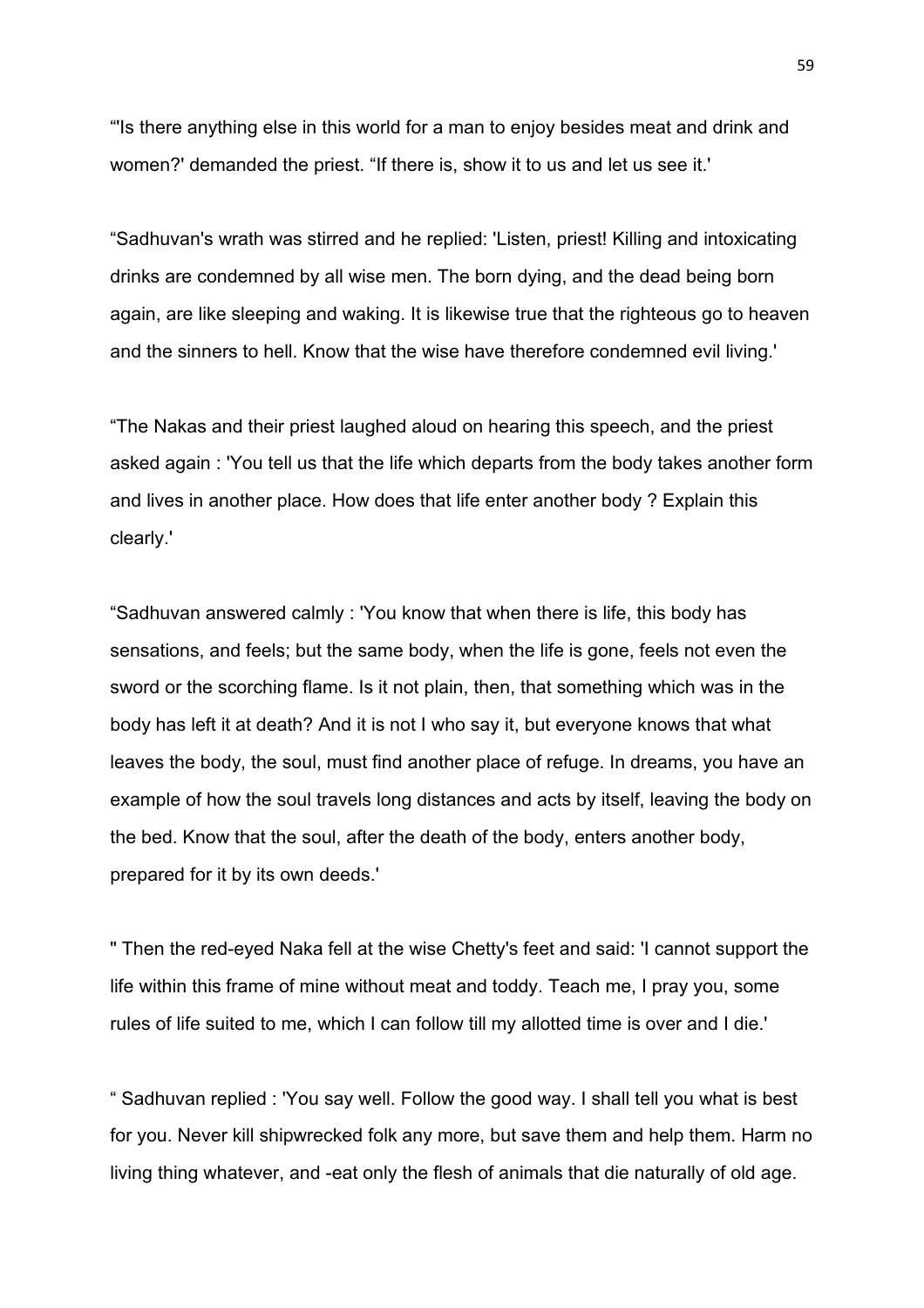“'Is there anything else in this world for a man to enjoy besides meat and drink and women?' demanded the priest. “If there is, show it to us and let us see it.'

“Sadhuvan's wrath was stirred and he replied: 'Listen, priest! Killing and intoxicating drinks are condemned by all wise men. The born dying, and the dead being born again, are like sleeping and waking. It is likewise true that the righteous go to heaven and the sinners to hell. Know that the wise have therefore condemned evil living.'

“The Nakas and their priest laughed aloud on hearing this speech, and the priest asked again : 'You tell us that the life which departs from the body takes another form and lives in another place. How does that life enter another body ? Explain this clearly.'

“Sadhuvan answered calmly : 'You know that when there is life, this body has sensations, and feels; but the same body, when the life is gone, feels not even the sword or the scorching flame. Is it not plain, then, that something which was in the body has left it at death? And it is not I who say it, but everyone knows that what leaves the body, the soul, must find another place of refuge. In dreams, you have an example of how the soul travels long distances and acts by itself, leaving the body on the bed. Know that the soul, after the death of the body, enters another body, prepared for it by its own deeds.'

" Then the red-eyed Naka fell at the wise Chetty's feet and said: 'I cannot support the life within this frame of mine without meat and toddy. Teach me, I pray you, some rules of life suited to me, which I can follow till my allotted time is over and I die.'

“ Sadhuvan replied : 'You say well. Follow the good way. I shall tell you what is best for you. Never kill shipwrecked folk any more, but save them and help them. Harm no living thing whatever, and -eat only the flesh of animals that die naturally of old age.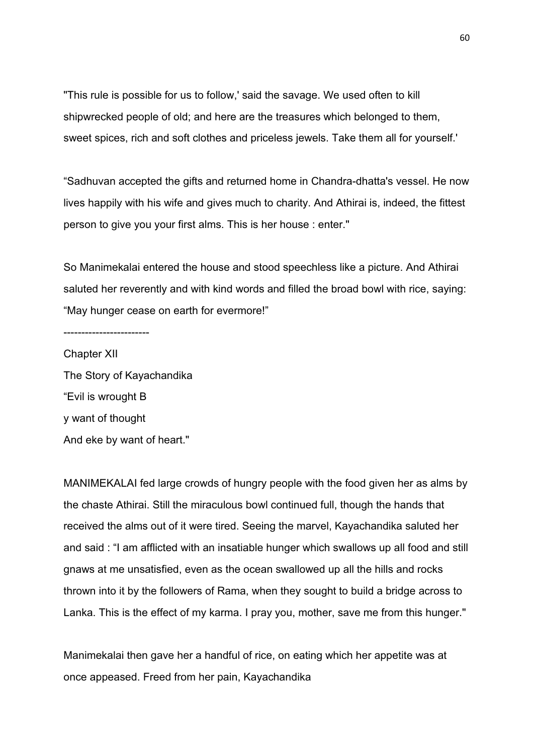"This rule is possible for us to follow,' said the savage. We used often to kill shipwrecked people of old; and here are the treasures which belonged to them, sweet spices, rich and soft clothes and priceless jewels. Take them all for yourself.'

"Sadhuvan accepted the gifts and returned home in Chandra-dhatta's vessel. He now lives happily with his wife and gives much to charity. And Athirai is, indeed, the fittest person to give you your first alms. This is her house : enter."

So Manimekalai entered the house and stood speechless like a picture. And Athirai saluted her reverently and with kind words and filled the broad bowl with rice, saying: "May hunger cease on earth for evermore!"

------------------------

## Chapter XII

### The Story of Kayachandika

"Evil is wrought B
y want of thought
And eke by want of heart."

MANIMEKALAI fed large crowds of hungry people with the food given her as alms by the chaste Athirai. Still the miraculous bowl continued full, though the hands that received the alms out of it were tired. Seeing the marvel, Kayachandika saluted her and said : "I am afflicted with an insatiable hunger which swallows up all food and still gnaws at me unsatisfied, even as the ocean swallowed up all the hills and rocks thrown into it by the followers of Rama, when they sought to build a bridge across to Lanka. This is the effect of my karma. I pray you, mother, save me from this hunger."

Manimekalai then gave her a handful of rice, on eating which her appetite was at once appeased. Freed from her pain, Kayachandika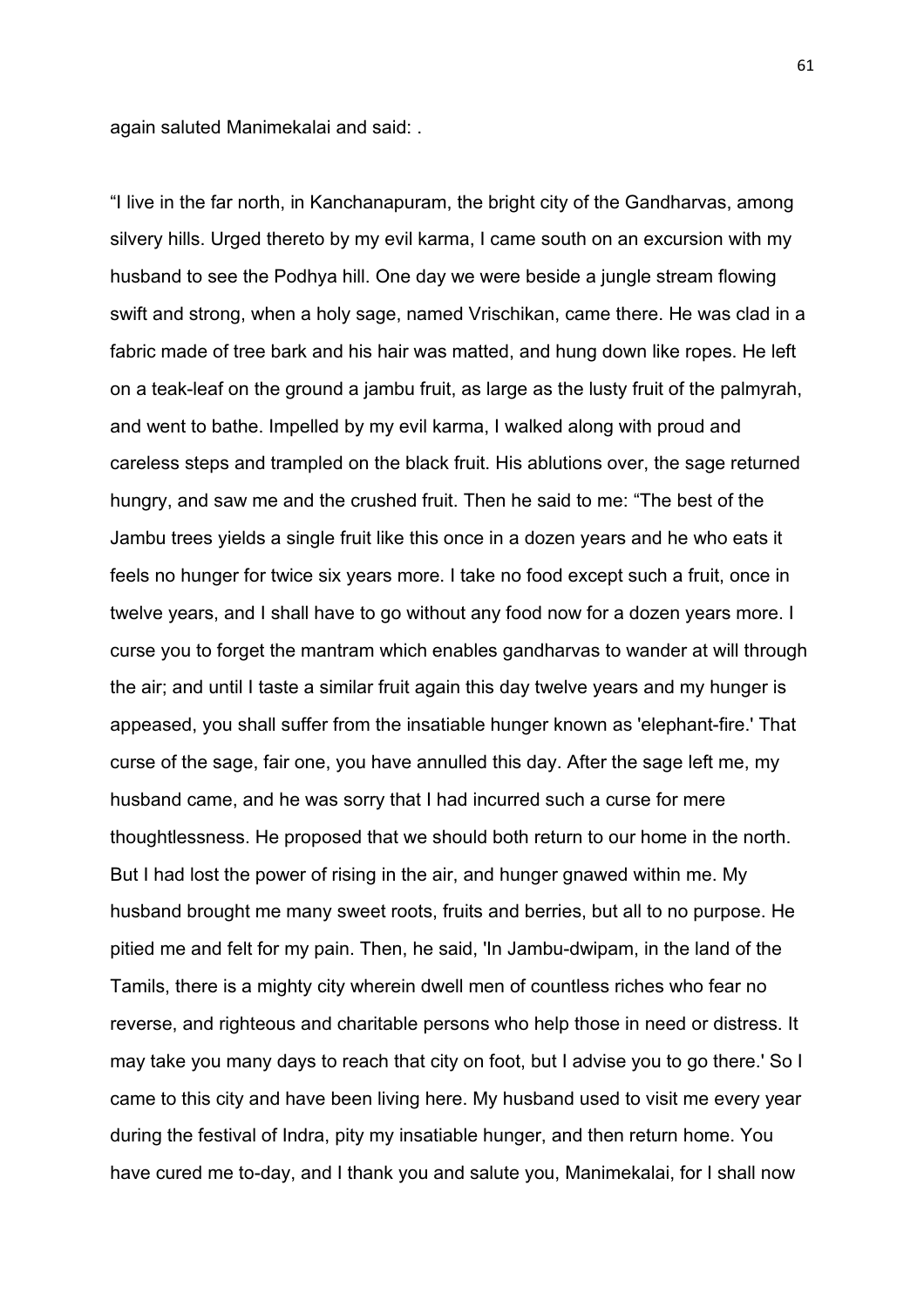again saluted Manimekalai and said: .

“I live in the far north, in Kanchanapuram, the bright city of the Gandharvas, among silvery hills. Urged thereto by my evil karma, I came south on an excursion with my husband to see the Podhya hill. One day we were beside a jungle stream flowing swift and strong, when a holy sage, named Vrischikan, came there. He was clad in a fabric made of tree bark and his hair was matted, and hung down like ropes. He left on a teak-leaf on the ground a jambu fruit, as large as the lusty fruit of the palmyrah, and went to bathe. Impelled by my evil karma, I walked along with proud and careless steps and trampled on the black fruit. His ablutions over, the sage returned hungry, and saw me and the crushed fruit. Then he said to me: “The best of the Jambu trees yields a single fruit like this once in a dozen years and he who eats it feels no hunger for twice six years more. I take no food except such a fruit, once in twelve years, and I shall have to go without any food now for a dozen years more. I curse you to forget the mantram which enables gandharvas to wander at will through the air; and until I taste a similar fruit again this day twelve years and my hunger is appeased, you shall suffer from the insatiable hunger known as 'elephant-fire.' That curse of the sage, fair one, you have annulled this day. After the sage left me, my husband came, and he was sorry that I had incurred such a curse for mere thoughtlessness. He proposed that we should both return to our home in the north. But I had lost the power of rising in the air, and hunger gnawed within me. My husband brought me many sweet roots, fruits and berries, but all to no purpose. He pitied me and felt for my pain. Then, he said, 'In Jambu-dwipam, in the land of the Tamils, there is a mighty city wherein dwell men of countless riches who fear no reverse, and righteous and charitable persons who help those in need or distress. It may take you many days to reach that city on foot, but I advise you to go there.' So I came to this city and have been living here. My husband used to visit me every year during the festival of Indra, pity my insatiable hunger, and then return home. You have cured me to-day, and I thank you and salute you, Manimekalai, for I shall now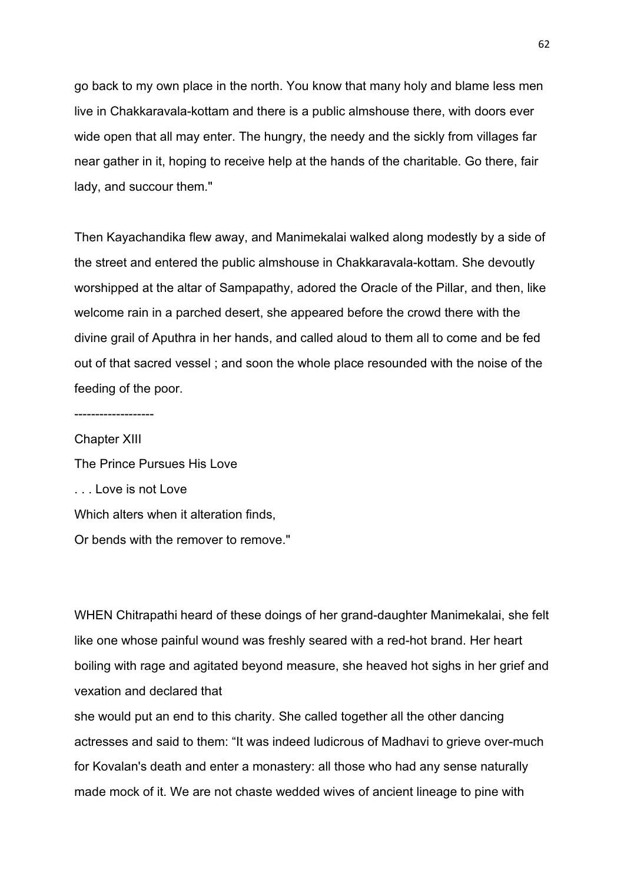go back to my own place in the north. You know that many holy and blame less men live in Chakkaravala-kottam and there is a public almshouse there, with doors ever wide open that all may enter. The hungry, the needy and the sickly from villages far near gather in it, hoping to receive help at the hands of the charitable. Go there, fair lady, and succour them."

Then Kayachandika flew away, and Manimekalai walked along modestly by a side of the street and entered the public almshouse in Chakkaravala-kottam. She devoutly worshipped at the altar of Sampapathy, adored the Oracle of the Pillar, and then, like welcome rain in a parched desert, she appeared before the crowd there with the divine grail of Aputhra in her hands, and called aloud to them all to come and be fed out of that sacred vessel ; and soon the whole place resounded with the noise of the feeding of the poor.

-------------------

## Chapter XIII

### The Prince Pursues His Love

. . . Love is not Love
Which alters when it alteration finds,
Or bends with the remover to remove."

WHEN Chitrapathi heard of these doings of her grand-daughter Manimekalai, she felt like one whose painful wound was freshly seared with a red-hot brand. Her heart boiling with rage and agitated beyond measure, she heaved hot sighs in her grief and vexation and declared that she would put an end to this charity. She called together all the other dancing actresses and said to them: "It was indeed ludicrous of Madhavi to grieve over-much for Kovalan's death and enter a monastery: all those who had any sense naturally made mock of it. We are not chaste wedded wives of ancient lineage to pine with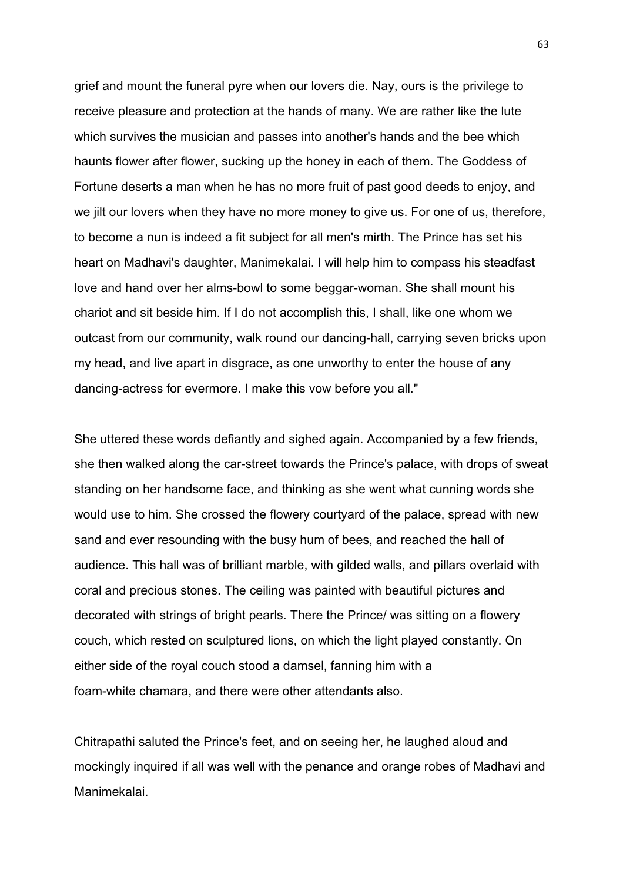grief and mount the funeral pyre when our lovers die. Nay, ours is the privilege to receive pleasure and protection at the hands of many. We are rather like the lute which survives the musician and passes into another's hands and the bee which haunts flower after flower, sucking up the honey in each of them. The Goddess of Fortune deserts a man when he has no more fruit of past good deeds to enjoy, and we jilt our lovers when they have no more money to give us. For one of us, therefore, to become a nun is indeed a fit subject for all men's mirth. The Prince has set his heart on Madhavi's daughter, Manimekalai. I will help him to compass his steadfast love and hand over her alms-bowl to some beggar-woman. She shall mount his chariot and sit beside him. If I do not accomplish this, I shall, like one whom we outcast from our community, walk round our dancing-hall, carrying seven bricks upon my head, and live apart in disgrace, as one unworthy to enter the house of any dancing-actress for evermore. I make this vow before you all."

She uttered these words defiantly and sighed again. Accompanied by a few friends, she then walked along the car-street towards the Prince's palace, with drops of sweat standing on her handsome face, and thinking as she went what cunning words she would use to him. She crossed the flowery courtyard of the palace, spread with new sand and ever resounding with the busy hum of bees, and reached the hall of audience. This hall was of brilliant marble, with gilded walls, and pillars overlaid with coral and precious stones. The ceiling was painted with beautiful pictures and decorated with strings of bright pearls. There the Prince/ was sitting on a flowery couch, which rested on sculptured lions, on which the light played constantly. On either side of the royal couch stood a damsel, fanning him with a foam-white chamara, and there were other attendants also.

Chitrapathi saluted the Prince's feet, and on seeing her, he laughed aloud and mockingly inquired if all was well with the penance and orange robes of Madhavi and Manimekalai.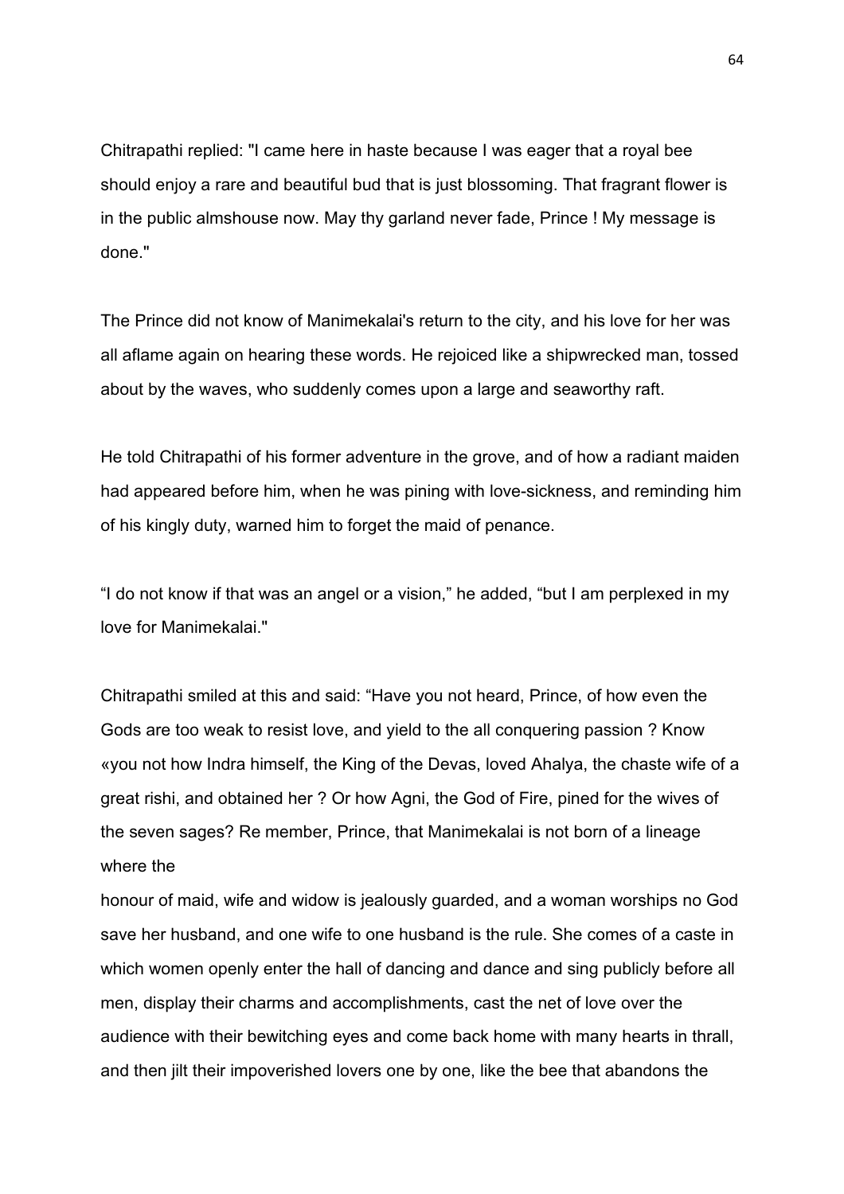Chitrapathi replied: "I came here in haste because I was eager that a royal bee should enjoy a rare and beautiful bud that is just blossoming. That fragrant flower is in the public almshouse now. May thy garland never fade, Prince ! My message is done."

The Prince did not know of Manimekalai's return to the city, and his love for her was all aflame again on hearing these words. He rejoiced like a shipwrecked man, tossed about by the waves, who suddenly comes upon a large and seaworthy raft.

He told Chitrapathi of his former adventure in the grove, and of how a radiant maiden had appeared before him, when he was pining with love-sickness, and reminding him of his kingly duty, warned him to forget the maid of penance.

“I do not know if that was an angel or a vision,” he added, “but I am perplexed in my love for Manimekalai."

Chitrapathi smiled at this and said: “Have you not heard, Prince, of how even the Gods are too weak to resist love, and yield to the all conquering passion ? Know «you not how Indra himself, the King of the Devas, loved Ahalya, the chaste wife of a great rishi, and obtained her ? Or how Agni, the God of Fire, pined for the wives of the seven sages? Re member, Prince, that Manimekalai is not born of a lineage where the honour of maid, wife and widow is jealously guarded, and a woman worships no God save her husband, and one wife to one husband is the rule. She comes of a caste in which women openly enter the hall of dancing and dance and sing publicly before all men, display their charms and accomplishments, cast the net of love over the audience with their bewitching eyes and come back home with many hearts in thrall, and then jilt their impoverished lovers one by one, like the bee that abandons the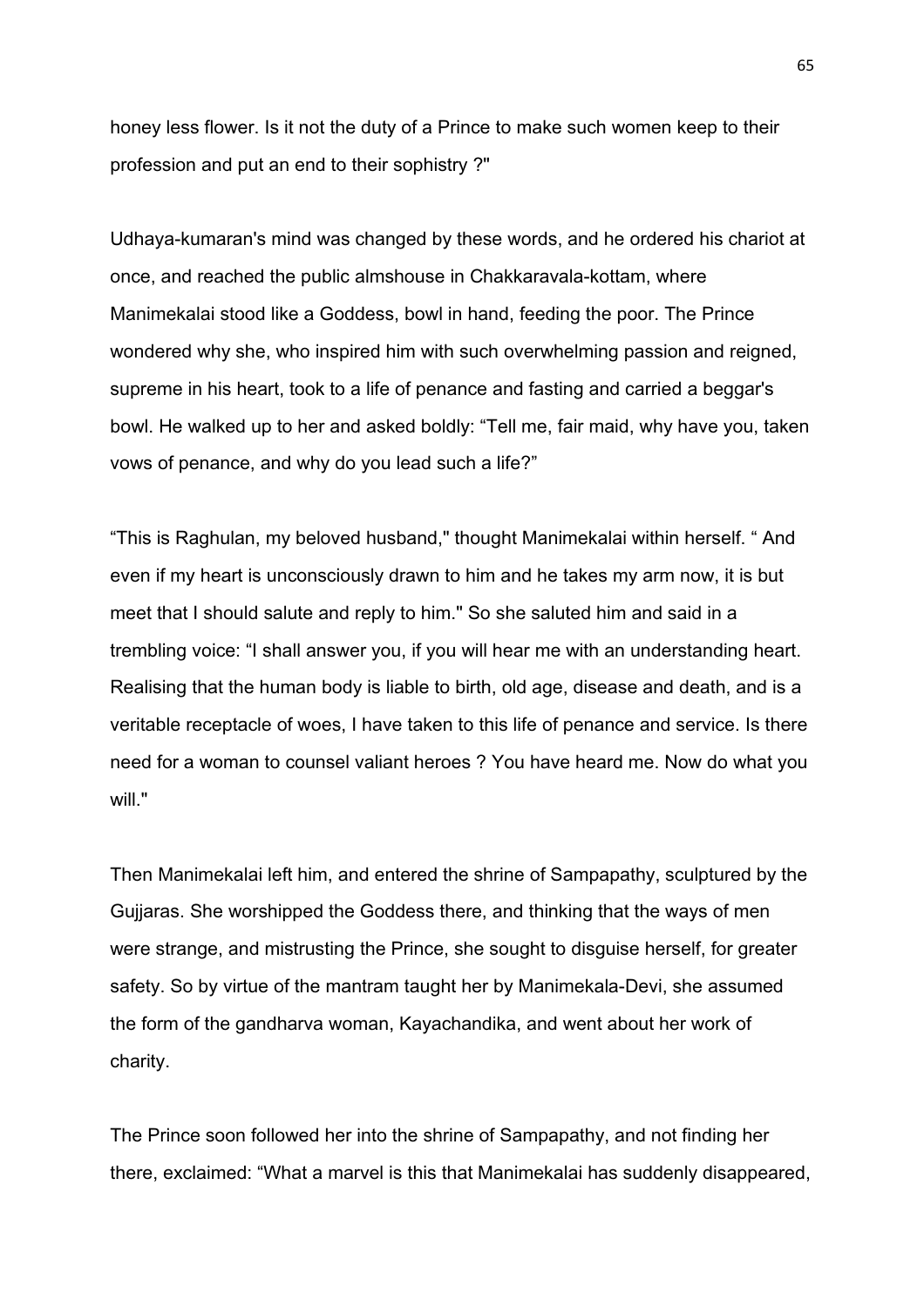honey less flower. Is it not the duty of a Prince to make such women keep to their profession and put an end to their sophistry ?"

Udhaya-kumaran's mind was changed by these words, and he ordered his chariot at once, and reached the public almshouse in Chakkaravala-kottam, where Manimekalai stood like a Goddess, bowl in hand, feeding the poor. The Prince wondered why she, who inspired him with such overwhelming passion and reigned, supreme in his heart, took to a life of penance and fasting and carried a beggar's bowl. He walked up to her and asked boldly: "Tell me, fair maid, why have you, taken vows of penance, and why do you lead such a life?"

"This is Raghulan, my beloved husband," thought Manimekalai within herself. " And even if my heart is unconsciously drawn to him and he takes my arm now, it is but meet that I should salute and reply to him." So she saluted him and said in a trembling voice: "I shall answer you, if you will hear me with an understanding heart. Realising that the human body is liable to birth, old age, disease and death, and is a veritable receptacle of woes, I have taken to this life of penance and service. Is there need for a woman to counsel valiant heroes ? You have heard me. Now do what you will."

Then Manimekalai left him, and entered the shrine of Sampapathy, sculptured by the Gujjaras. She worshipped the Goddess there, and thinking that the ways of men were strange, and mistrusting the Prince, she sought to disguise herself, for greater safety. So by virtue of the mantram taught her by Manimekala-Devi, she assumed the form of the gandharva woman, Kayachandika, and went about her work of charity.

The Prince soon followed her into the shrine of Sampapathy, and not finding her there, exclaimed: "What a marvel is this that Manimekalai has suddenly disappeared,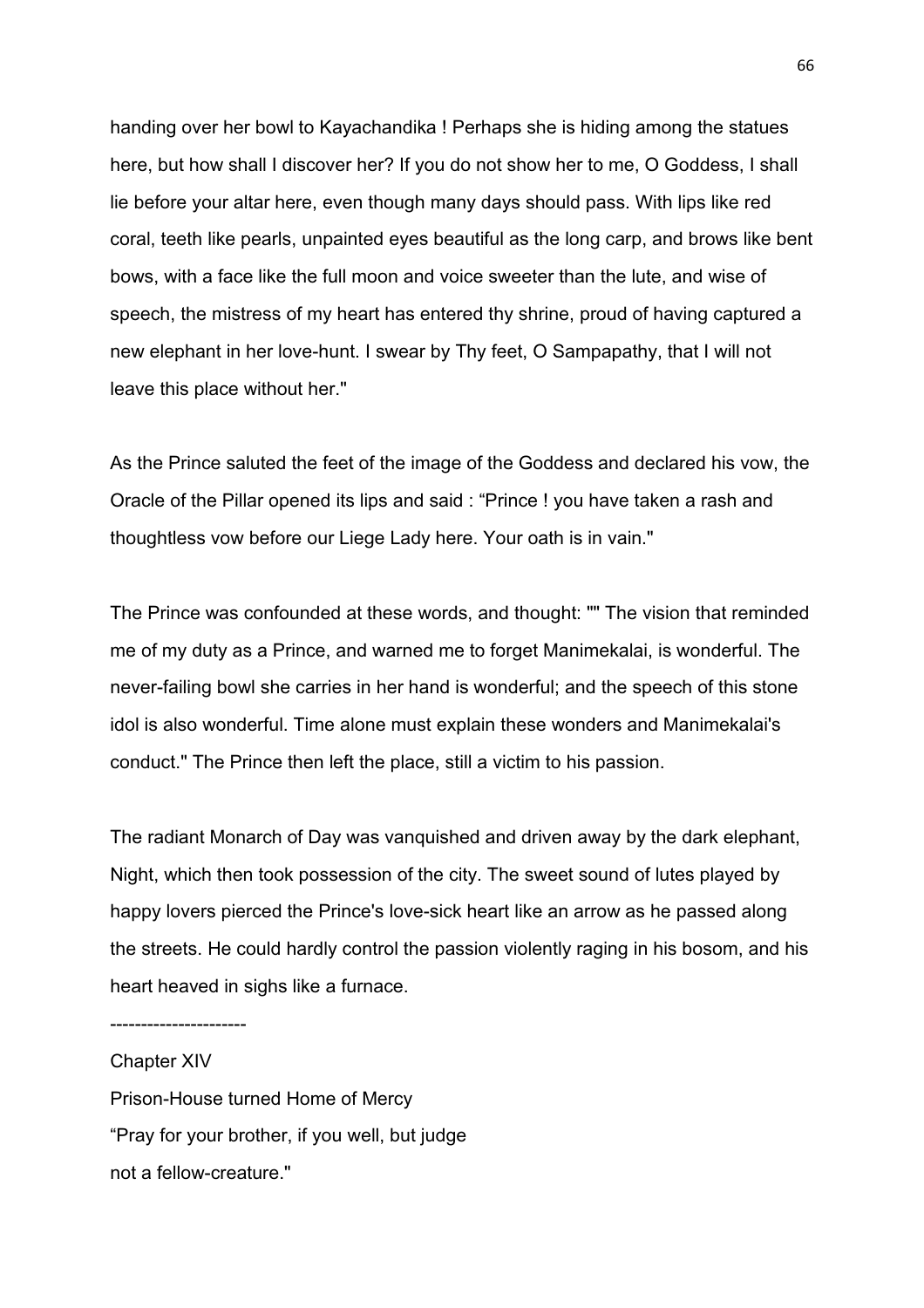handing over her bowl to Kayachandika ! Perhaps she is hiding among the statues here, but how shall I discover her? If you do not show her to me, O Goddess, I shall lie before your altar here, even though many days should pass. With lips like red coral, teeth like pearls, unpainted eyes beautiful as the long carp, and brows like bent bows, with a face like the full moon and voice sweeter than the lute, and wise of speech, the mistress of my heart has entered thy shrine, proud of having captured a new elephant in her love-hunt. I swear by Thy feet, O Sampapathy, that I will not leave this place without her."

As the Prince saluted the feet of the image of the Goddess and declared his vow, the Oracle of the Pillar opened its lips and said : “Prince ! you have taken a rash and thoughtless vow before our Liege Lady here. Your oath is in vain."

The Prince was confounded at these words, and thought: "" The vision that reminded me of my duty as a Prince, and warned me to forget Manimekalai, is wonderful. The never-failing bowl she carries in her hand is wonderful; and the speech of this stone idol is also wonderful. Time alone must explain these wonders and Manimekalai's conduct." The Prince then left the place, still a victim to his passion.

The radiant Monarch of Day was vanquished and driven away by the dark elephant, Night, which then took possession of the city. The sweet sound of lutes played by happy lovers pierced the Prince's love-sick heart like an arrow as he passed along the streets. He could hardly control the passion violently raging in his bosom, and his heart heaved in sighs like a furnace.

----------------------

## Chapter XIV

### Prison-House turned Home of Mercy

“Pray for your brother, if you well, but judge
not a fellow-creature."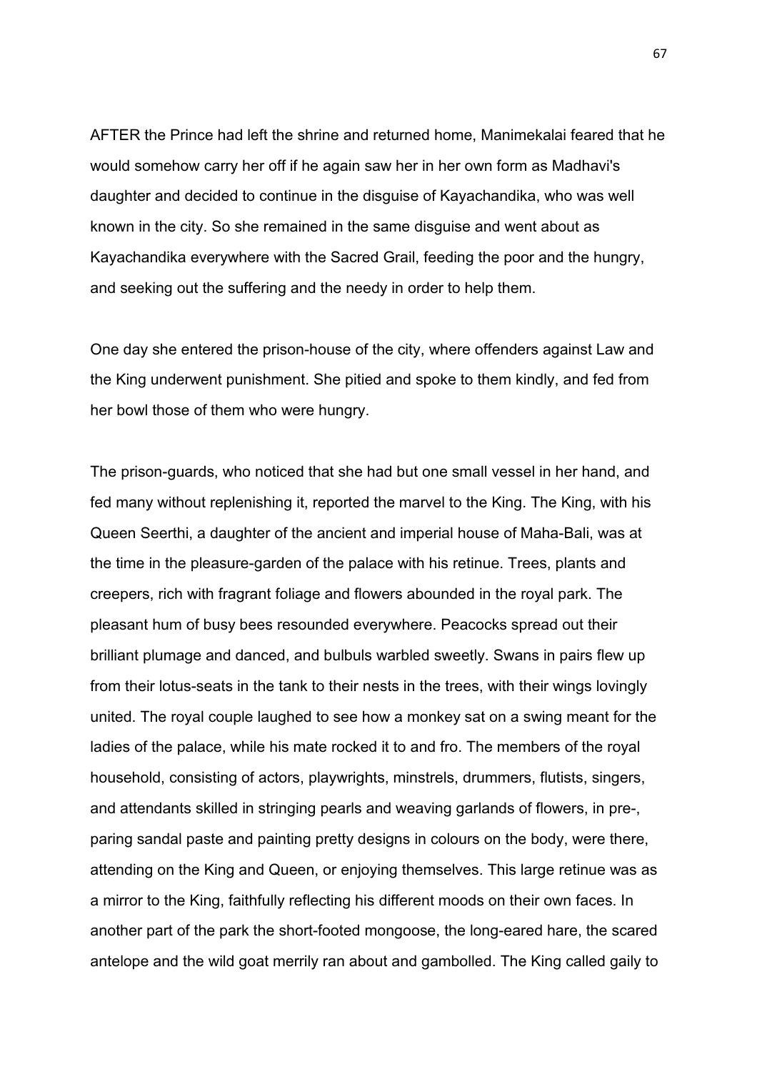AFTER the Prince had left the shrine and returned home, Manimekalai feared that he would somehow carry her off if he again saw her in her own form as Madhavi's daughter and decided to continue in the disguise of Kayachandika, who was well known in the city. So she remained in the same disguise and went about as Kayachandika everywhere with the Sacred Grail, feeding the poor and the hungry, and seeking out the suffering and the needy in order to help them.

One day she entered the prison-house of the city, where offenders against Law and the King underwent punishment. She pitied and spoke to them kindly, and fed from her bowl those of them who were hungry.

The prison-guards, who noticed that she had but one small vessel in her hand, and fed many without replenishing it, reported the marvel to the King. The King, with his Queen Seerthi, a daughter of the ancient and imperial house of Maha-Bali, was at the time in the pleasure-garden of the palace with his retinue. Trees, plants and creepers, rich with fragrant foliage and flowers abounded in the royal park. The pleasant hum of busy bees resounded everywhere. Peacocks spread out their brilliant plumage and danced, and bulbuls warbled sweetly. Swans in pairs flew up from their lotus-seats in the tank to their nests in the trees, with their wings lovingly united. The royal couple laughed to see how a monkey sat on a swing meant for the ladies of the palace, while his mate rocked it to and fro. The members of the royal household, consisting of actors, playwrights, minstrels, drummers, flutists, singers, and attendants skilled in stringing pearls and weaving garlands of flowers, in pre-, paring sandal paste and painting pretty designs in colours on the body, were there, attending on the King and Queen, or enjoying themselves. This large retinue was as a mirror to the King, faithfully reflecting his different moods on their own faces. In another part of the park the short-footed mongoose, the long-eared hare, the scared antelope and the wild goat merrily ran about and gambolled. The King called gaily to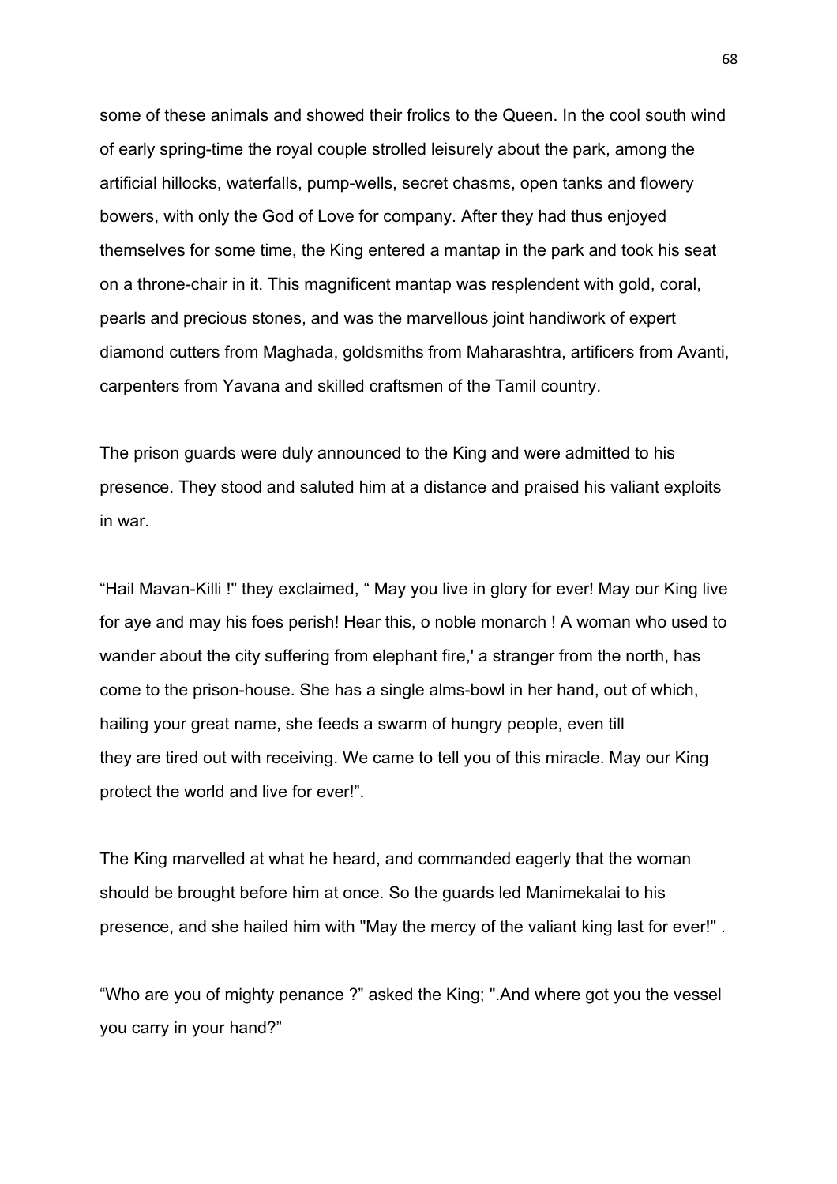some of these animals and showed their frolics to the Queen. In the cool south wind of early spring-time the royal couple strolled leisurely about the park, among the artificial hillocks, waterfalls, pump-wells, secret chasms, open tanks and flowery bowers, with only the God of Love for company. After they had thus enjoyed themselves for some time, the King entered a mantap in the park and took his seat on a throne-chair in it. This magnificent mantap was resplendent with gold, coral, pearls and precious stones, and was the marvellous joint handiwork of expert diamond cutters from Maghada, goldsmiths from Maharashtra, artificers from Avanti, carpenters from Yavana and skilled craftsmen of the Tamil country.

The prison guards were duly announced to the King and were admitted to his presence. They stood and saluted him at a distance and praised his valiant exploits in war.

"Hail Mavan-Killi !" they exclaimed, " May you live in glory for ever! May our King live for aye and may his foes perish! Hear this, o noble monarch ! A woman who used to wander about the city suffering from elephant fire,' a stranger from the north, has come to the prison-house. She has a single alms-bowl in her hand, out of which, hailing your great name, she feeds a swarm of hungry people, even till they are tired out with receiving. We came to tell you of this miracle. May our King protect the world and live for ever!".

The King marvelled at what he heard, and commanded eagerly that the woman should be brought before him at once. So the guards led Manimekalai to his presence, and she hailed him with "May the mercy of the valiant king last for ever!" .

"Who are you of mighty penance ?" asked the King; ".And where got you the vessel you carry in your hand?"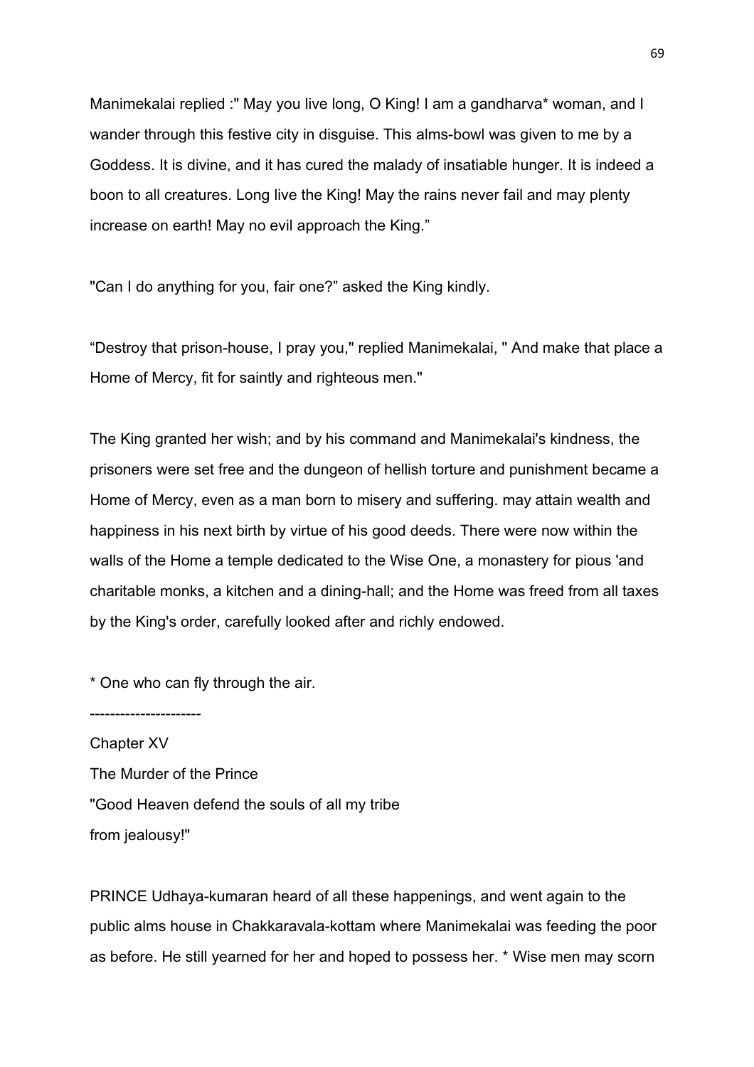Manimekalai replied :" May you live long, O King! I am a gandharva* woman, and I wander through this festive city in disguise. This alms-bowl was given to me by a Goddess. It is divine, and it has cured the malady of insatiable hunger. It is indeed a boon to all creatures. Long live the King! May the rains never fail and may plenty increase on earth! May no evil approach the King."

"Can I do anything for you, fair one?" asked the King kindly.

"Destroy that prison-house, I pray you," replied Manimekalai, " And make that place a Home of Mercy, fit for saintly and righteous men."

The King granted her wish; and by his command and Manimekalai's kindness, the prisoners were set free and the dungeon of hellish torture and punishment became a Home of Mercy, even as a man born to misery and suffering. may attain wealth and happiness in his next birth by virtue of his good deeds. There were now within the walls of the Home a temple dedicated to the Wise One, a monastery for pious 'and charitable monks, a kitchen and a dining-hall; and the Home was freed from all taxes by the King's order, carefully looked after and richly endowed.

* One who can fly through the air.

---------------------

## Chapter XV

### The Murder of the Prince

"Good Heaven defend the souls of all my tribe
from jealousy!"

PRINCE Udhaya-kumaran heard of all these happenings, and went again to the public alms house in Chakkaravala-kottam where Manimekalai was feeding the poor as before. He still yearned for her and hoped to possess her. * Wise men may scorn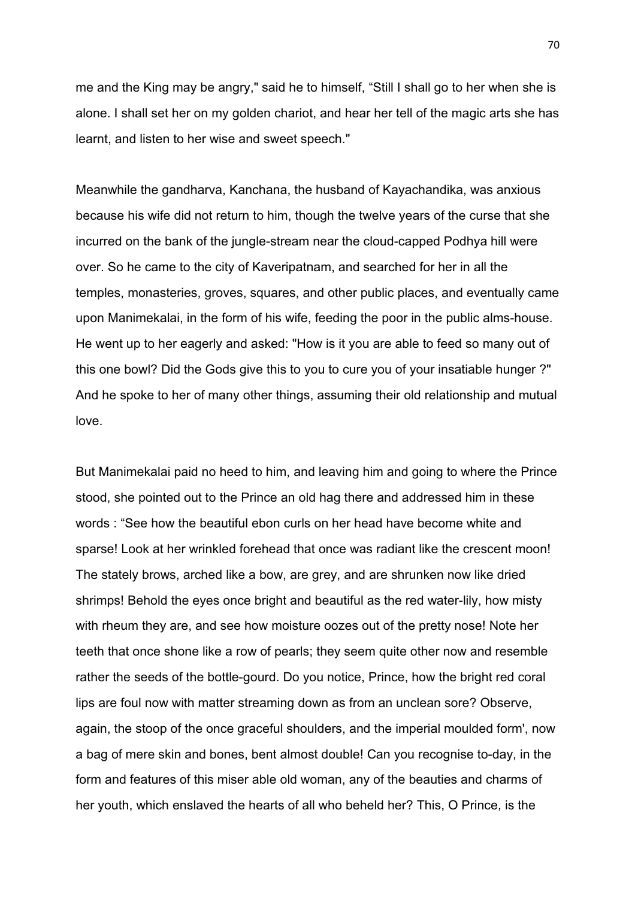me and the King may be angry," said he to himself, "Still I shall go to her when she is alone. I shall set her on my golden chariot, and hear her tell of the magic arts she has learnt, and listen to her wise and sweet speech."

Meanwhile the gandharva, Kanchana, the husband of Kayachandika, was anxious because his wife did not return to him, though the twelve years of the curse that she incurred on the bank of the jungle-stream near the cloud-capped Podhya hill were over. So he came to the city of Kaveripatnam, and searched for her in all the temples, monasteries, groves, squares, and other public places, and eventually came upon Manimekalai, in the form of his wife, feeding the poor in the public alms-house. He went up to her eagerly and asked: "How is it you are able to feed so many out of this one bowl? Did the Gods give this to you to cure you of your insatiable hunger ?" And he spoke to her of many other things, assuming their old relationship and mutual love.

But Manimekalai paid no heed to him, and leaving him and going to where the Prince stood, she pointed out to the Prince an old hag there and addressed him in these words : "See how the beautiful ebon curls on her head have become white and sparse! Look at her wrinkled forehead that once was radiant like the crescent moon! The stately brows, arched like a bow, are grey, and are shrunken now like dried shrimps! Behold the eyes once bright and beautiful as the red water-lily, how misty with rheum they are, and see how moisture oozes out of the pretty nose! Note her teeth that once shone like a row of pearls; they seem quite other now and resemble rather the seeds of the bottle-gourd. Do you notice, Prince, how the bright red coral lips are foul now with matter streaming down as from an unclean sore? Observe, again, the stoop of the once graceful shoulders, and the imperial moulded form', now a bag of mere skin and bones, bent almost double! Can you recognise to-day, in the form and features of this miser able old woman, any of the beauties and charms of her youth, which enslaved the hearts of all who beheld her? This, O Prince, is the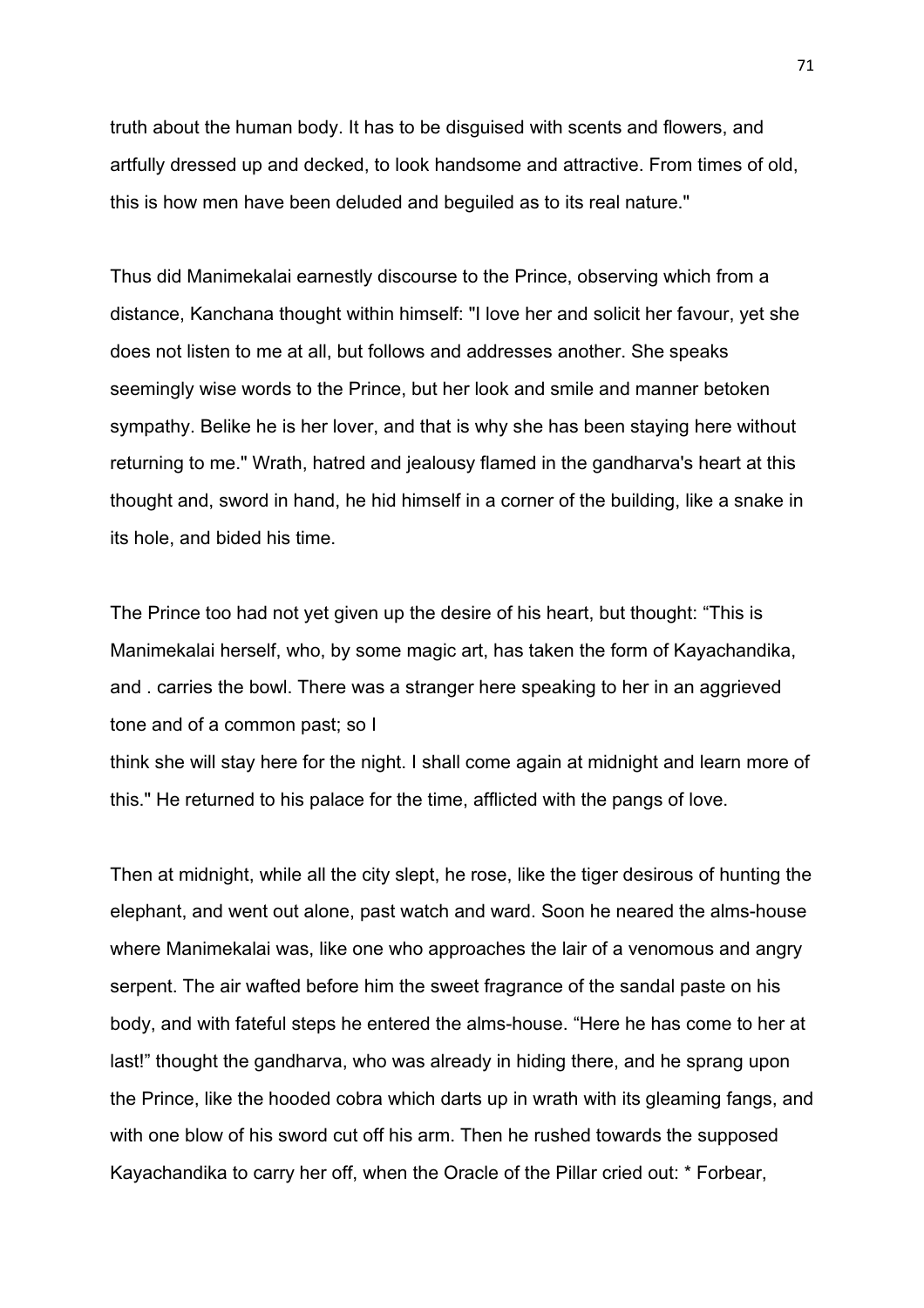truth about the human body. It has to be disguised with scents and flowers, and artfully dressed up and decked, to look handsome and attractive. From times of old, this is how men have been deluded and beguiled as to its real nature."

Thus did Manimekalai earnestly discourse to the Prince, observing which from a distance, Kanchana thought within himself: "I love her and solicit her favour, yet she does not listen to me at all, but follows and addresses another. She speaks seemingly wise words to the Prince, but her look and smile and manner betoken sympathy. Belike he is her lover, and that is why she has been staying here without returning to me." Wrath, hatred and jealousy flamed in the gandharva's heart at this thought and, sword in hand, he hid himself in a corner of the building, like a snake in its hole, and bided his time.

The Prince too had not yet given up the desire of his heart, but thought: "This is Manimekalai herself, who, by some magic art, has taken the form of Kayachandika, and . carries the bowl. There was a stranger here speaking to her in an aggrieved tone and of a common past; so I think she will stay here for the night. I shall come again at midnight and learn more of this." He returned to his palace for the time, afflicted with the pangs of love.

Then at midnight, while all the city slept, he rose, like the tiger desirous of hunting the elephant, and went out alone, past watch and ward. Soon he neared the alms-house where Manimekalai was, like one who approaches the lair of a venomous and angry serpent. The air wafted before him the sweet fragrance of the sandal paste on his body, and with fateful steps he entered the alms-house. "Here he has come to her at last!" thought the gandharva, who was already in hiding there, and he sprang upon the Prince, like the hooded cobra which darts up in wrath with its gleaming fangs, and with one blow of his sword cut off his arm. Then he rushed towards the supposed Kayachandika to carry her off, when the Oracle of the Pillar cried out: * Forbear,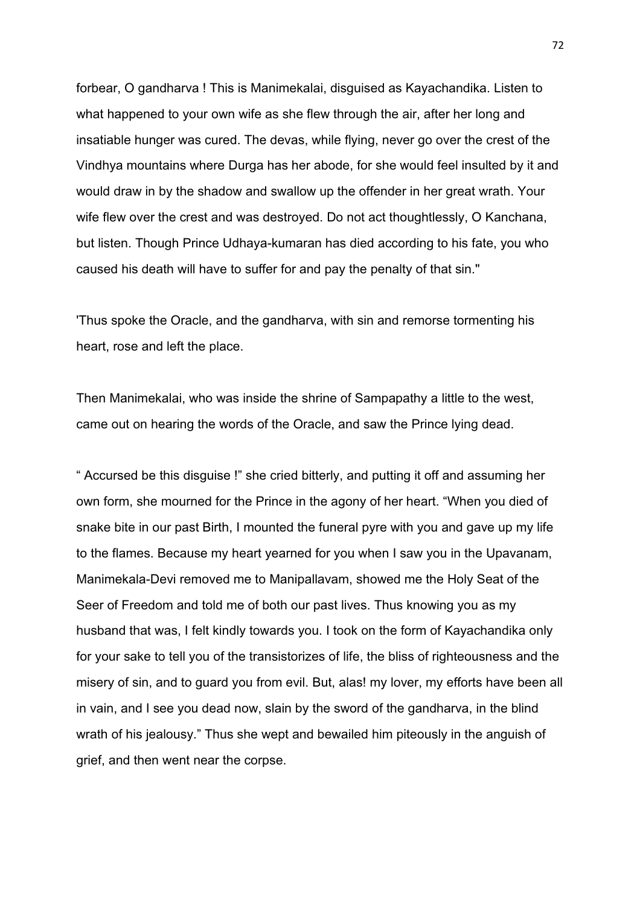forbear, O gandharva ! This is Manimekalai, disguised as Kayachandika. Listen to what happened to your own wife as she flew through the air, after her long and insatiable hunger was cured. The devas, while flying, never go over the crest of the Vindhya mountains where Durga has her abode, for she would feel insulted by it and would draw in by the shadow and swallow up the offender in her great wrath. Your wife flew over the crest and was destroyed. Do not act thoughtlessly, O Kanchana, but listen. Though Prince Udhaya-kumaran has died according to his fate, you who caused his death will have to suffer for and pay the penalty of that sin."

'Thus spoke the Oracle, and the gandharva, with sin and remorse tormenting his heart, rose and left the place.

Then Manimekalai, who was inside the shrine of Sampapathy a little to the west, came out on hearing the words of the Oracle, and saw the Prince lying dead.

" Accursed be this disguise !" she cried bitterly, and putting it off and assuming her own form, she mourned for the Prince in the agony of her heart. "When you died of snake bite in our past Birth, I mounted the funeral pyre with you and gave up my life to the flames. Because my heart yearned for you when I saw you in the Upavanam, Manimekala-Devi removed me to Manipallavam, showed me the Holy Seat of the Seer of Freedom and told me of both our past lives. Thus knowing you as my husband that was, I felt kindly towards you. I took on the form of Kayachandika only for your sake to tell you of the transistorizes of life, the bliss of righteousness and the misery of sin, and to guard you from evil. But, alas! my lover, my efforts have been all in vain, and I see you dead now, slain by the sword of the gandharva, in the blind wrath of his jealousy." Thus she wept and bewailed him piteously in the anguish of grief, and then went near the corpse.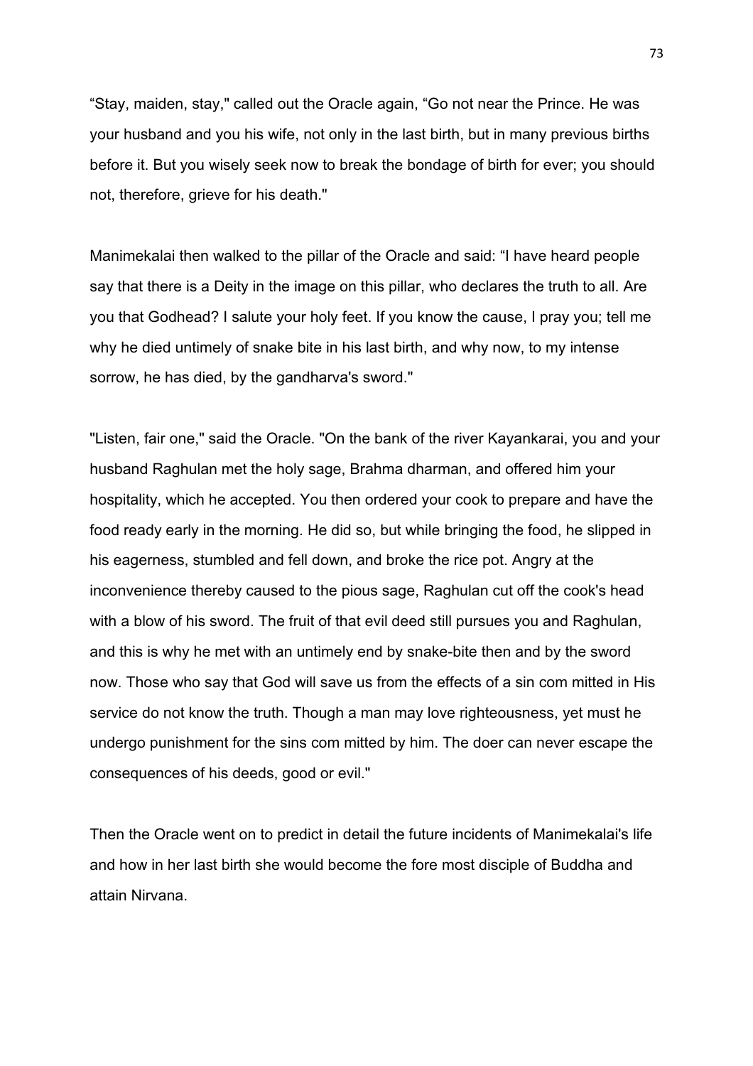“Stay, maiden, stay," called out the Oracle again, “Go not near the Prince. He was your husband and you his wife, not only in the last birth, but in many previous births before it. But you wisely seek now to break the bondage of birth for ever; you should not, therefore, grieve for his death."

Manimekalai then walked to the pillar of the Oracle and said: “I have heard people say that there is a Deity in the image on this pillar, who declares the truth to all. Are you that Godhead? I salute your holy feet. If you know the cause, I pray you; tell me why he died untimely of snake bite in his last birth, and why now, to my intense sorrow, he has died, by the gandharva's sword."

"Listen, fair one," said the Oracle. "On the bank of the river Kayankarai, you and your husband Raghulan met the holy sage, Brahma dharman, and offered him your hospitality, which he accepted. You then ordered your cook to prepare and have the food ready early in the morning. He did so, but while bringing the food, he slipped in his eagerness, stumbled and fell down, and broke the rice pot. Angry at the inconvenience thereby caused to the pious sage, Raghulan cut off the cook's head with a blow of his sword. The fruit of that evil deed still pursues you and Raghulan, and this is why he met with an untimely end by snake-bite then and by the sword now. Those who say that God will save us from the effects of a sin com mitted in His service do not know the truth. Though a man may love righteousness, yet must he undergo punishment for the sins com mitted by him. The doer can never escape the consequences of his deeds, good or evil."

Then the Oracle went on to predict in detail the future incidents of Manimekalai's life and how in her last birth she would become the fore most disciple of Buddha and attain Nirvana.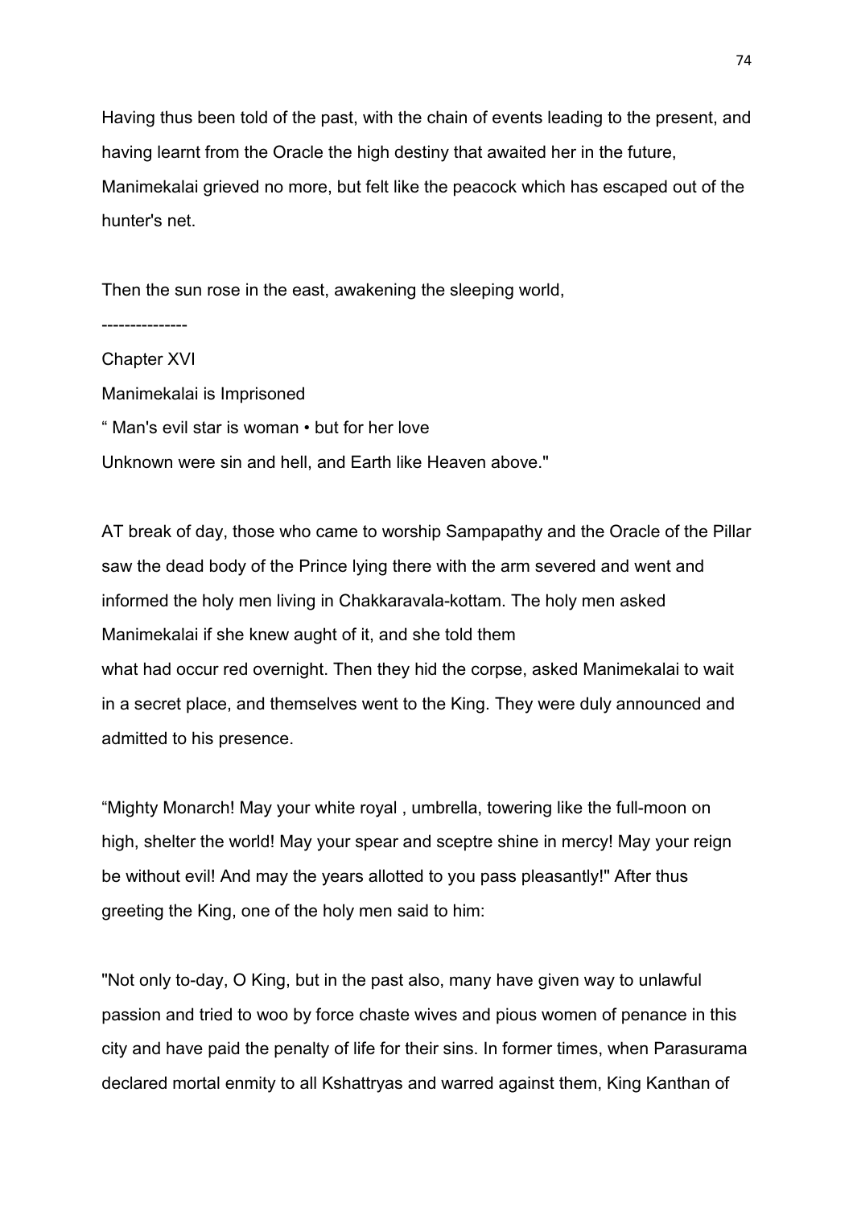Having thus been told of the past, with the chain of events leading to the present, and having learnt from the Oracle the high destiny that awaited her in the future, Manimekalai grieved no more, but felt like the peacock which has escaped out of the hunter's net.

Then the sun rose in the east, awakening the sleeping world,

---------------

## Chapter XVI

### Manimekalai is Imprisoned

" Man's evil star is woman • but for her love
Unknown were sin and hell, and Earth like Heaven above."

AT break of day, those who came to worship Sampapathy and the Oracle of the Pillar saw the dead body of the Prince lying there with the arm severed and went and informed the holy men living in Chakkaravala-kottam. The holy men asked Manimekalai if she knew aught of it, and she told them what had occur red overnight. Then they hid the corpse, asked Manimekalai to wait in a secret place, and themselves went to the King. They were duly announced and admitted to his presence.

"Mighty Monarch! May your white royal , umbrella, towering like the full-moon on high, shelter the world! May your spear and sceptre shine in mercy! May your reign be without evil! And may the years allotted to you pass pleasantly!" After thus greeting the King, one of the holy men said to him:

"Not only to-day, O King, but in the past also, many have given way to unlawful passion and tried to woo by force chaste wives and pious women of penance in this city and have paid the penalty of life for their sins. In former times, when Parasurama declared mortal enmity to all Kshattryas and warred against them, King Kanthan of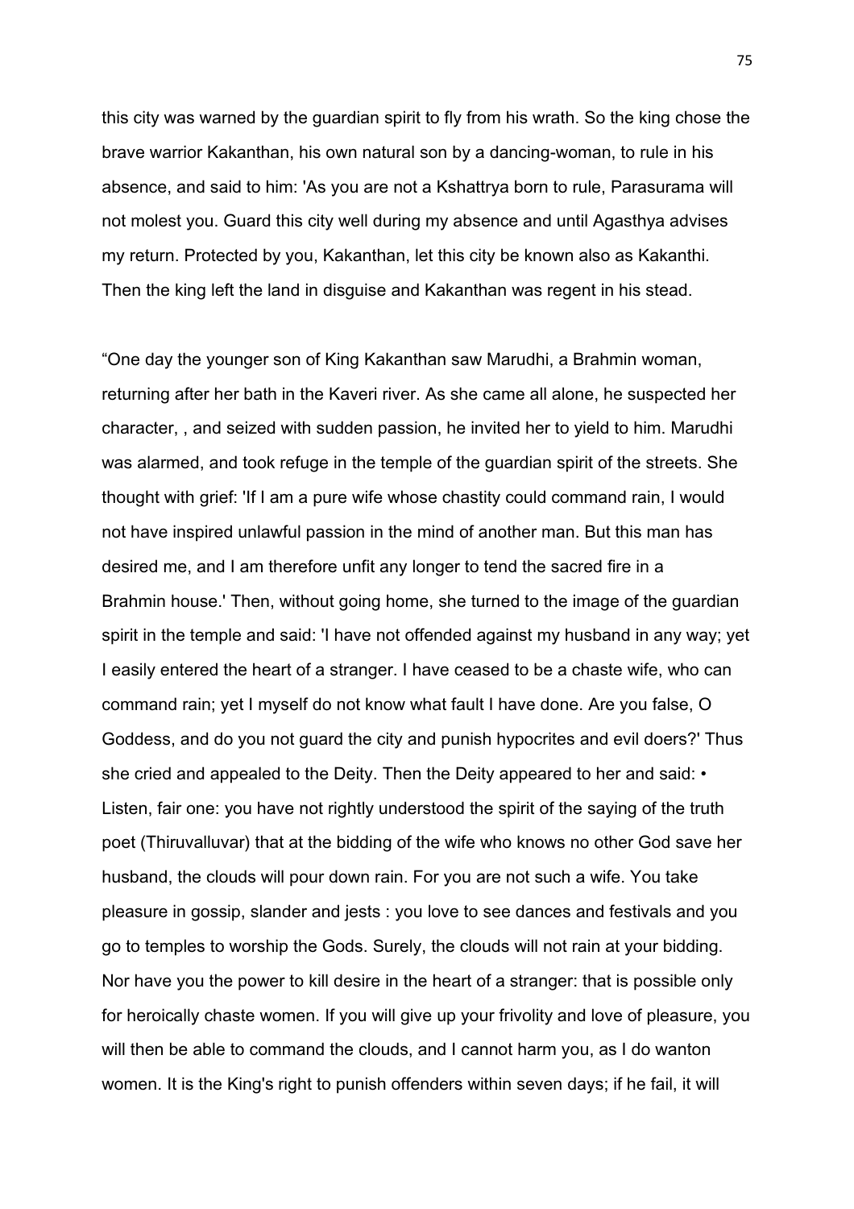this city was warned by the guardian spirit to fly from his wrath. So the king chose the brave warrior Kakanthan, his own natural son by a dancing-woman, to rule in his absence, and said to him: 'As you are not a Kshattrya born to rule, Parasurama will not molest you. Guard this city well during my absence and until Agasthya advises my return. Protected by you, Kakanthan, let this city be known also as Kakanthi. Then the king left the land in disguise and Kakanthan was regent in his stead.

“One day the younger son of King Kakanthan saw Marudhi, a Brahmin woman, returning after her bath in the Kaveri river. As she came all alone, he suspected her character, , and seized with sudden passion, he invited her to yield to him. Marudhi was alarmed, and took refuge in the temple of the guardian spirit of the streets. She thought with grief: 'If I am a pure wife whose chastity could command rain, I would not have inspired unlawful passion in the mind of another man. But this man has desired me, and I am therefore unfit any longer to tend the sacred fire in a Brahmin house.' Then, without going home, she turned to the image of the guardian spirit in the temple and said: 'I have not offended against my husband in any way; yet I easily entered the heart of a stranger. I have ceased to be a chaste wife, who can command rain; yet I myself do not know what fault I have done. Are you false, O Goddess, and do you not guard the city and punish hypocrites and evil doers?' Thus she cried and appealed to the Deity. Then the Deity appeared to her and said: • Listen, fair one: you have not rightly understood the spirit of the saying of the truth poet (Thiruvalluvar) that at the bidding of the wife who knows no other God save her husband, the clouds will pour down rain. For you are not such a wife. You take pleasure in gossip, slander and jests : you love to see dances and festivals and you go to temples to worship the Gods. Surely, the clouds will not rain at your bidding. Nor have you the power to kill desire in the heart of a stranger: that is possible only for heroically chaste women. If you will give up your frivolity and love of pleasure, you will then be able to command the clouds, and I cannot harm you, as I do wanton women. It is the King's right to punish offenders within seven days; if he fail, it will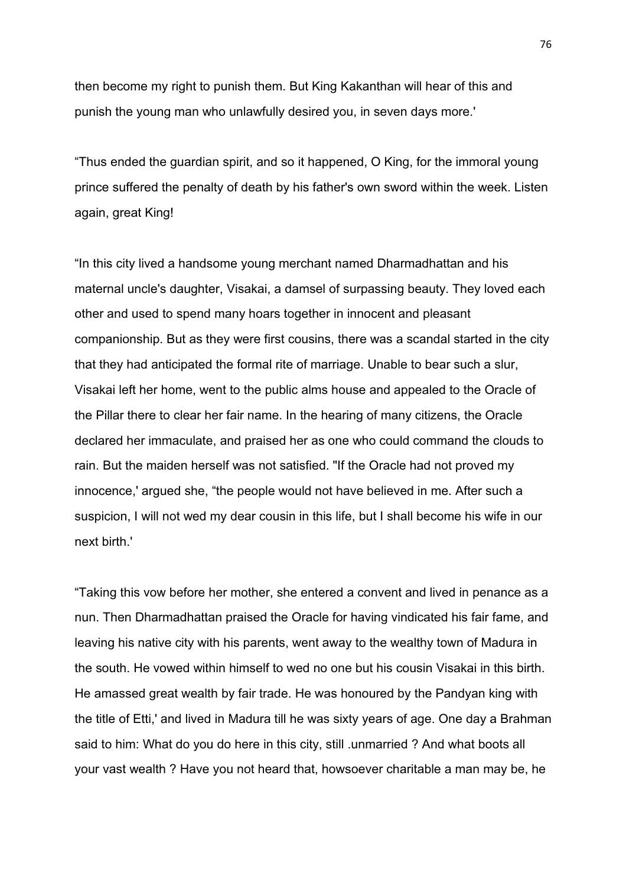then become my right to punish them. But King Kakanthan will hear of this and punish the young man who unlawfully desired you, in seven days more.'

“Thus ended the guardian spirit, and so it happened, O King, for the immoral young prince suffered the penalty of death by his father's own sword within the week. Listen again, great King!

“In this city lived a handsome young merchant named Dharmadhattan and his maternal uncle's daughter, Visakai, a damsel of surpassing beauty. They loved each other and used to spend many hoars together in innocent and pleasant companionship. But as they were first cousins, there was a scandal started in the city that they had anticipated the formal rite of marriage. Unable to bear such a slur, Visakai left her home, went to the public alms house and appealed to the Oracle of the Pillar there to clear her fair name. In the hearing of many citizens, the Oracle declared her immaculate, and praised her as one who could command the clouds to rain. But the maiden herself was not satisfied. "If the Oracle had not proved my innocence,' argued she, “the people would not have believed in me. After such a suspicion, I will not wed my dear cousin in this life, but I shall become his wife in our next birth.'

“Taking this vow before her mother, she entered a convent and lived in penance as a nun. Then Dharmadhattan praised the Oracle for having vindicated his fair fame, and leaving his native city with his parents, went away to the wealthy town of Madura in the south. He vowed within himself to wed no one but his cousin Visakai in this birth. He amassed great wealth by fair trade. He was honoured by the Pandyan king with the title of Etti,' and lived in Madura till he was sixty years of age. One day a Brahman said to him: What do you do here in this city, still .unmarried ? And what boots all your vast wealth ? Have you not heard that, howsoever charitable a man may be, he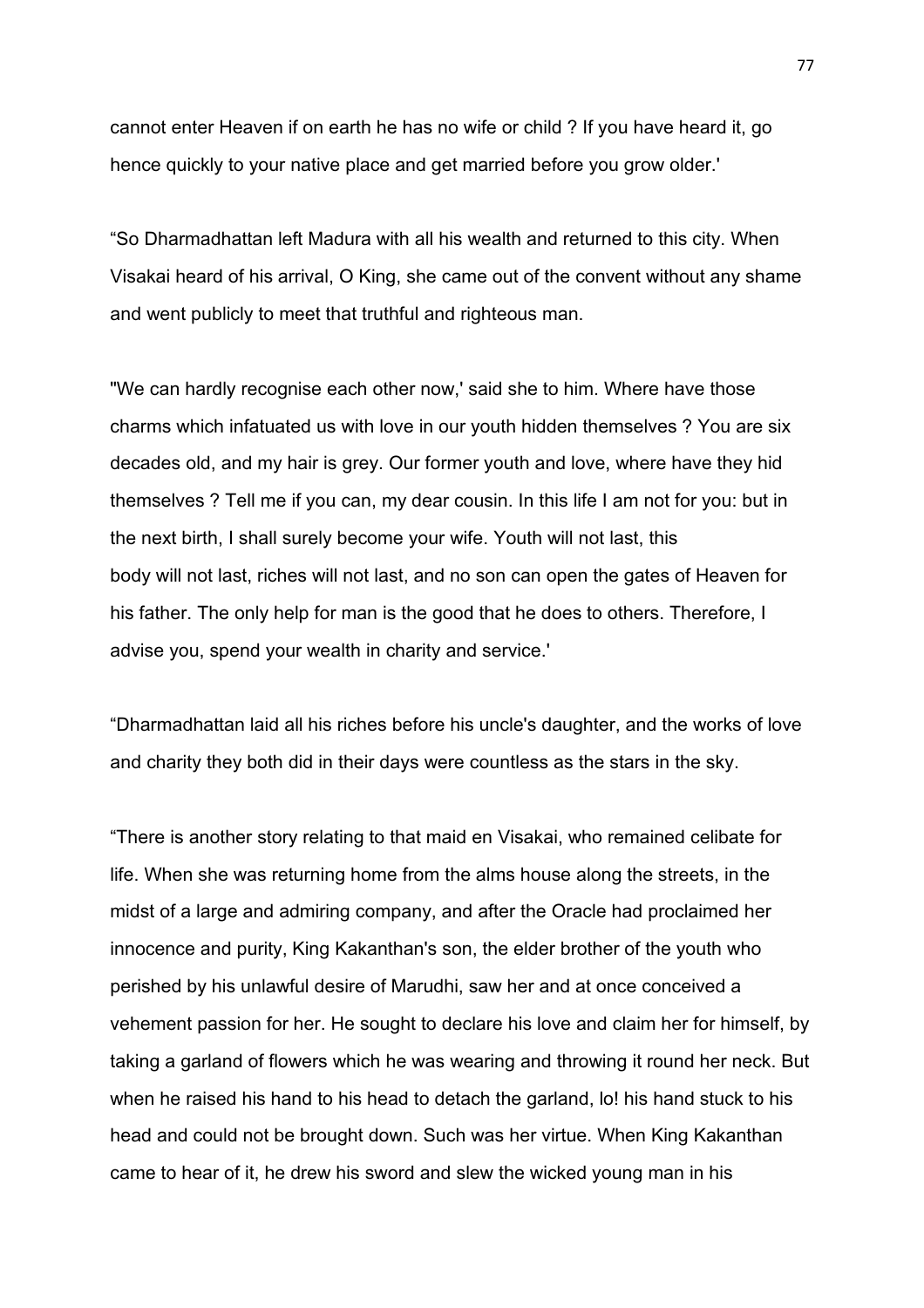cannot enter Heaven if on earth he has no wife or child ? If you have heard it, go hence quickly to your native place and get married before you grow older.'

“So Dharmadhattan left Madura with all his wealth and returned to this city. When Visakai heard of his arrival, O King, she came out of the convent without any shame and went publicly to meet that truthful and righteous man.

"We can hardly recognise each other now,' said she to him. Where have those charms which infatuated us with love in our youth hidden themselves ? You are six decades old, and my hair is grey. Our former youth and love, where have they hid themselves ? Tell me if you can, my dear cousin. In this life I am not for you: but in the next birth, I shall surely become your wife. Youth will not last, this body will not last, riches will not last, and no son can open the gates of Heaven for his father. The only help for man is the good that he does to others. Therefore, I advise you, spend your wealth in charity and service.'

“Dharmadhattan laid all his riches before his uncle's daughter, and the works of love and charity they both did in their days were countless as the stars in the sky.

“There is another story relating to that maid en Visakai, who remained celibate for life. When she was returning home from the alms house along the streets, in the midst of a large and admiring company, and after the Oracle had proclaimed her innocence and purity, King Kakanthan's son, the elder brother of the youth who perished by his unlawful desire of Marudhi, saw her and at once conceived a vehement passion for her. He sought to declare his love and claim her for himself, by taking a garland of flowers which he was wearing and throwing it round her neck. But when he raised his hand to his head to detach the garland, lo! his hand stuck to his head and could not be brought down. Such was her virtue. When King Kakanthan came to hear of it, he drew his sword and slew the wicked young man in his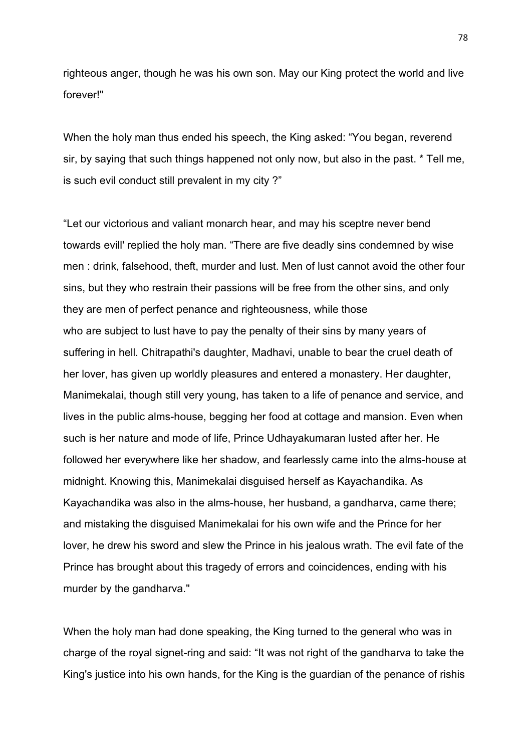righteous anger, though he was his own son. May our King protect the world and live forever!"

When the holy man thus ended his speech, the King asked: “You began, reverend sir, by saying that such things happened not only now, but also in the past. * Tell me, is such evil conduct still prevalent in my city ?”

“Let our victorious and valiant monarch hear, and may his sceptre never bend towards evill' replied the holy man. “There are five deadly sins condemned by wise men : drink, falsehood, theft, murder and lust. Men of lust cannot avoid the other four sins, but they who restrain their passions will be free from the other sins, and only they are men of perfect penance and righteousness, while those who are subject to lust have to pay the penalty of their sins by many years of suffering in hell. Chitrapathi's daughter, Madhavi, unable to bear the cruel death of her lover, has given up worldly pleasures and entered a monastery. Her daughter, Manimekalai, though still very young, has taken to a life of penance and service, and lives in the public alms-house, begging her food at cottage and mansion. Even when such is her nature and mode of life, Prince Udhayakumaran lusted after her. He followed her everywhere like her shadow, and fearlessly came into the alms-house at midnight. Knowing this, Manimekalai disguised herself as Kayachandika. As Kayachandika was also in the alms-house, her husband, a gandharva, came there; and mistaking the disguised Manimekalai for his own wife and the Prince for her lover, he drew his sword and slew the Prince in his jealous wrath. The evil fate of the Prince has brought about this tragedy of errors and coincidences, ending with his murder by the gandharva."

When the holy man had done speaking, the King turned to the general who was in charge of the royal signet-ring and said: “It was not right of the gandharva to take the King's justice into his own hands, for the King is the guardian of the penance of rishis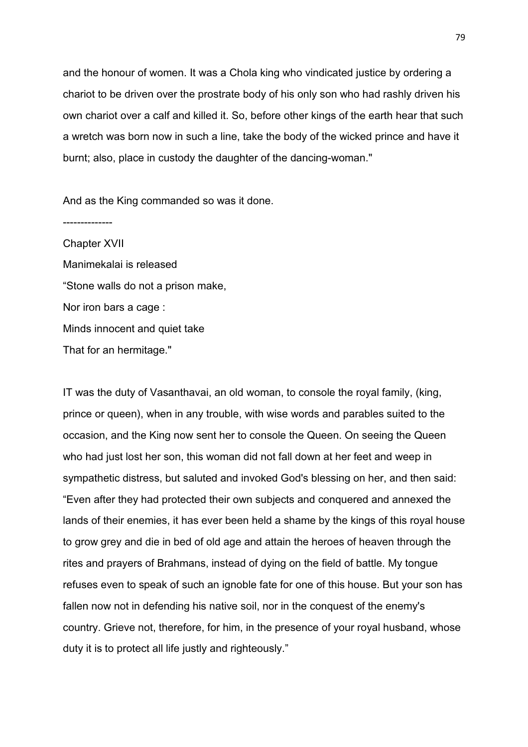and the honour of women. It was a Chola king who vindicated justice by ordering a chariot to be driven over the prostrate body of his only son who had rashly driven his own chariot over a calf and killed it. So, before other kings of the earth hear that such a wretch was born now in such a line, take the body of the wicked prince and have it burnt; also, place in custody the daughter of the dancing-woman."

And as the King commanded so was it done.

--------------

## Chapter XVII

### Manimekalai is released

"Stone walls do not a prison make,
Nor iron bars a cage :
Minds innocent and quiet take
That for an hermitage."

IT was the duty of Vasanthavai, an old woman, to console the royal family, (king, prince or queen), when in any trouble, with wise words and parables suited to the occasion, and the King now sent her to console the Queen. On seeing the Queen who had just lost her son, this woman did not fall down at her feet and weep in sympathetic distress, but saluted and invoked God's blessing on her, and then said: "Even after they had protected their own subjects and conquered and annexed the lands of their enemies, it has ever been held a shame by the kings of this royal house to grow grey and die in bed of old age and attain the heroes of heaven through the rites and prayers of Brahmans, instead of dying on the field of battle. My tongue refuses even to speak of such an ignoble fate for one of this house. But your son has fallen now not in defending his native soil, nor in the conquest of the enemy's country. Grieve not, therefore, for him, in the presence of your royal husband, whose duty it is to protect all life justly and righteously."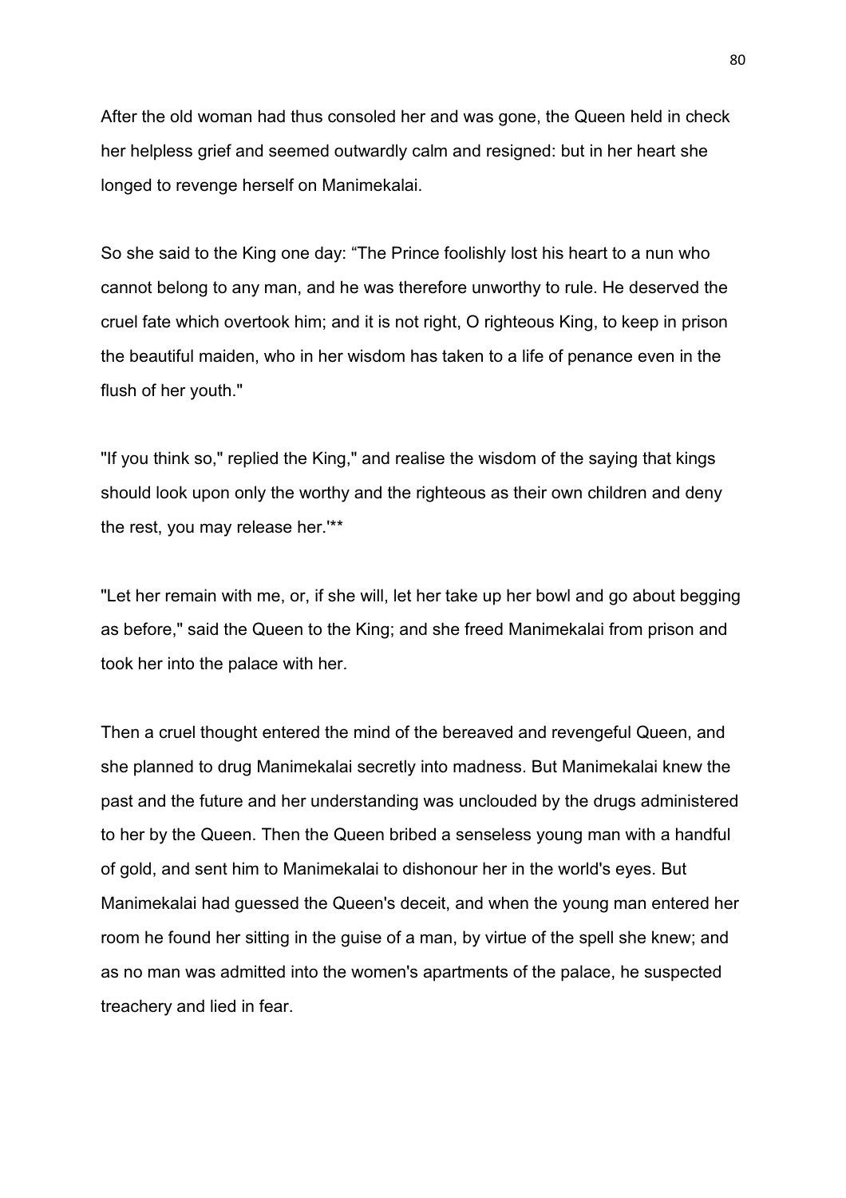After the old woman had thus consoled her and was gone, the Queen held in check her helpless grief and seemed outwardly calm and resigned: but in her heart she longed to revenge herself on Manimekalai.

So she said to the King one day: “The Prince foolishly lost his heart to a nun who cannot belong to any man, and he was therefore unworthy to rule. He deserved the cruel fate which overtook him; and it is not right, O righteous King, to keep in prison the beautiful maiden, who in her wisdom has taken to a life of penance even in the flush of her youth."

"If you think so," replied the King," and realise the wisdom of the saying that kings should look upon only the worthy and the righteous as their own children and deny the rest, you may release her.'**

"Let her remain with me, or, if she will, let her take up her bowl and go about begging as before," said the Queen to the King; and she freed Manimekalai from prison and took her into the palace with her.

Then a cruel thought entered the mind of the bereaved and revengeful Queen, and she planned to drug Manimekalai secretly into madness. But Manimekalai knew the past and the future and her understanding was unclouded by the drugs administered to her by the Queen. Then the Queen bribed a senseless young man with a handful of gold, and sent him to Manimekalai to dishonour her in the world's eyes. But Manimekalai had guessed the Queen's deceit, and when the young man entered her room he found her sitting in the guise of a man, by virtue of the spell she knew; and as no man was admitted into the women's apartments of the palace, he suspected treachery and lied in fear.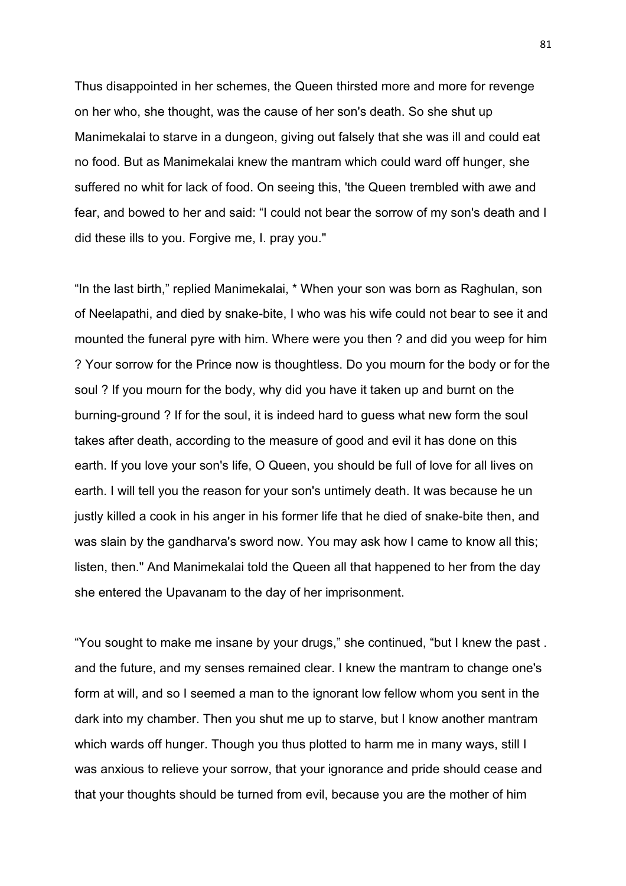Thus disappointed in her schemes, the Queen thirsted more and more for revenge on her who, she thought, was the cause of her son's death. So she shut up Manimekalai to starve in a dungeon, giving out falsely that she was ill and could eat no food. But as Manimekalai knew the mantram which could ward off hunger, she suffered no whit for lack of food. On seeing this, 'the Queen trembled with awe and fear, and bowed to her and said: "I could not bear the sorrow of my son's death and I did these ills to you. Forgive me, I. pray you."

"In the last birth," replied Manimekalai, * When your son was born as Raghulan, son of Neelapathi, and died by snake-bite, I who was his wife could not bear to see it and mounted the funeral pyre with him. Where were you then ? and did you weep for him ? Your sorrow for the Prince now is thoughtless. Do you mourn for the body or for the soul ? If you mourn for the body, why did you have it taken up and burnt on the burning-ground ? If for the soul, it is indeed hard to guess what new form the soul takes after death, according to the measure of good and evil it has done on this earth. If you love your son's life, O Queen, you should be full of love for all lives on earth. I will tell you the reason for your son's untimely death. It was because he un justly killed a cook in his anger in his former life that he died of snake-bite then, and was slain by the gandharva's sword now. You may ask how I came to know all this; listen, then." And Manimekalai told the Queen all that happened to her from the day she entered the Upavanam to the day of her imprisonment.

"You sought to make me insane by your drugs," she continued, "but I knew the past . and the future, and my senses remained clear. I knew the mantram to change one's form at will, and so I seemed a man to the ignorant low fellow whom you sent in the dark into my chamber. Then you shut me up to starve, but I know another mantram which wards off hunger. Though you thus plotted to harm me in many ways, still I was anxious to relieve your sorrow, that your ignorance and pride should cease and that your thoughts should be turned from evil, because you are the mother of him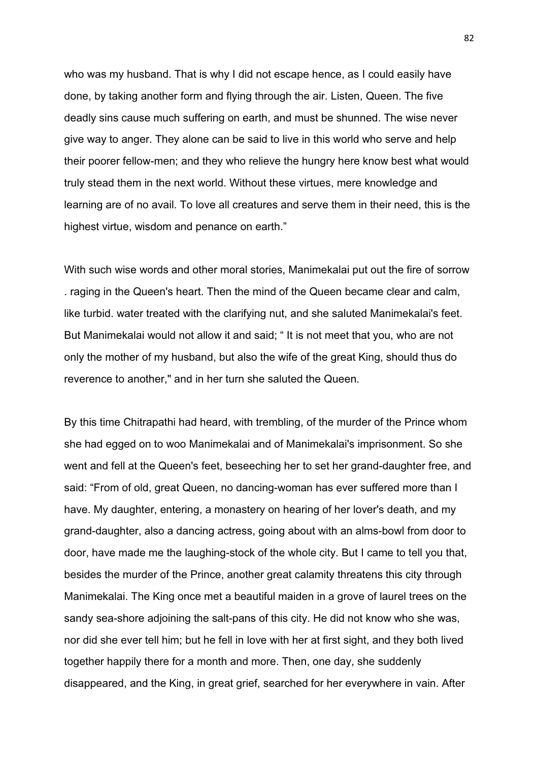who was my husband. That is why I did not escape hence, as I could easily have done, by taking another form and flying through the air. Listen, Queen. The five deadly sins cause much suffering on earth, and must be shunned. The wise never give way to anger. They alone can be said to live in this world who serve and help their poorer fellow-men; and they who relieve the hungry here know best what would truly stead them in the next world. Without these virtues, mere knowledge and learning are of no avail. To love all creatures and serve them in their need, this is the highest virtue, wisdom and penance on earth."

With such wise words and other moral stories, Manimekalai put out the fire of sorrow . raging in the Queen's heart. Then the mind of the Queen became clear and calm, like turbid. water treated with the clarifying nut, and she saluted Manimekalai's feet. But Manimekalai would not allow it and said; " It is not meet that you, who are not only the mother of my husband, but also the wife of the great King, should thus do reverence to another," and in her turn she saluted the Queen.

By this time Chitrapathi had heard, with trembling, of the murder of the Prince whom she had egged on to woo Manimekalai and of Manimekalai's imprisonment. So she went and fell at the Queen's feet, beseeching her to set her grand-daughter free, and said: "From of old, great Queen, no dancing-woman has ever suffered more than I have. My daughter, entering, a monastery on hearing of her lover's death, and my grand-daughter, also a dancing actress, going about with an alms-bowl from door to door, have made me the laughing-stock of the whole city. But I came to tell you that, besides the murder of the Prince, another great calamity threatens this city through Manimekalai. The King once met a beautiful maiden in a grove of laurel trees on the sandy sea-shore adjoining the salt-pans of this city. He did not know who she was, nor did she ever tell him; but he fell in love with her at first sight, and they both lived together happily there for a month and more. Then, one day, she suddenly disappeared, and the King, in great grief, searched for her everywhere in vain. After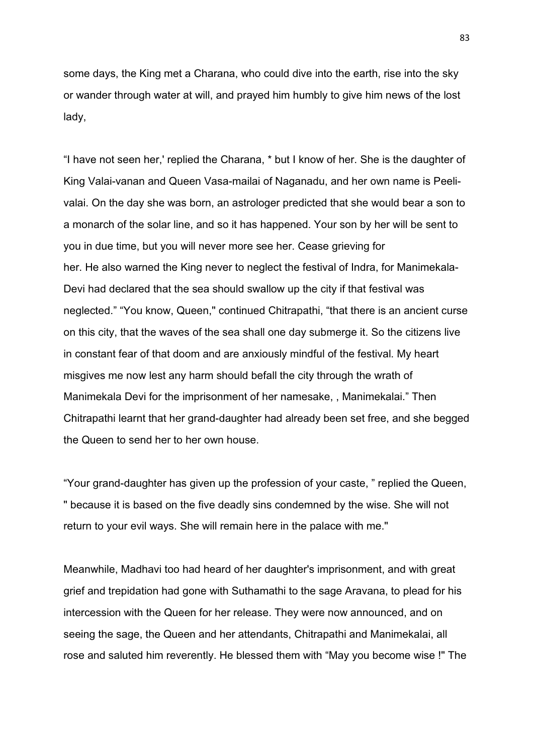some days, the King met a Charana, who could dive into the earth, rise into the sky or wander through water at will, and prayed him humbly to give him news of the lost lady,

“I have not seen her,' replied the Charana, * but I know of her. She is the daughter of King Valai-vanan and Queen Vasa-mailai of Naganadu, and her own name is Peeli-valai. On the day she was born, an astrologer predicted that she would bear a son to a monarch of the solar line, and so it has happened. Your son by her will be sent to you in due time, but you will never more see her. Cease grieving for her. He also warned the King never to neglect the festival of Indra, for Manimekala-Devi had declared that the sea should swallow up the city if that festival was neglected.” “You know, Queen," continued Chitrapathi, “that there is an ancient curse on this city, that the waves of the sea shall one day submerge it. So the citizens live in constant fear of that doom and are anxiously mindful of the festival. My heart misgives me now lest any harm should befall the city through the wrath of Manimekala Devi for the imprisonment of her namesake, , Manimekalai.” Then Chitrapathi learnt that her grand-daughter had already been set free, and she begged the Queen to send her to her own house.

“Your grand-daughter has given up the profession of your caste, ” replied the Queen, " because it is based on the five deadly sins condemned by the wise. She will not return to your evil ways. She will remain here in the palace with me."

Meanwhile, Madhavi too had heard of her daughter's imprisonment, and with great grief and trepidation had gone with Suthamathi to the sage Aravana, to plead for his intercession with the Queen for her release. They were now announced, and on seeing the sage, the Queen and her attendants, Chitrapathi and Manimekalai, all rose and saluted him reverently. He blessed them with “May you become wise !" The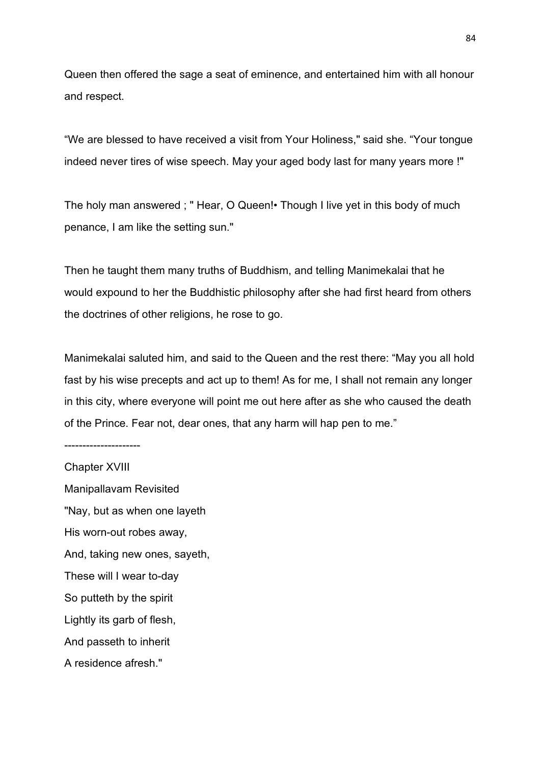Queen then offered the sage a seat of eminence, and entertained him with all honour and respect.

“We are blessed to have received a visit from Your Holiness," said she. “Your tongue indeed never tires of wise speech. May your aged body last for many years more !"

The holy man answered ; " Hear, O Queen!• Though I live yet in this body of much penance, I am like the setting sun."

Then he taught them many truths of Buddhism, and telling Manimekalai that he would expound to her the Buddhistic philosophy after she had first heard from others the doctrines of other religions, he rose to go.

Manimekalai saluted him, and said to the Queen and the rest there: “May you all hold fast by his wise precepts and act up to them! As for me, I shall not remain any longer in this city, where everyone will point me out here after as she who caused the death of the Prince. Fear not, dear ones, that any harm will hap pen to me.”

---------------------

## Chapter XVIII

## Manipallavam Revisited

"Nay, but as when one layeth  
His worn-out robes away,  
And, taking new ones, sayeth,  
These will I wear to-day  
So putteth by the spirit  
Lightly its garb of flesh,  
And passeth to inherit  
A residence afresh."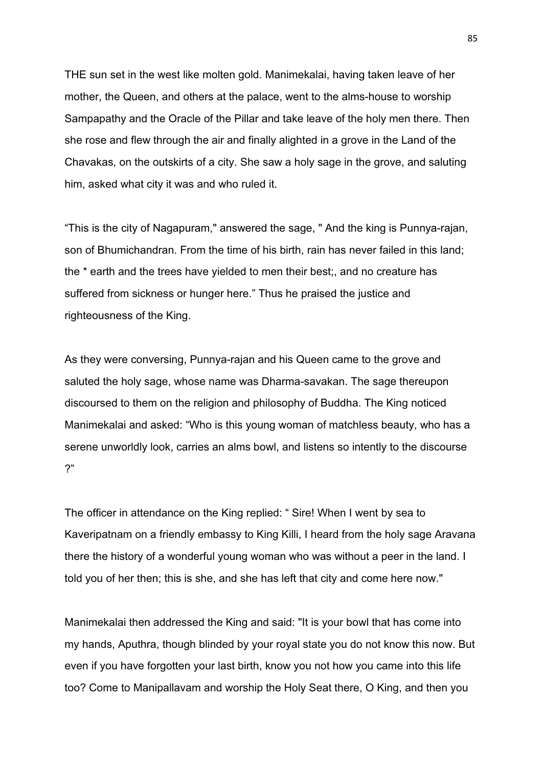THE sun set in the west like molten gold. Manimekalai, having taken leave of her mother, the Queen, and others at the palace, went to the alms-house to worship Sampapathy and the Oracle of the Pillar and take leave of the holy men there. Then she rose and flew through the air and finally alighted in a grove in the Land of the Chavakas, on the outskirts of a city. She saw a holy sage in the grove, and saluting him, asked what city it was and who ruled it.

"This is the city of Nagapuram," answered the sage, " And the king is Punnya-rajan, son of Bhumichandran. From the time of his birth, rain has never failed in this land; the * earth and the trees have yielded to men their best;, and no creature has suffered from sickness or hunger here." Thus he praised the justice and righteousness of the King.

As they were conversing, Punnya-rajan and his Queen came to the grove and saluted the holy sage, whose name was Dharma-savakan. The sage thereupon discoursed to them on the religion and philosophy of Buddha. The King noticed Manimekalai and asked: "Who is this young woman of matchless beauty, who has a serene unworldly look, carries an alms bowl, and listens so intently to the discourse ?"

The officer in attendance on the King replied: " Sire! When I went by sea to Kaveripatnam on a friendly embassy to King Killi, I heard from the holy sage Aravana there the history of a wonderful young woman who was without a peer in the land. I told you of her then; this is she, and she has left that city and come here now."

Manimekalai then addressed the King and said: "It is your bowl that has come into my hands, Aputhra, though blinded by your royal state you do not know this now. But even if you have forgotten your last birth, know you not how you came into this life too? Come to Manipallavam and worship the Holy Seat there, O King, and then you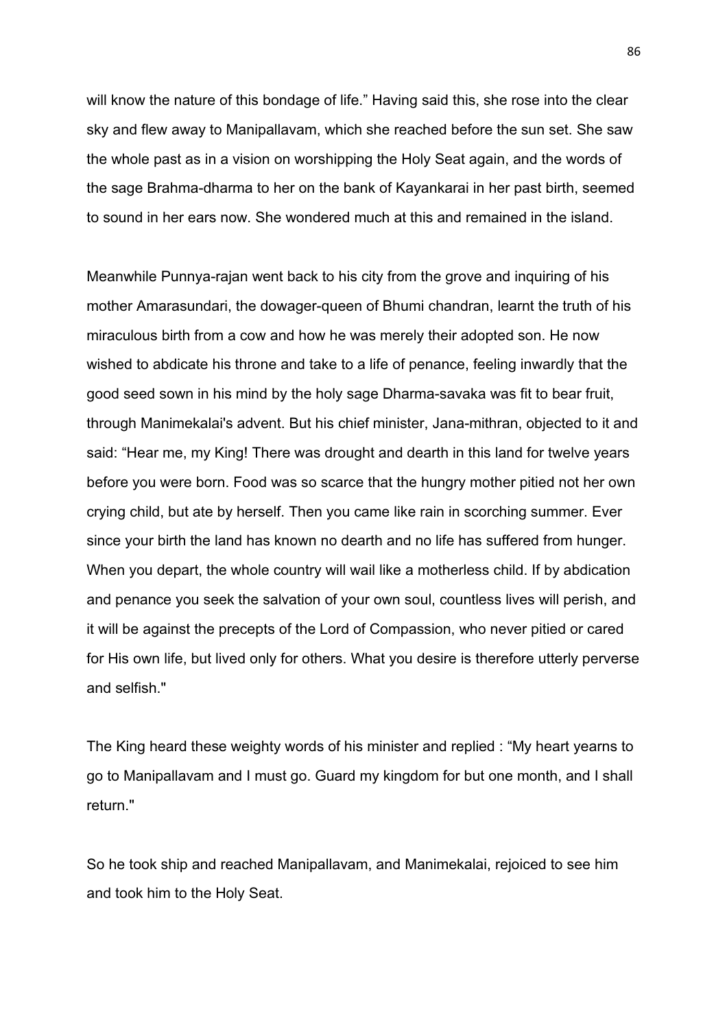will know the nature of this bondage of life.” Having said this, she rose into the clear sky and flew away to Manipallavam, which she reached before the sun set. She saw the whole past as in a vision on worshipping the Holy Seat again, and the words of the sage Brahma-dharma to her on the bank of Kayankarai in her past birth, seemed to sound in her ears now. She wondered much at this and remained in the island.

Meanwhile Punnya-rajan went back to his city from the grove and inquiring of his mother Amarasundari, the dowager-queen of Bhumi chandran, learnt the truth of his miraculous birth from a cow and how he was merely their adopted son. He now wished to abdicate his throne and take to a life of penance, feeling inwardly that the good seed sown in his mind by the holy sage Dharma-savaka was fit to bear fruit, through Manimekalai's advent. But his chief minister, Jana-mithran, objected to it and said: “Hear me, my King! There was drought and dearth in this land for twelve years before you were born. Food was so scarce that the hungry mother pitied not her own crying child, but ate by herself. Then you came like rain in scorching summer. Ever since your birth the land has known no dearth and no life has suffered from hunger. When you depart, the whole country will wail like a motherless child. If by abdication and penance you seek the salvation of your own soul, countless lives will perish, and it will be against the precepts of the Lord of Compassion, who never pitied or cared for His own life, but lived only for others. What you desire is therefore utterly perverse and selfish."

The King heard these weighty words of his minister and replied : “My heart yearns to go to Manipallavam and I must go. Guard my kingdom for but one month, and I shall return."

So he took ship and reached Manipallavam, and Manimekalai, rejoiced to see him and took him to the Holy Seat.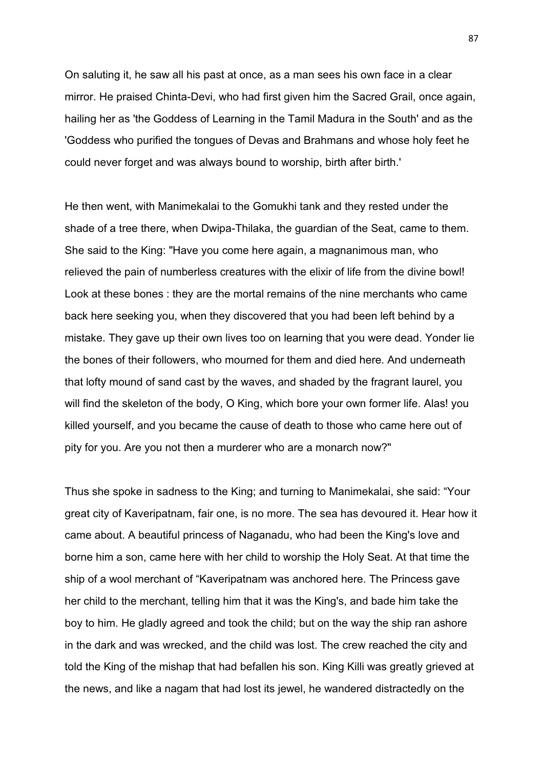On saluting it, he saw all his past at once, as a man sees his own face in a clear mirror. He praised Chinta-Devi, who had first given him the Sacred Grail, once again, hailing her as 'the Goddess of Learning in the Tamil Madura in the South' and as the 'Goddess who purified the tongues of Devas and Brahmans and whose holy feet he could never forget and was always bound to worship, birth after birth.'

He then went, with Manimekalai to the Gomukhi tank and they rested under the shade of a tree there, when Dwipa-Thilaka, the guardian of the Seat, came to them. She said to the King: "Have you come here again, a magnanimous man, who relieved the pain of numberless creatures with the elixir of life from the divine bowl! Look at these bones : they are the mortal remains of the nine merchants who came back here seeking you, when they discovered that you had been left behind by a mistake. They gave up their own lives too on learning that you were dead. Yonder lie the bones of their followers, who mourned for them and died here. And underneath that lofty mound of sand cast by the waves, and shaded by the fragrant laurel, you will find the skeleton of the body, O King, which bore your own former life. Alas! you killed yourself, and you became the cause of death to those who came here out of pity for you. Are you not then a murderer who are a monarch now?"

Thus she spoke in sadness to the King; and turning to Manimekalai, she said: "Your great city of Kaveripatnam, fair one, is no more. The sea has devoured it. Hear how it came about. A beautiful princess of Naganadu, who had been the King's love and borne him a son, came here with her child to worship the Holy Seat. At that time the ship of a wool merchant of "Kaveripatnam was anchored here. The Princess gave her child to the merchant, telling him that it was the King's, and bade him take the boy to him. He gladly agreed and took the child; but on the way the ship ran ashore in the dark and was wrecked, and the child was lost. The crew reached the city and told the King of the mishap that had befallen his son. King Killi was greatly grieved at the news, and like a nagam that had lost its jewel, he wandered distractedly on the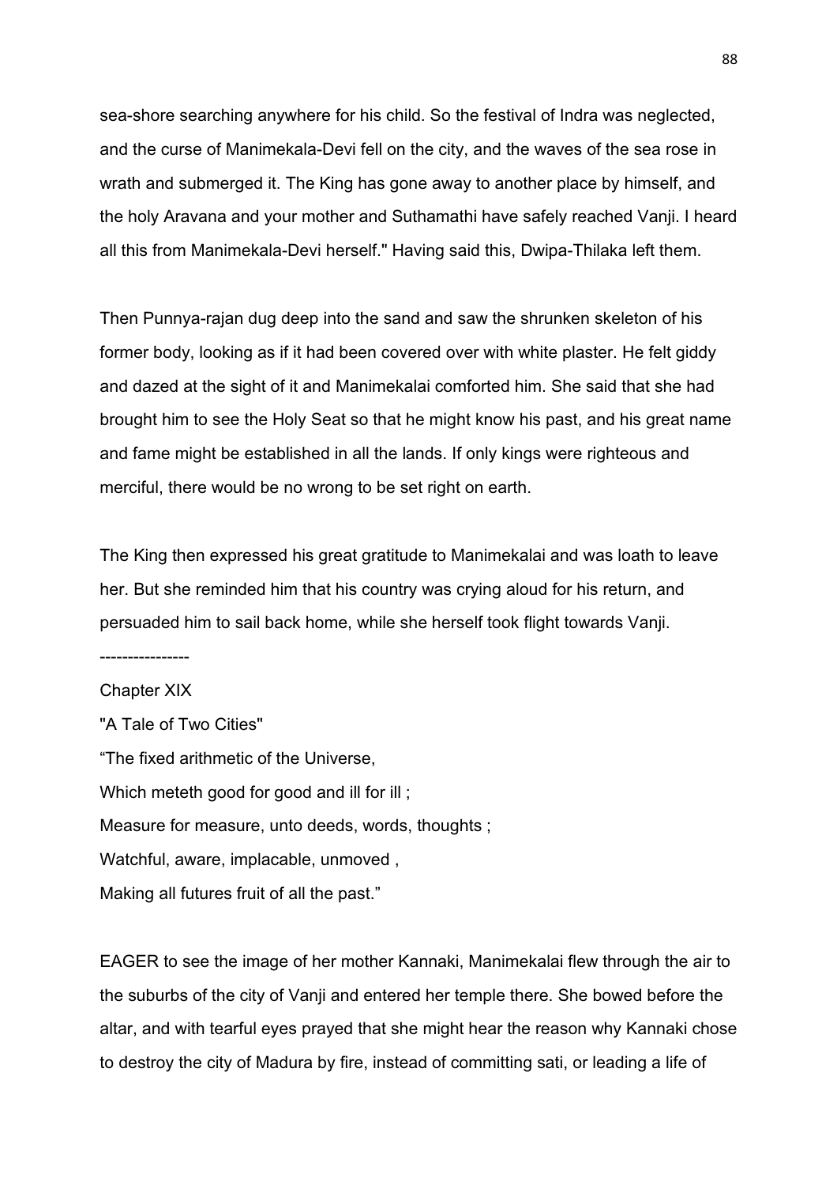sea-shore searching anywhere for his child. So the festival of Indra was neglected, and the curse of Manimekala-Devi fell on the city, and the waves of the sea rose in wrath and submerged it. The King has gone away to another place by himself, and the holy Aravana and your mother and Suthamathi have safely reached Vanji. I heard all this from Manimekala-Devi herself." Having said this, Dwipa-Thilaka left them.

Then Punnya-rajan dug deep into the sand and saw the shrunken skeleton of his former body, looking as if it had been covered over with white plaster. He felt giddy and dazed at the sight of it and Manimekalai comforted him. She said that she had brought him to see the Holy Seat so that he might know his past, and his great name and fame might be established in all the lands. If only kings were righteous and merciful, there would be no wrong to be set right on earth.

The King then expressed his great gratitude to Manimekalai and was loath to leave her. But she reminded him that his country was crying aloud for his return, and persuaded him to sail back home, while she herself took flight towards Vanji.

----------------

## Chapter XIX

### "A Tale of Two Cities"

"The fixed arithmetic of the Universe,  
Which meteth good for good and ill for ill ;  
Measure for measure, unto deeds, words, thoughts ;  
Watchful, aware, implacable, unmoved ,  
Making all futures fruit of all the past."

EAGER to see the image of her mother Kannaki, Manimekalai flew through the air to the suburbs of the city of Vanji and entered her temple there. She bowed before the altar, and with tearful eyes prayed that she might hear the reason why Kannaki chose to destroy the city of Madura by fire, instead of committing sati, or leading a life of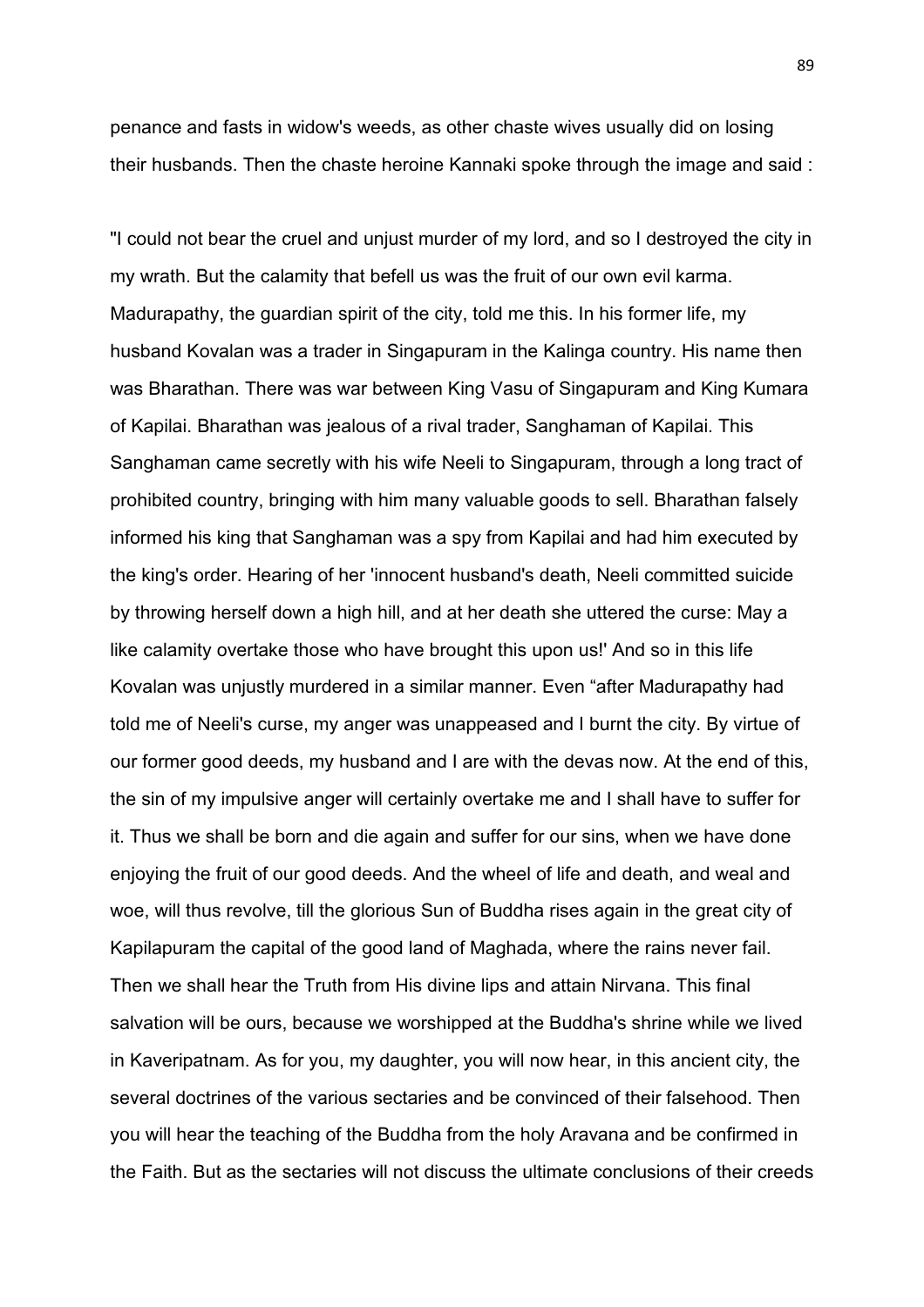penance and fasts in widow's weeds, as other chaste wives usually did on losing their husbands. Then the chaste heroine Kannaki spoke through the image and said :

"I could not bear the cruel and unjust murder of my lord, and so I destroyed the city in my wrath. But the calamity that befell us was the fruit of our own evil karma. Madurapathy, the guardian spirit of the city, told me this. In his former life, my husband Kovalan was a trader in Singapuram in the Kalinga country. His name then was Bharathan. There was war between King Vasu of Singapuram and King Kumara of Kapilai. Bharathan was jealous of a rival trader, Sanghaman of Kapilai. This Sanghaman came secretly with his wife Neeli to Singapuram, through a long tract of prohibited country, bringing with him many valuable goods to sell. Bharathan falsely informed his king that Sanghaman was a spy from Kapilai and had him executed by the king's order. Hearing of her 'innocent husband's death, Neeli committed suicide by throwing herself down a high hill, and at her death she uttered the curse: May a like calamity overtake those who have brought this upon us!' And so in this life Kovalan was unjustly murdered in a similar manner. Even "after Madurapathy had told me of Neeli's curse, my anger was unappeased and I burnt the city. By virtue of our former good deeds, my husband and I are with the devas now. At the end of this, the sin of my impulsive anger will certainly overtake me and I shall have to suffer for it. Thus we shall be born and die again and suffer for our sins, when we have done enjoying the fruit of our good deeds. And the wheel of life and death, and weal and woe, will thus revolve, till the glorious Sun of Buddha rises again in the great city of Kapilapuram the capital of the good land of Maghada, where the rains never fail. Then we shall hear the Truth from His divine lips and attain Nirvana. This final salvation will be ours, because we worshipped at the Buddha's shrine while we lived in Kaveripatnam. As for you, my daughter, you will now hear, in this ancient city, the several doctrines of the various sectaries and be convinced of their falsehood. Then you will hear the teaching of the Buddha from the holy Aravana and be confirmed in the Faith. But as the sectaries will not discuss the ultimate conclusions of their creeds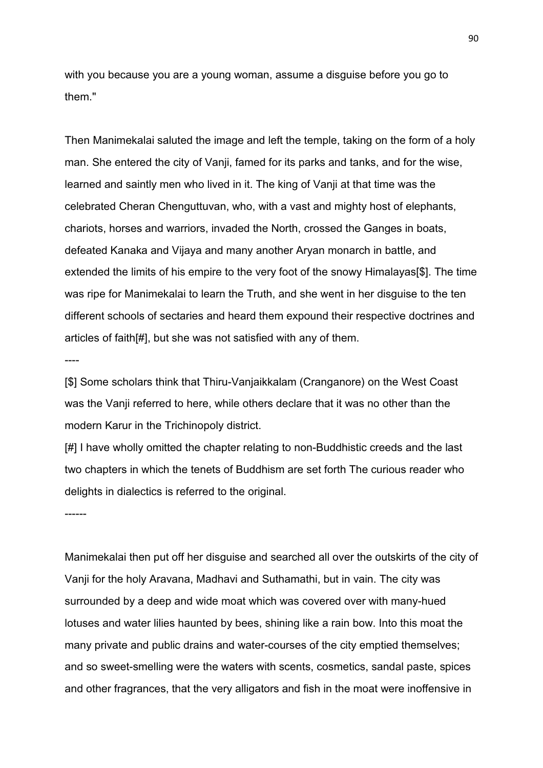with you because you are a young woman, assume a disguise before you go to them."

Then Manimekalai saluted the image and left the temple, taking on the form of a holy man. She entered the city of Vanji, famed for its parks and tanks, and for the wise, learned and saintly men who lived in it. The king of Vanji at that time was the celebrated Cheran Chenguttuvan, who, with a vast and mighty host of elephants, chariots, horses and warriors, invaded the North, crossed the Ganges in boats, defeated Kanaka and Vijaya and many another Aryan monarch in battle, and extended the limits of his empire to the very foot of the snowy Himalayas[$]. The time was ripe for Manimekalai to learn the Truth, and she went in her disguise to the ten different schools of sectaries and heard them expound their respective doctrines and articles of faith[#], but she was not satisfied with any of them.

----

[$] Some scholars think that Thiru-Vanjaikkalam (Cranganore) on the West Coast was the Vanji referred to here, while others declare that it was no other than the modern Karur in the Trichinopoly district.

[#] I have wholly omitted the chapter relating to non-Buddhistic creeds and the last two chapters in which the tenets of Buddhism are set forth The curious reader who delights in dialectics is referred to the original.

------

Manimekalai then put off her disguise and searched all over the outskirts of the city of Vanji for the holy Aravana, Madhavi and Suthamathi, but in vain. The city was surrounded by a deep and wide moat which was covered over with many-hued lotuses and water lilies haunted by bees, shining like a rain bow. Into this moat the many private and public drains and water-courses of the city emptied themselves; and so sweet-smelling were the waters with scents, cosmetics, sandal paste, spices and other fragrances, that the very alligators and fish in the moat were inoffensive in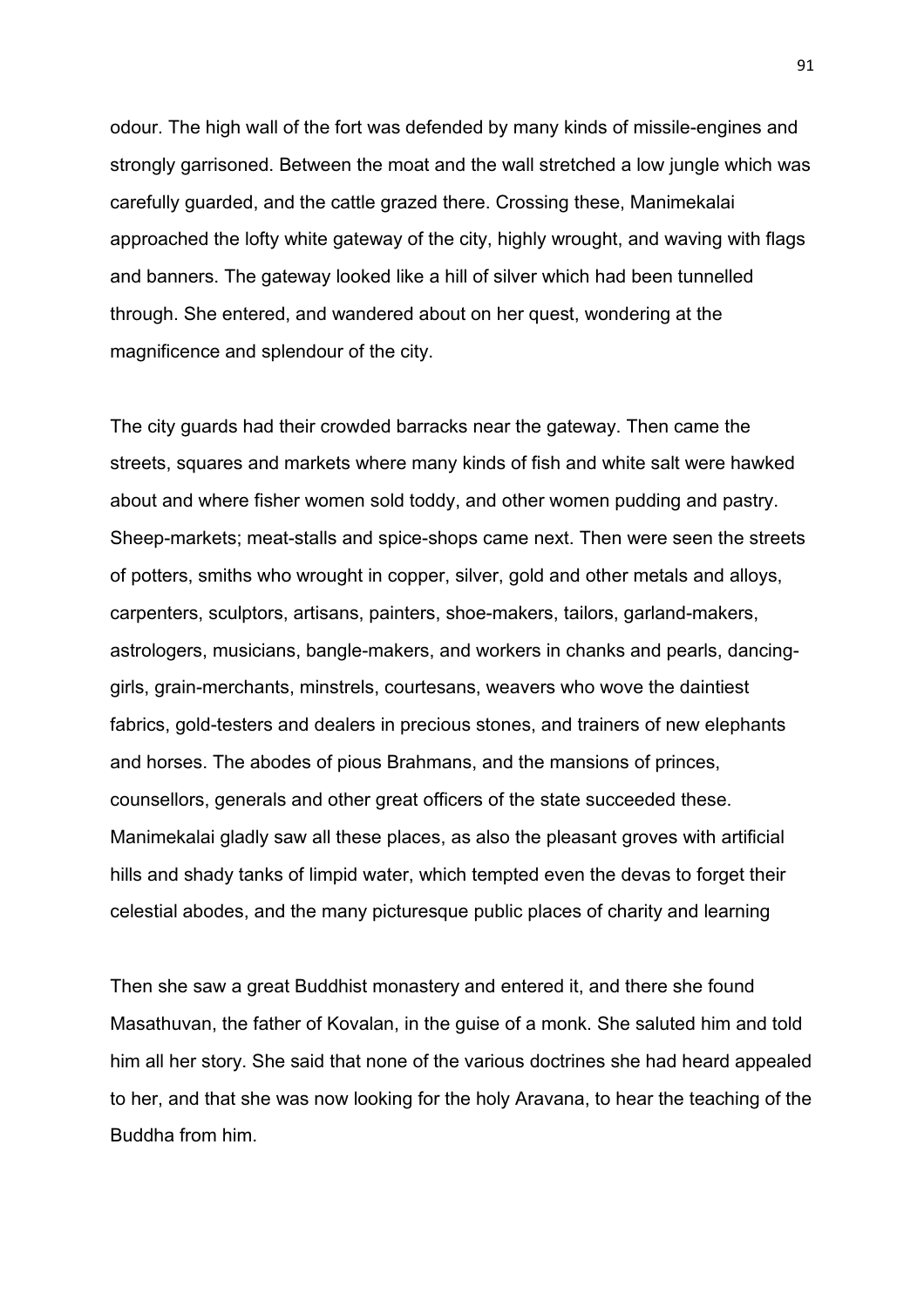odour. The high wall of the fort was defended by many kinds of missile-engines and strongly garrisoned. Between the moat and the wall stretched a low jungle which was carefully guarded, and the cattle grazed there. Crossing these, Manimekalai approached the lofty white gateway of the city, highly wrought, and waving with flags and banners. The gateway looked like a hill of silver which had been tunnelled through. She entered, and wandered about on her quest, wondering at the magnificence and splendour of the city.

The city guards had their crowded barracks near the gateway. Then came the streets, squares and markets where many kinds of fish and white salt were hawked about and where fisher women sold toddy, and other women pudding and pastry. Sheep-markets; meat-stalls and spice-shops came next. Then were seen the streets of potters, smiths who wrought in copper, silver, gold and other metals and alloys, carpenters, sculptors, artisans, painters, shoe-makers, tailors, garland-makers, astrologers, musicians, bangle-makers, and workers in chanks and pearls, dancing-girls, grain-merchants, minstrels, courtesans, weavers who wove the daintiest fabrics, gold-testers and dealers in precious stones, and trainers of new elephants and horses. The abodes of pious Brahmans, and the mansions of princes, counsellors, generals and other great officers of the state succeeded these. Manimekalai gladly saw all these places, as also the pleasant groves with artificial hills and shady tanks of limpid water, which tempted even the devas to forget their celestial abodes, and the many picturesque public places of charity and learning

Then she saw a great Buddhist monastery and entered it, and there she found Masathuvan, the father of Kovalan, in the guise of a monk. She saluted him and told him all her story. She said that none of the various doctrines she had heard appealed to her, and that she was now looking for the holy Aravana, to hear the teaching of the Buddha from him.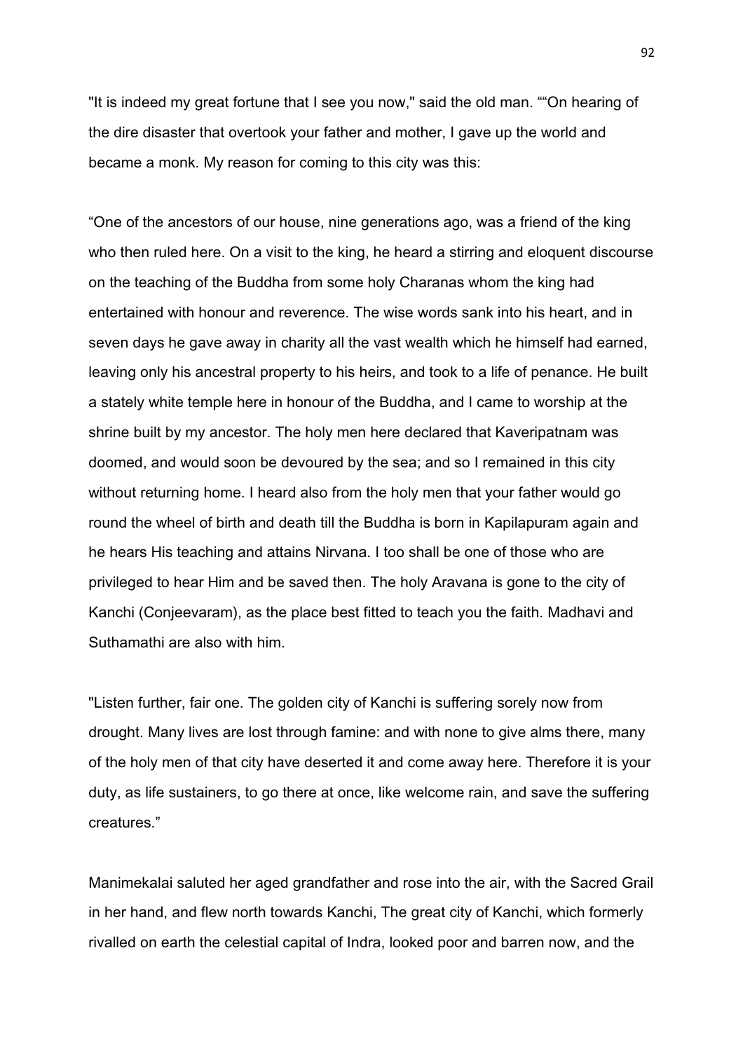"It is indeed my great fortune that I see you now," said the old man. ""On hearing of the dire disaster that overtook your father and mother, I gave up the world and became a monk. My reason for coming to this city was this:

"One of the ancestors of our house, nine generations ago, was a friend of the king who then ruled here. On a visit to the king, he heard a stirring and eloquent discourse on the teaching of the Buddha from some holy Charanas whom the king had entertained with honour and reverence. The wise words sank into his heart, and in seven days he gave away in charity all the vast wealth which he himself had earned, leaving only his ancestral property to his heirs, and took to a life of penance. He built a stately white temple here in honour of the Buddha, and I came to worship at the shrine built by my ancestor. The holy men here declared that Kaveripatnam was doomed, and would soon be devoured by the sea; and so I remained in this city without returning home. I heard also from the holy men that your father would go round the wheel of birth and death till the Buddha is born in Kapilapuram again and he hears His teaching and attains Nirvana. I too shall be one of those who are privileged to hear Him and be saved then. The holy Aravana is gone to the city of Kanchi (Conjeevaram), as the place best fitted to teach you the faith. Madhavi and Suthamathi are also with him.

"Listen further, fair one. The golden city of Kanchi is suffering sorely now from drought. Many lives are lost through famine: and with none to give alms there, many of the holy men of that city have deserted it and come away here. Therefore it is your duty, as life sustainers, to go there at once, like welcome rain, and save the suffering creatures."

Manimekalai saluted her aged grandfather and rose into the air, with the Sacred Grail in her hand, and flew north towards Kanchi, The great city of Kanchi, which formerly rivalled on earth the celestial capital of Indra, looked poor and barren now, and the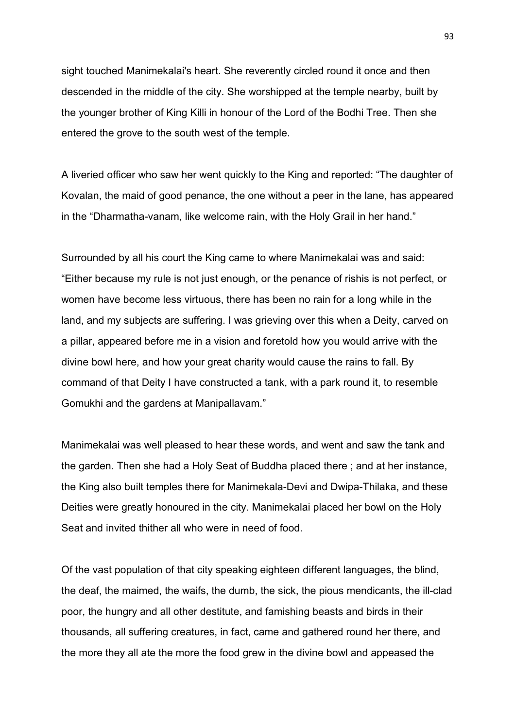sight touched Manimekalai's heart. She reverently circled round it once and then descended in the middle of the city. She worshipped at the temple nearby, built by the younger brother of King Killi in honour of the Lord of the Bodhi Tree. Then she entered the grove to the south west of the temple.

A liveried officer who saw her went quickly to the King and reported: “The daughter of Kovalan, the maid of good penance, the one without a peer in the lane, has appeared in the “Dharmatha-vanam, like welcome rain, with the Holy Grail in her hand.”

Surrounded by all his court the King came to where Manimekalai was and said: “Either because my rule is not just enough, or the penance of rishis is not perfect, or women have become less virtuous, there has been no rain for a long while in the land, and my subjects are suffering. I was grieving over this when a Deity, carved on a pillar, appeared before me in a vision and foretold how you would arrive with the divine bowl here, and how your great charity would cause the rains to fall. By command of that Deity I have constructed a tank, with a park round it, to resemble Gomukhi and the gardens at Manipallavam.”

Manimekalai was well pleased to hear these words, and went and saw the tank and the garden. Then she had a Holy Seat of Buddha placed there ; and at her instance, the King also built temples there for Manimekala-Devi and Dwipa-Thilaka, and these Deities were greatly honoured in the city. Manimekalai placed her bowl on the Holy Seat and invited thither all who were in need of food.

Of the vast population of that city speaking eighteen different languages, the blind, the deaf, the maimed, the waifs, the dumb, the sick, the pious mendicants, the ill-clad poor, the hungry and all other destitute, and famishing beasts and birds in their thousands, all suffering creatures, in fact, came and gathered round her there, and the more they all ate the more the food grew in the divine bowl and appeased the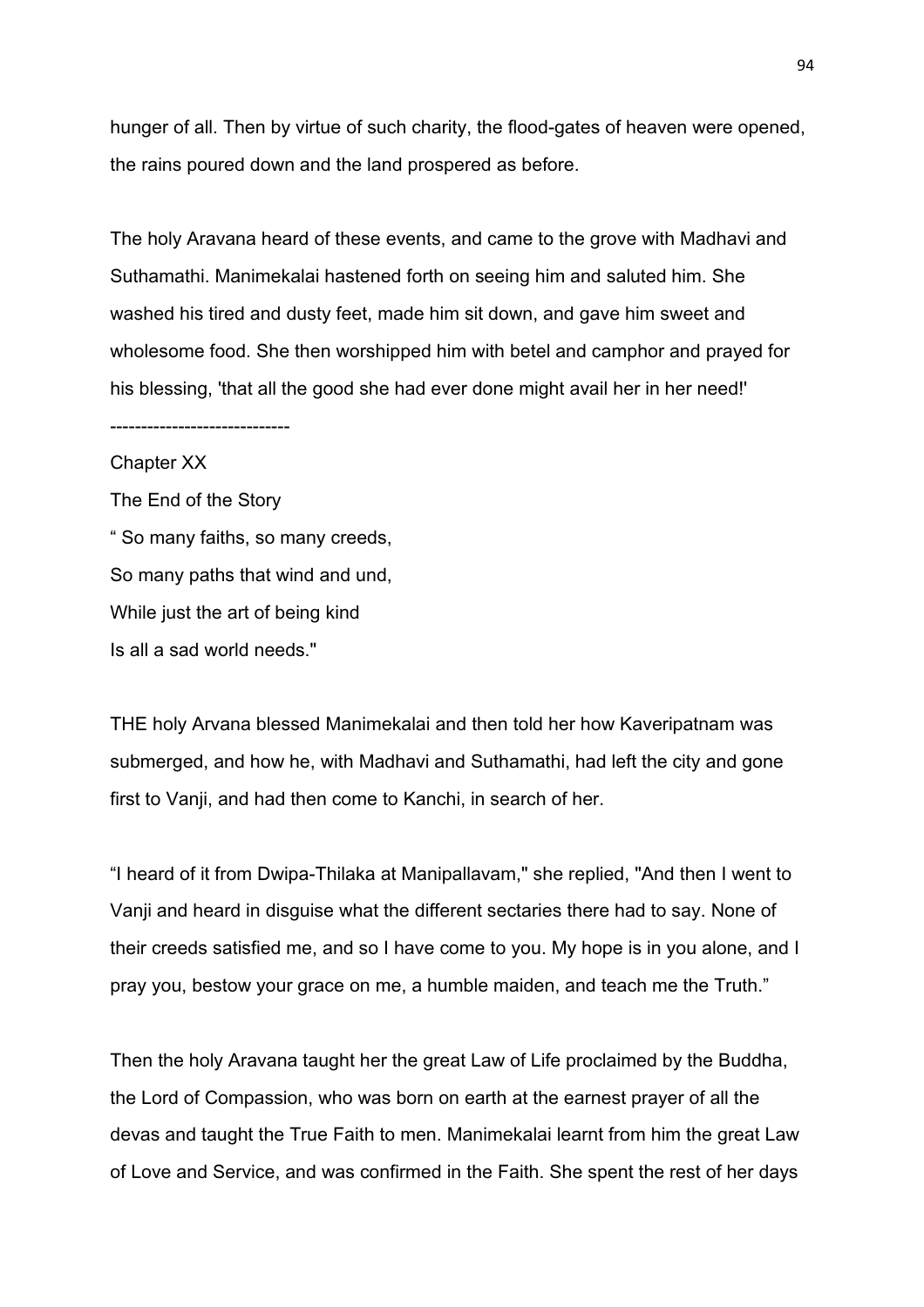hunger of all. Then by virtue of such charity, the flood-gates of heaven were opened, the rains poured down and the land prospered as before.

The holy Aravana heard of these events, and came to the grove with Madhavi and Suthamathi. Manimekalai hastened forth on seeing him and saluted him. She washed his tired and dusty feet, made him sit down, and gave him sweet and wholesome food. She then worshipped him with betel and camphor and prayed for his blessing, 'that all the good she had ever done might avail her in her need!'

-----------------------------

## Chapter XX

### The End of the Story

" So many faiths, so many creeds,
So many paths that wind and und,
While just the art of being kind
Is all a sad world needs."

THE holy Arvana blessed Manimekalai and then told her how Kaveripatnam was submerged, and how he, with Madhavi and Suthamathi, had left the city and gone first to Vanji, and had then come to Kanchi, in search of her.

"I heard of it from Dwipa-Thilaka at Manipallavam," she replied, "And then I went to Vanji and heard in disguise what the different sectaries there had to say. None of their creeds satisfied me, and so I have come to you. My hope is in you alone, and I pray you, bestow your grace on me, a humble maiden, and teach me the Truth."

Then the holy Aravana taught her the great Law of Life proclaimed by the Buddha, the Lord of Compassion, who was born on earth at the earnest prayer of all the devas and taught the True Faith to men. Manimekalai learnt from him the great Law of Love and Service, and was confirmed in the Faith. She spent the rest of her days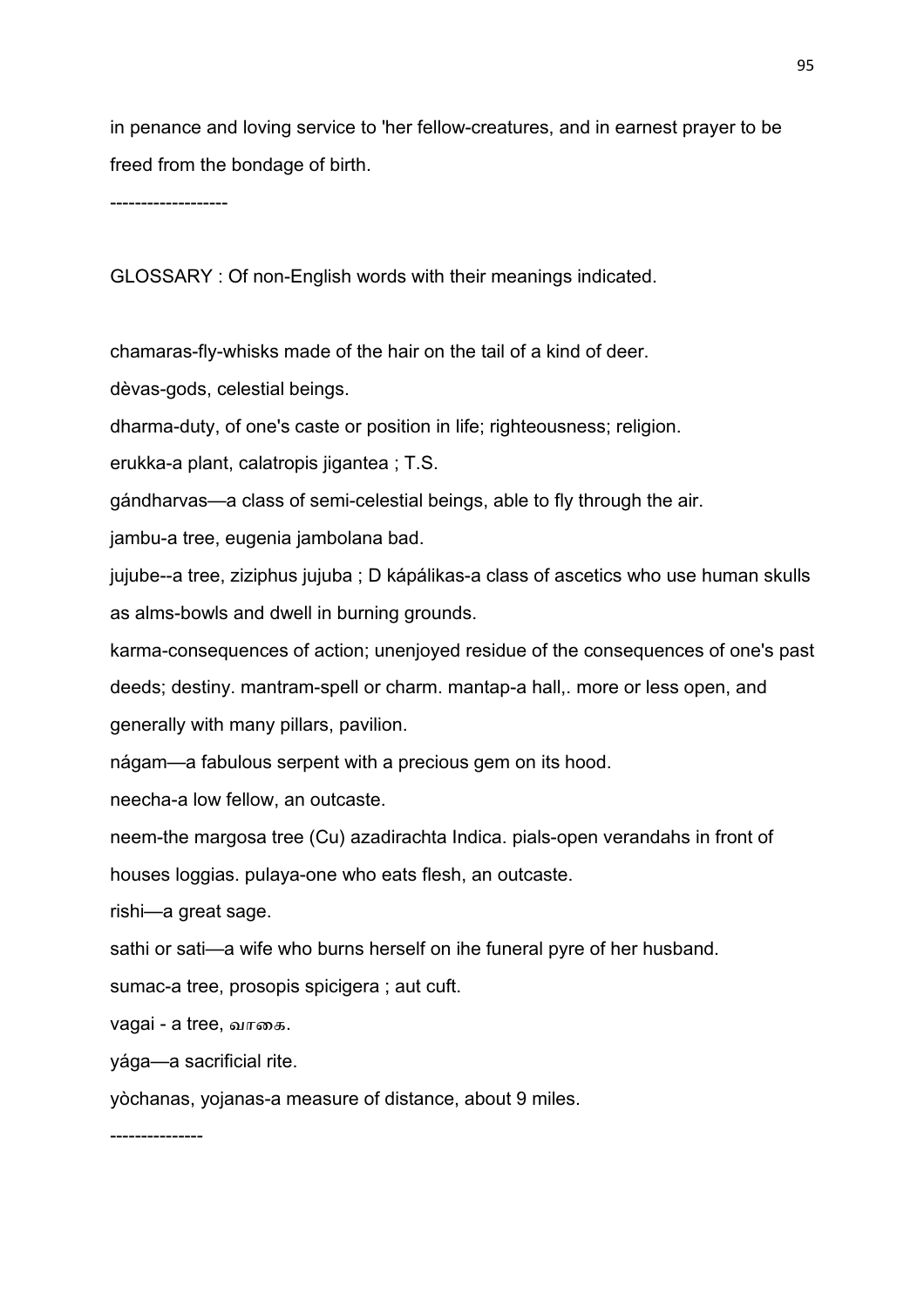in penance and loving service to 'her fellow-creatures, and in earnest prayer to be freed from the bondage of birth.

-------------------

GLOSSARY : Of non-English words with their meanings indicated.

chamaras-fly-whisks made of the hair on the tail of a kind of deer.

dèvas-gods, celestial beings.

dharma-duty, of one's caste or position in life; righteousness; religion.

erukka-a plant, calatropis jigantea ; T.S.

gándharvas—a class of semi-celestial beings, able to fly through the air.

jambu-a tree, eugenia jambolana bad.

jujube--a tree, ziziphus jujuba ; D kápálikas-a class of ascetics who use human skulls as alms-bowls and dwell in burning grounds.

karma-consequences of action; unenjoyed residue of the consequences of one's past deeds; destiny. mantram-spell or charm. mantap-a hall,. more or less open, and generally with many pillars, pavilion.

nágam—a fabulous serpent with a precious gem on its hood.

neecha-a low fellow, an outcaste.

neem-the margosa tree (Cu) azadirachta Indica. pials-open verandahs in front of houses loggias. pulaya-one who eats flesh, an outcaste.

rishi—a great sage.

sathi or sati—a wife who burns herself on ihe funeral pyre of her husband.

sumac-a tree, prosopis spicigera ; aut cuft.

vagai - a tree, வாகை.

yága—a sacrificial rite.

yòchanas, yojanas-a measure of distance, about 9 miles.

---------------